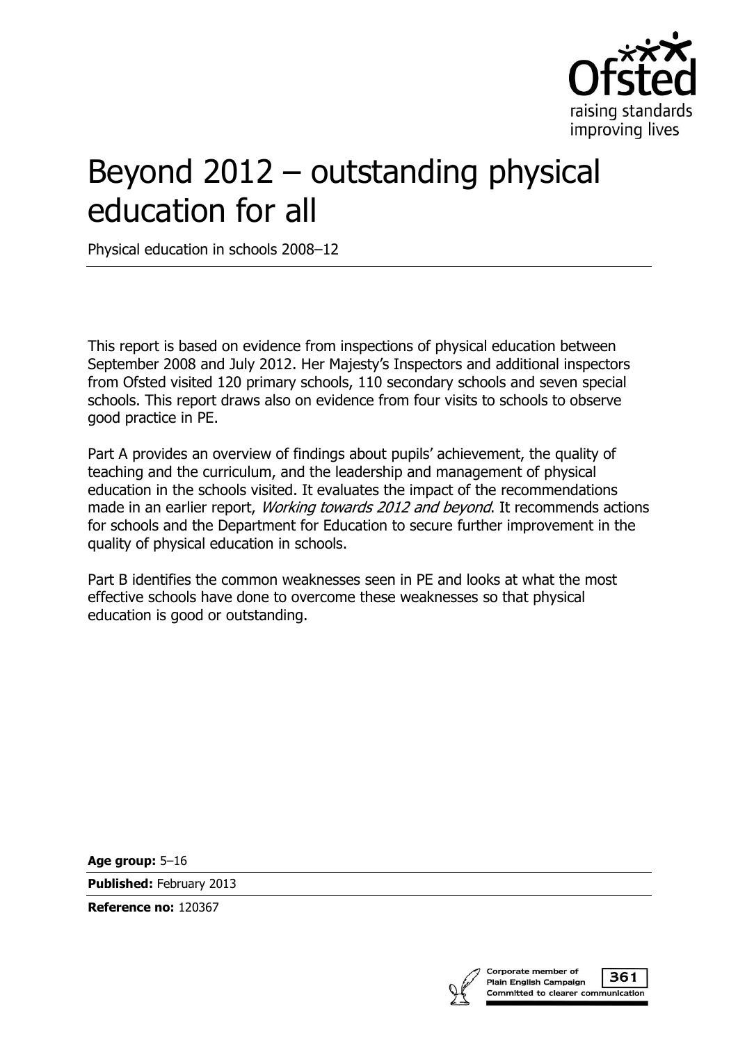# Beyond 2012 – outstanding physical education for all

Physical education in schools 2008–12

This report is based on evidence from inspections of physical education between September 2008 and July 2012. Her Majesty's Inspectors and additional inspectors from Ofsted visited 120 primary schools, 110 secondary schools and seven special schools. This report draws also on evidence from four visits to schools to observe good practice in PE.

Part A provides an overview of findings about pupils' achievement, the quality of teaching and the curriculum, and the leadership and management of physical education in the schools visited. It evaluates the impact of the recommendations made in an earlier report, *Working towards 2012 and beyond*. It recommends actions for schools and the Department for Education to secure further improvement in the quality of physical education in schools.

Part B identifies the common weaknesses seen in PE and looks at what the most effective schools have done to overcome these weaknesses so that physical education is good or outstanding.

**Age group:** 5–16

**Published:** February 2013

**Reference no:** 120367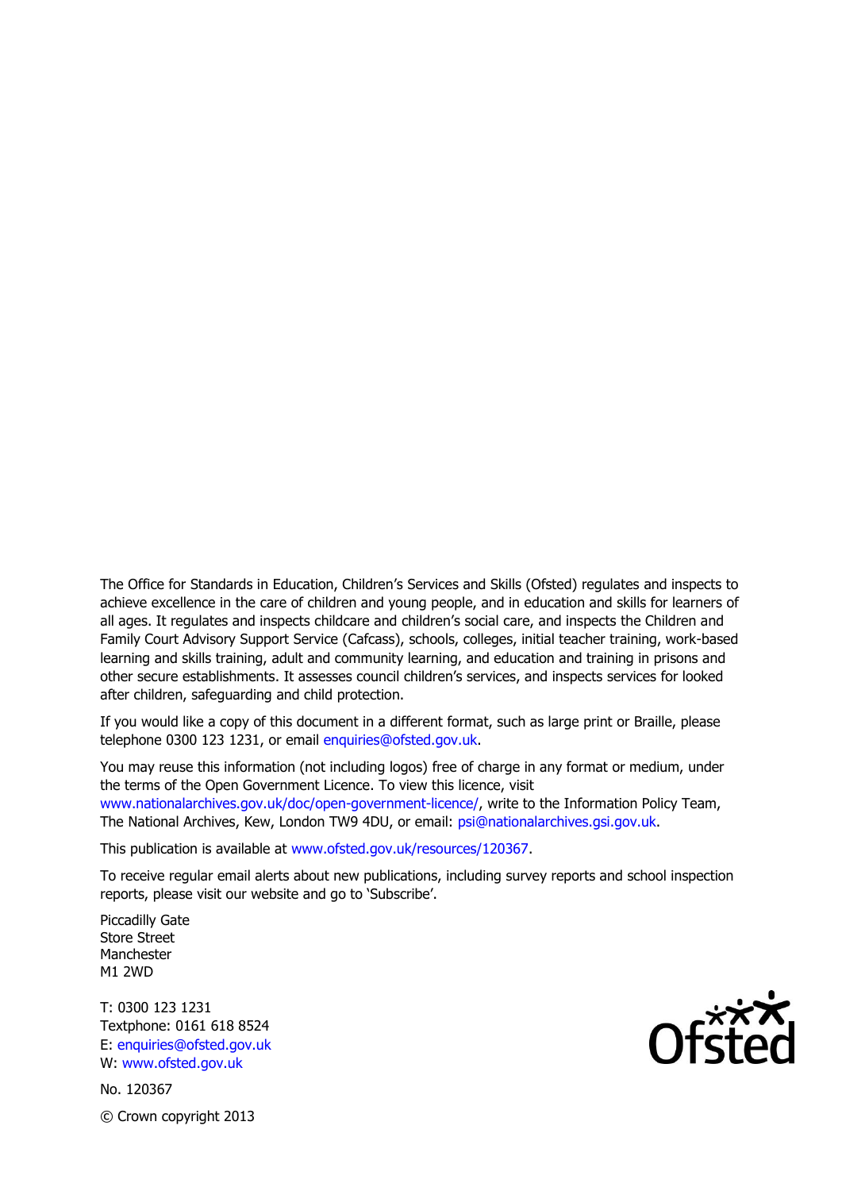The Office for Standards in Education, Children's Services and Skills (Ofsted) regulates and inspects to achieve excellence in the care of children and young people, and in education and skills for learners of all ages. It regulates and inspects childcare and children's social care, and inspects the Children and Family Court Advisory Support Service (Cafcass), schools, colleges, initial teacher training, work-based learning and skills training, adult and community learning, and education and training in prisons and other secure establishments. It assesses council children's services, and inspects services for looked after children, safeguarding and child protection.

If you would like a copy of this document in a different format, such as large print or Braille, please telephone 0300 123 1231, or email enquiries@ofsted.gov.uk.

You may reuse this information (not including logos) free of charge in any format or medium, under the terms of the Open Government Licence. To view this licence, visit www.nationalarchives.gov.uk/doc/open-government-licence/, write to the Information Policy Team, The National Archives, Kew, London TW9 4DU, or email: psi@nationalarchives.gsi.gov.uk.

This publication is available at www.ofsted.gov.uk/resources/120367.

To receive regular email alerts about new publications, including survey reports and school inspection reports, please visit our website and go to 'Subscribe'.

Piccadilly Gate
Store Street
Manchester
M1 2WD

T: 0300 123 1231
Textphone: 0161 618 8524
E: enquiries@ofsted.gov.uk
W: www.ofsted.gov.uk

No. 120367

© Crown copyright 2013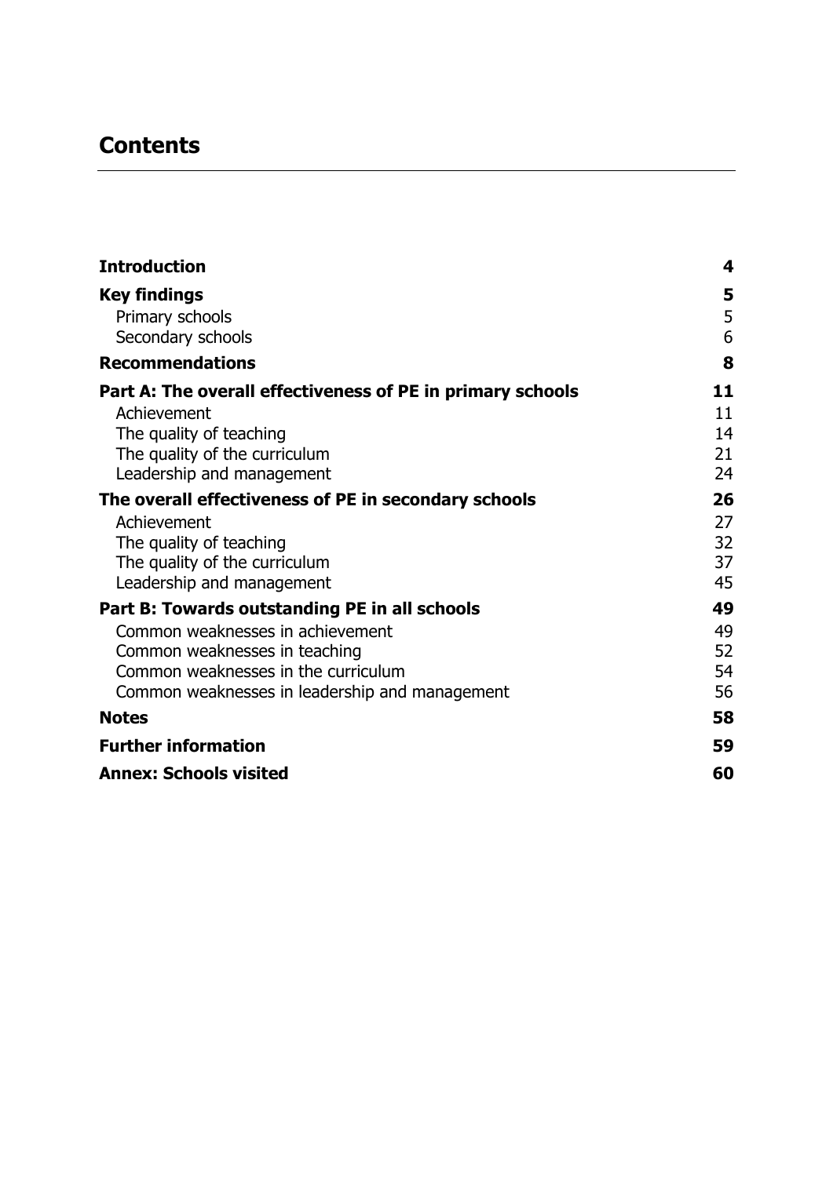# Contents

| | |
|---|---|
| **Introduction** | **4** |
| **Key findings** | **5** |
| Primary schools | 5 |
| Secondary schools | 6 |
| **Recommendations** | **8** |
| **Part A: The overall effectiveness of PE in primary schools** | **11** |
| Achievement | 11 |
| The quality of teaching | 14 |
| The quality of the curriculum | 21 |
| Leadership and management | 24 |
| **The overall effectiveness of PE in secondary schools** | **26** |
| Achievement | 27 |
| The quality of teaching | 32 |
| The quality of the curriculum | 37 |
| Leadership and management | 45 |
| **Part B: Towards outstanding PE in all schools** | **49** |
| Common weaknesses in achievement | 49 |
| Common weaknesses in teaching | 52 |
| Common weaknesses in the curriculum | 54 |
| Common weaknesses in leadership and management | 56 |
| **Notes** | **58** |
| **Further information** | **59** |
| **Annex: Schools visited** | **60** |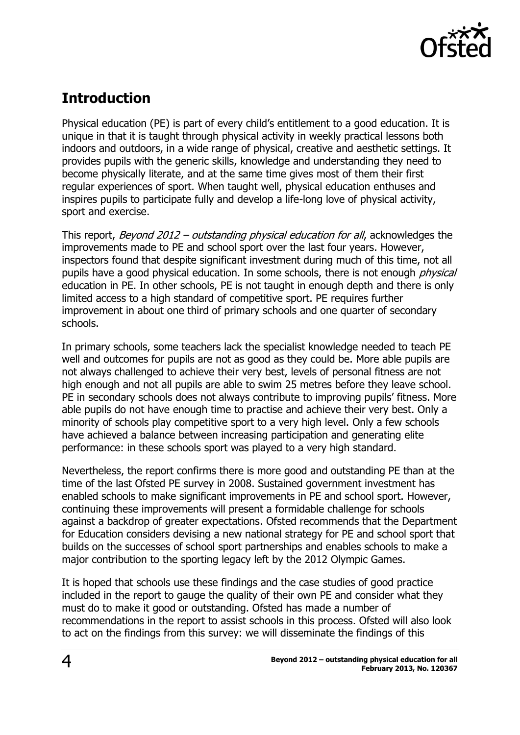## Introduction

Physical education (PE) is part of every child's entitlement to a good education. It is unique in that it is taught through physical activity in weekly practical lessons both indoors and outdoors, in a wide range of physical, creative and aesthetic settings. It provides pupils with the generic skills, knowledge and understanding they need to become physically literate, and at the same time gives most of them their first regular experiences of sport. When taught well, physical education enthuses and inspires pupils to participate fully and develop a life-long love of physical activity, sport and exercise.

This report, *Beyond 2012 – outstanding physical education for all*, acknowledges the improvements made to PE and school sport over the last four years. However, inspectors found that despite significant investment during much of this time, not all pupils have a good physical education. In some schools, there is not enough *physical* education in PE. In other schools, PE is not taught in enough depth and there is only limited access to a high standard of competitive sport. PE requires further improvement in about one third of primary schools and one quarter of secondary schools.

In primary schools, some teachers lack the specialist knowledge needed to teach PE well and outcomes for pupils are not as good as they could be. More able pupils are not always challenged to achieve their very best, levels of personal fitness are not high enough and not all pupils are able to swim 25 metres before they leave school. PE in secondary schools does not always contribute to improving pupils' fitness. More able pupils do not have enough time to practise and achieve their very best. Only a minority of schools play competitive sport to a very high level. Only a few schools have achieved a balance between increasing participation and generating elite performance: in these schools sport was played to a very high standard.

Nevertheless, the report confirms there is more good and outstanding PE than at the time of the last Ofsted PE survey in 2008. Sustained government investment has enabled schools to make significant improvements in PE and school sport. However, continuing these improvements will present a formidable challenge for schools against a backdrop of greater expectations. Ofsted recommends that the Department for Education considers devising a new national strategy for PE and school sport that builds on the successes of school sport partnerships and enables schools to make a major contribution to the sporting legacy left by the 2012 Olympic Games.

It is hoped that schools use these findings and the case studies of good practice included in the report to gauge the quality of their own PE and consider what they must do to make it good or outstanding. Ofsted has made a number of recommendations in the report to assist schools in this process. Ofsted will also look to act on the findings from this survey: we will disseminate the findings of this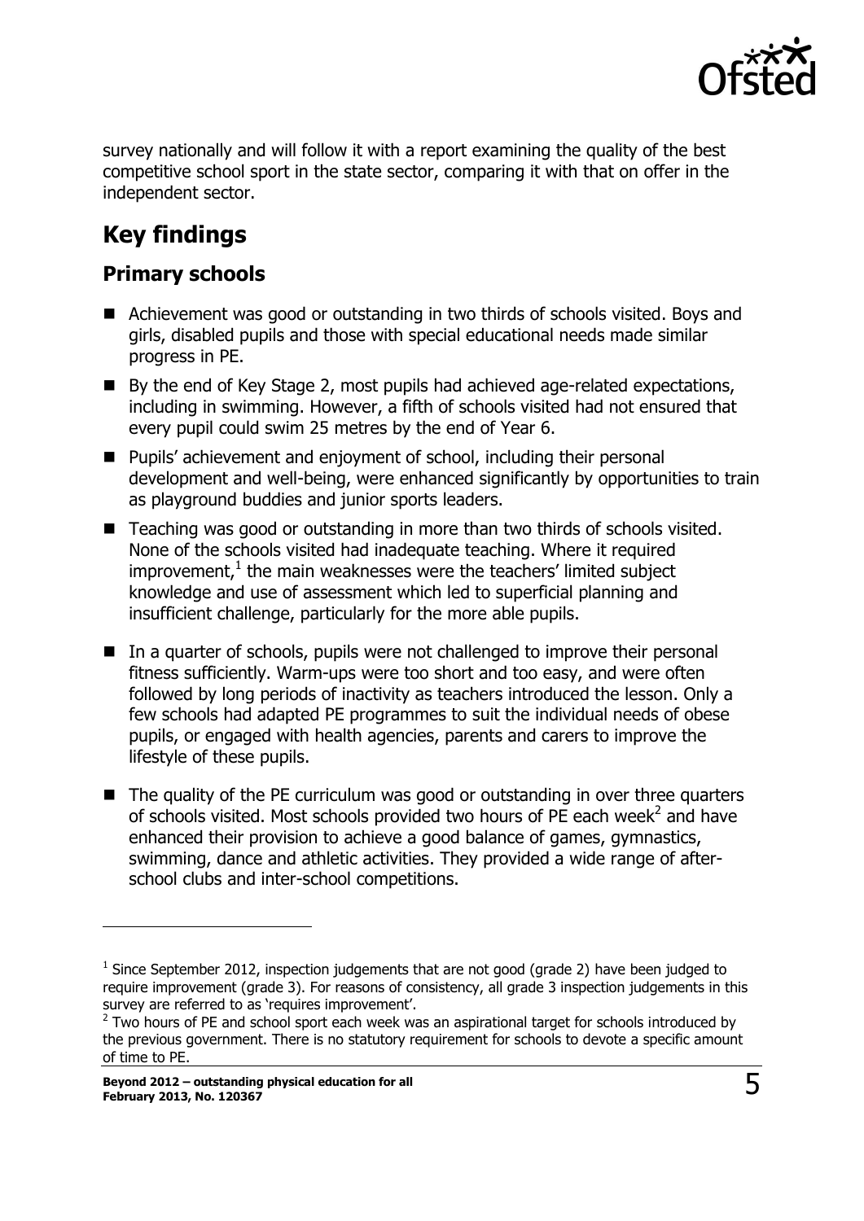survey nationally and will follow it with a report examining the quality of the best competitive school sport in the state sector, comparing it with that on offer in the independent sector.

## Key findings

### Primary schools

- Achievement was good or outstanding in two thirds of schools visited. Boys and girls, disabled pupils and those with special educational needs made similar progress in PE.
- By the end of Key Stage 2, most pupils had achieved age-related expectations, including in swimming. However, a fifth of schools visited had not ensured that every pupil could swim 25 metres by the end of Year 6.
- Pupils' achievement and enjoyment of school, including their personal development and well-being, were enhanced significantly by opportunities to train as playground buddies and junior sports leaders.
- Teaching was good or outstanding in more than two thirds of schools visited. None of the schools visited had inadequate teaching. Where it required improvement,[1] the main weaknesses were the teachers' limited subject knowledge and use of assessment which led to superficial planning and insufficient challenge, particularly for the more able pupils.
- In a quarter of schools, pupils were not challenged to improve their personal fitness sufficiently. Warm-ups were too short and too easy, and were often followed by long periods of inactivity as teachers introduced the lesson. Only a few schools had adapted PE programmes to suit the individual needs of obese pupils, or engaged with health agencies, parents and carers to improve the lifestyle of these pupils.
- The quality of the PE curriculum was good or outstanding in over three quarters of schools visited. Most schools provided two hours of PE each week[2] and have enhanced their provision to achieve a good balance of games, gymnastics, swimming, dance and athletic activities. They provided a wide range of after-school clubs and inter-school competitions.

---

[1] Since September 2012, inspection judgements that are not good (grade 2) have been judged to require improvement (grade 3). For reasons of consistency, all grade 3 inspection judgements in this survey are referred to as 'requires improvement'.

[2] Two hours of PE and school sport each week was an aspirational target for schools introduced by the previous government. There is no statutory requirement for schools to devote a specific amount of time to PE.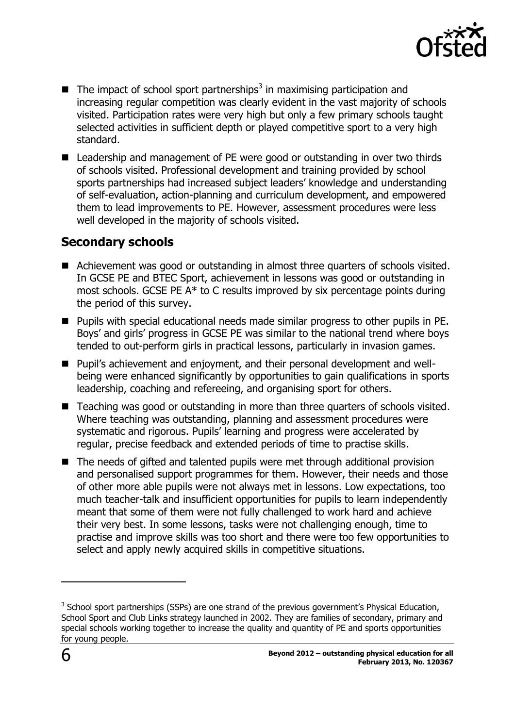- The impact of school sport partnerships[3] in maximising participation and increasing regular competition was clearly evident in the vast majority of schools visited. Participation rates were very high but only a few primary schools taught selected activities in sufficient depth or played competitive sport to a very high standard.
- Leadership and management of PE were good or outstanding in over two thirds of schools visited. Professional development and training provided by school sports partnerships had increased subject leaders' knowledge and understanding of self-evaluation, action-planning and curriculum development, and empowered them to lead improvements to PE. However, assessment procedures were less well developed in the majority of schools visited.

## Secondary schools

- Achievement was good or outstanding in almost three quarters of schools visited. In GCSE PE and BTEC Sport, achievement in lessons was good or outstanding in most schools. GCSE PE A* to C results improved by six percentage points during the period of this survey.
- Pupils with special educational needs made similar progress to other pupils in PE. Boys' and girls' progress in GCSE PE was similar to the national trend where boys tended to out-perform girls in practical lessons, particularly in invasion games.
- Pupil's achievement and enjoyment, and their personal development and well-being were enhanced significantly by opportunities to gain qualifications in sports leadership, coaching and refereeing, and organising sport for others.
- Teaching was good or outstanding in more than three quarters of schools visited. Where teaching was outstanding, planning and assessment procedures were systematic and rigorous. Pupils' learning and progress were accelerated by regular, precise feedback and extended periods of time to practise skills.
- The needs of gifted and talented pupils were met through additional provision and personalised support programmes for them. However, their needs and those of other more able pupils were not always met in lessons. Low expectations, too much teacher-talk and insufficient opportunities for pupils to learn independently meant that some of them were not fully challenged to work hard and achieve their very best. In some lessons, tasks were not challenging enough, time to practise and improve skills was too short and there were too few opportunities to select and apply newly acquired skills in competitive situations.

---

[3] School sport partnerships (SSPs) are one strand of the previous government's Physical Education, School Sport and Club Links strategy launched in 2002. They are families of secondary, primary and special schools working together to increase the quality and quantity of PE and sports opportunities for young people.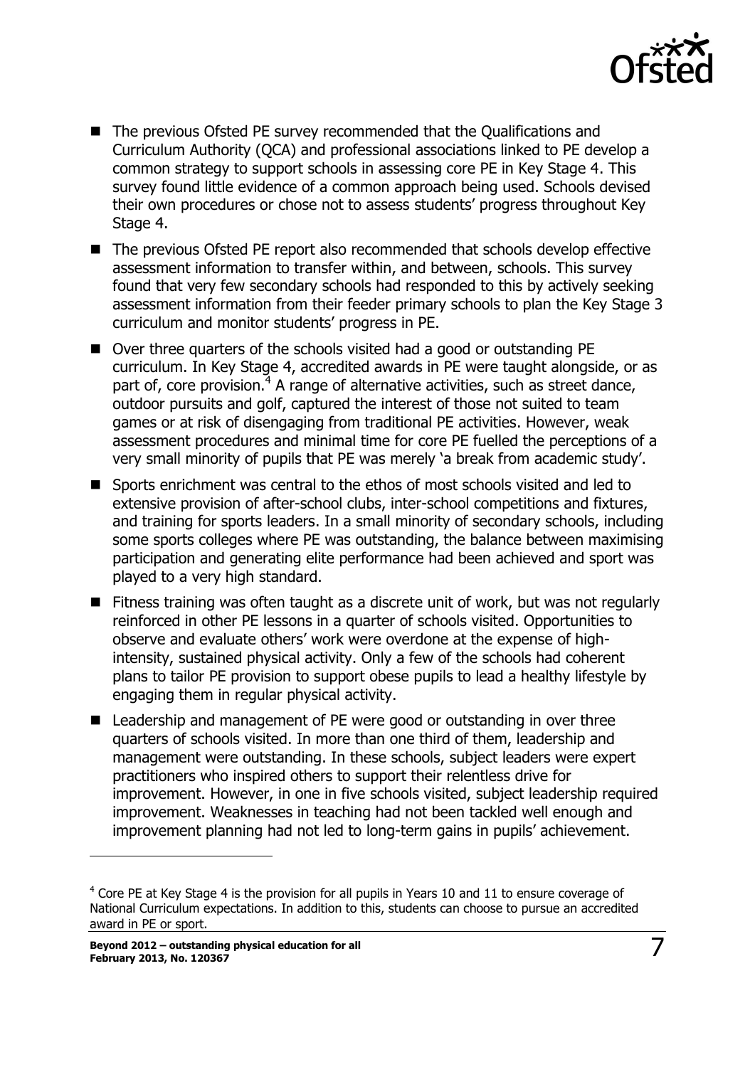- The previous Ofsted PE survey recommended that the Qualifications and Curriculum Authority (QCA) and professional associations linked to PE develop a common strategy to support schools in assessing core PE in Key Stage 4. This survey found little evidence of a common approach being used. Schools devised their own procedures or chose not to assess students' progress throughout Key Stage 4.
- The previous Ofsted PE report also recommended that schools develop effective assessment information to transfer within, and between, schools. This survey found that very few secondary schools had responded to this by actively seeking assessment information from their feeder primary schools to plan the Key Stage 3 curriculum and monitor students' progress in PE.
- Over three quarters of the schools visited had a good or outstanding PE curriculum. In Key Stage 4, accredited awards in PE were taught alongside, or as part of, core provision.[4] A range of alternative activities, such as street dance, outdoor pursuits and golf, captured the interest of those not suited to team games or at risk of disengaging from traditional PE activities. However, weak assessment procedures and minimal time for core PE fuelled the perceptions of a very small minority of pupils that PE was merely 'a break from academic study'.
- Sports enrichment was central to the ethos of most schools visited and led to extensive provision of after-school clubs, inter-school competitions and fixtures, and training for sports leaders. In a small minority of secondary schools, including some sports colleges where PE was outstanding, the balance between maximising participation and generating elite performance had been achieved and sport was played to a very high standard.
- Fitness training was often taught as a discrete unit of work, but was not regularly reinforced in other PE lessons in a quarter of schools visited. Opportunities to observe and evaluate others' work were overdone at the expense of high-intensity, sustained physical activity. Only a few of the schools had coherent plans to tailor PE provision to support obese pupils to lead a healthy lifestyle by engaging them in regular physical activity.
- Leadership and management of PE were good or outstanding in over three quarters of schools visited. In more than one third of them, leadership and management were outstanding. In these schools, subject leaders were expert practitioners who inspired others to support their relentless drive for improvement. However, in one in five schools visited, subject leadership required improvement. Weaknesses in teaching had not been tackled well enough and improvement planning had not led to long-term gains in pupils' achievement.

---

[4] Core PE at Key Stage 4 is the provision for all pupils in Years 10 and 11 to ensure coverage of National Curriculum expectations. In addition to this, students can choose to pursue an accredited award in PE or sport.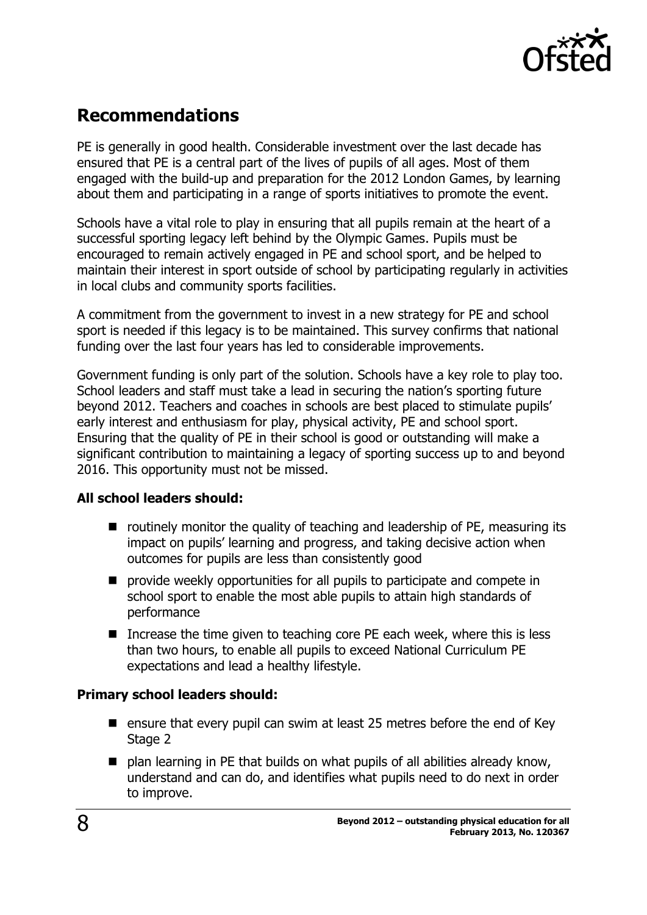## Recommendations

PE is generally in good health. Considerable investment over the last decade has ensured that PE is a central part of the lives of pupils of all ages. Most of them engaged with the build-up and preparation for the 2012 London Games, by learning about them and participating in a range of sports initiatives to promote the event.

Schools have a vital role to play in ensuring that all pupils remain at the heart of a successful sporting legacy left behind by the Olympic Games. Pupils must be encouraged to remain actively engaged in PE and school sport, and be helped to maintain their interest in sport outside of school by participating regularly in activities in local clubs and community sports facilities.

A commitment from the government to invest in a new strategy for PE and school sport is needed if this legacy is to be maintained. This survey confirms that national funding over the last four years has led to considerable improvements.

Government funding is only part of the solution. Schools have a key role to play too. School leaders and staff must take a lead in securing the nation's sporting future beyond 2012. Teachers and coaches in schools are best placed to stimulate pupils' early interest and enthusiasm for play, physical activity, PE and school sport. Ensuring that the quality of PE in their school is good or outstanding will make a significant contribution to maintaining a legacy of sporting success up to and beyond 2016. This opportunity must not be missed.

**All school leaders should:**

- routinely monitor the quality of teaching and leadership of PE, measuring its impact on pupils' learning and progress, and taking decisive action when outcomes for pupils are less than consistently good
- provide weekly opportunities for all pupils to participate and compete in school sport to enable the most able pupils to attain high standards of performance
- Increase the time given to teaching core PE each week, where this is less than two hours, to enable all pupils to exceed National Curriculum PE expectations and lead a healthy lifestyle.

**Primary school leaders should:**

- ensure that every pupil can swim at least 25 metres before the end of Key Stage 2
- plan learning in PE that builds on what pupils of all abilities already know, understand and can do, and identifies what pupils need to do next in order to improve.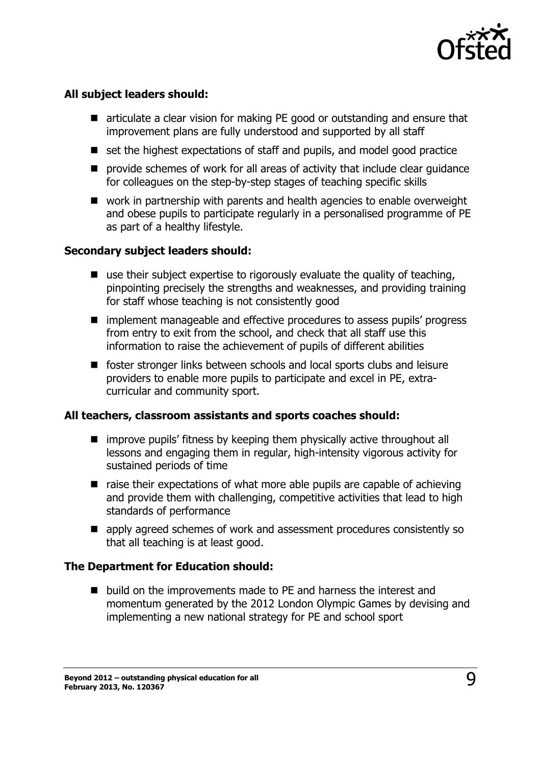**All subject leaders should:**

- articulate a clear vision for making PE good or outstanding and ensure that improvement plans are fully understood and supported by all staff
- set the highest expectations of staff and pupils, and model good practice
- provide schemes of work for all areas of activity that include clear guidance for colleagues on the step-by-step stages of teaching specific skills
- work in partnership with parents and health agencies to enable overweight and obese pupils to participate regularly in a personalised programme of PE as part of a healthy lifestyle.

**Secondary subject leaders should:**

- use their subject expertise to rigorously evaluate the quality of teaching, pinpointing precisely the strengths and weaknesses, and providing training for staff whose teaching is not consistently good
- implement manageable and effective procedures to assess pupils' progress from entry to exit from the school, and check that all staff use this information to raise the achievement of pupils of different abilities
- foster stronger links between schools and local sports clubs and leisure providers to enable more pupils to participate and excel in PE, extra-curricular and community sport.

**All teachers, classroom assistants and sports coaches should:**

- improve pupils' fitness by keeping them physically active throughout all lessons and engaging them in regular, high-intensity vigorous activity for sustained periods of time
- raise their expectations of what more able pupils are capable of achieving and provide them with challenging, competitive activities that lead to high standards of performance
- apply agreed schemes of work and assessment procedures consistently so that all teaching is at least good.

**The Department for Education should:**

- build on the improvements made to PE and harness the interest and momentum generated by the 2012 London Olympic Games by devising and implementing a new national strategy for PE and school sport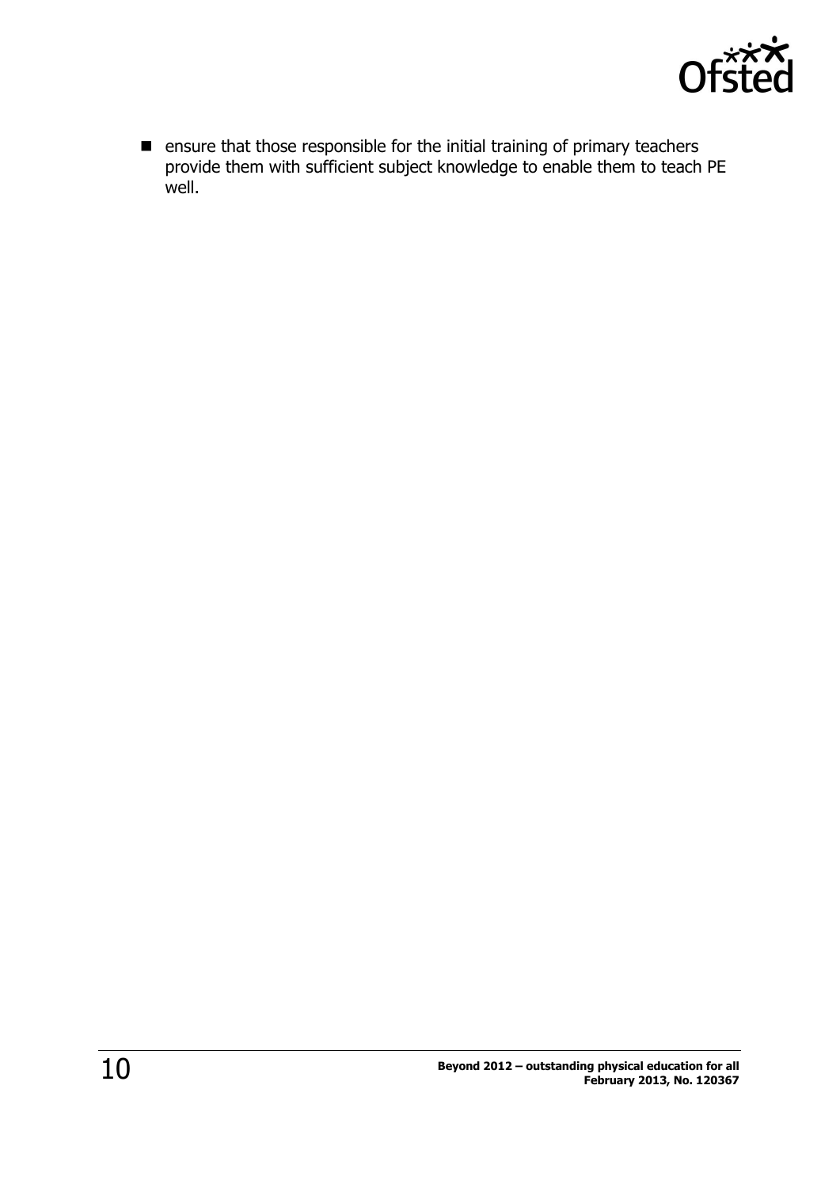- ensure that those responsible for the initial training of primary teachers provide them with sufficient subject knowledge to enable them to teach PE well.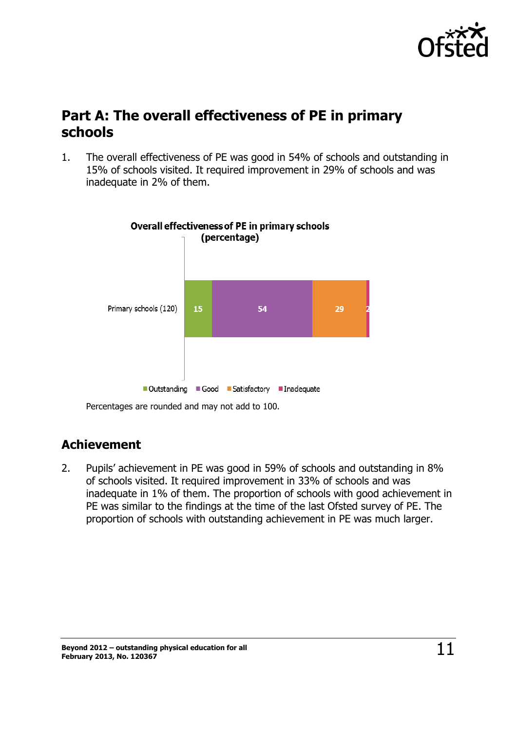## Part A: The overall effectiveness of PE in primary schools

1. The overall effectiveness of PE was good in 54% of schools and outstanding in 15% of schools visited. It required improvement in 29% of schools and was inadequate in 2% of them.

**Overall effectiveness of PE in primary schools (percentage)**

| | Outstanding | Good | Satisfactory | Inadequate |
|---|---|---|---|---|
| Primary schools (120) | 15 | 54 | 29 | 2 |

Percentages are rounded and may not add to 100.

### Achievement

2. Pupils' achievement in PE was good in 59% of schools and outstanding in 8% of schools visited. It required improvement in 33% of schools and was inadequate in 1% of them. The proportion of schools with good achievement in PE was similar to the findings at the time of the last Ofsted survey of PE. The proportion of schools with outstanding achievement in PE was much larger.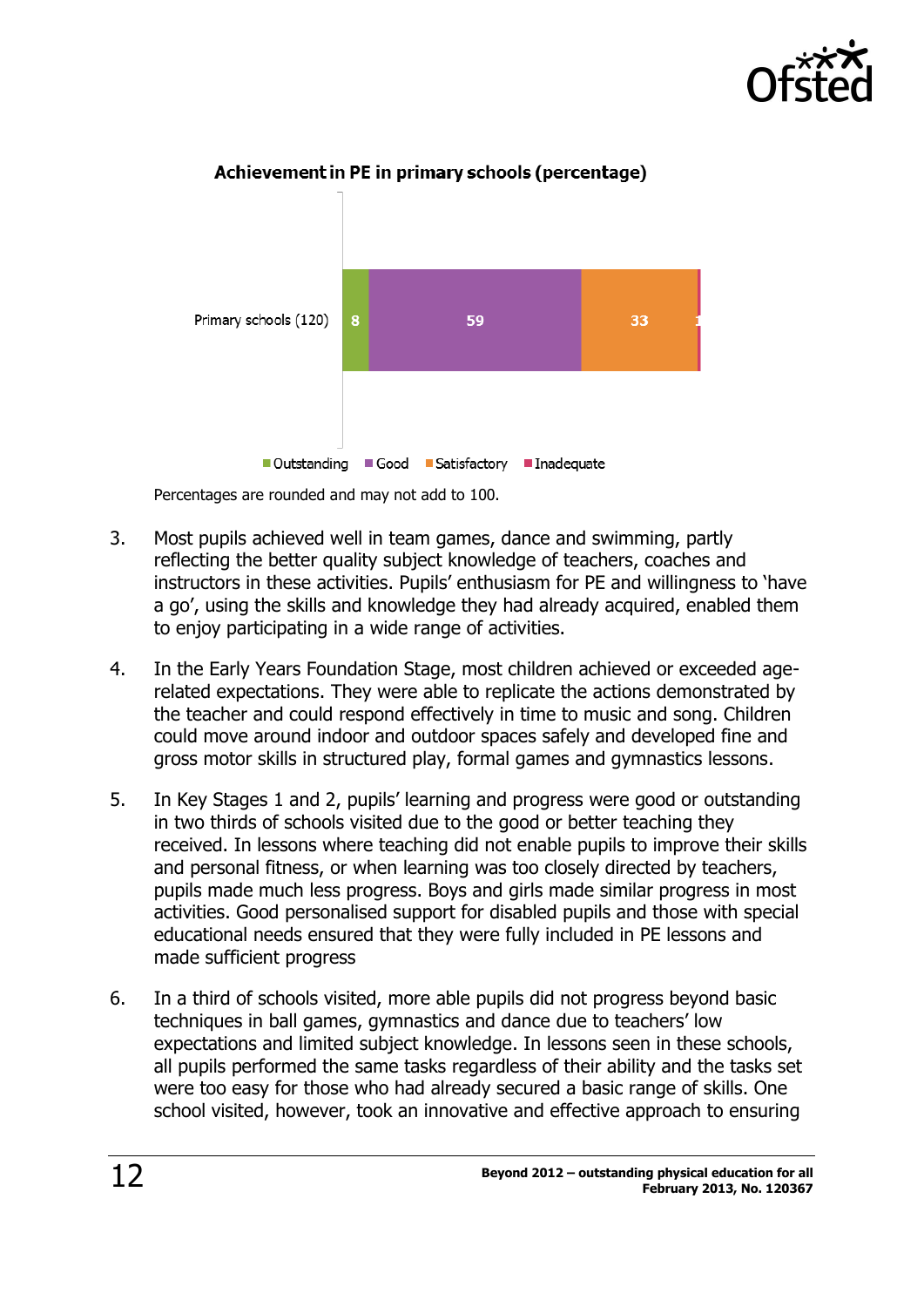**Achievement in PE in primary schools (percentage)**

| | Outstanding | Good | Satisfactory | Inadequate |
|---|---|---|---|---|
| Primary schools (120) | 8 | 59 | 33 | 1 |

Percentages are rounded and may not add to 100.

3. Most pupils achieved well in team games, dance and swimming, partly reflecting the better quality subject knowledge of teachers, coaches and instructors in these activities. Pupils' enthusiasm for PE and willingness to 'have a go', using the skills and knowledge they had already acquired, enabled them to enjoy participating in a wide range of activities.

4. In the Early Years Foundation Stage, most children achieved or exceeded age-related expectations. They were able to replicate the actions demonstrated by the teacher and could respond effectively in time to music and song. Children could move around indoor and outdoor spaces safely and developed fine and gross motor skills in structured play, formal games and gymnastics lessons.

5. In Key Stages 1 and 2, pupils' learning and progress were good or outstanding in two thirds of schools visited due to the good or better teaching they received. In lessons where teaching did not enable pupils to improve their skills and personal fitness, or when learning was too closely directed by teachers, pupils made much less progress. Boys and girls made similar progress in most activities. Good personalised support for disabled pupils and those with special educational needs ensured that they were fully included in PE lessons and made sufficient progress

6. In a third of schools visited, more able pupils did not progress beyond basic techniques in ball games, gymnastics and dance due to teachers' low expectations and limited subject knowledge. In lessons seen in these schools, all pupils performed the same tasks regardless of their ability and the tasks set were too easy for those who had already secured a basic range of skills. One school visited, however, took an innovative and effective approach to ensuring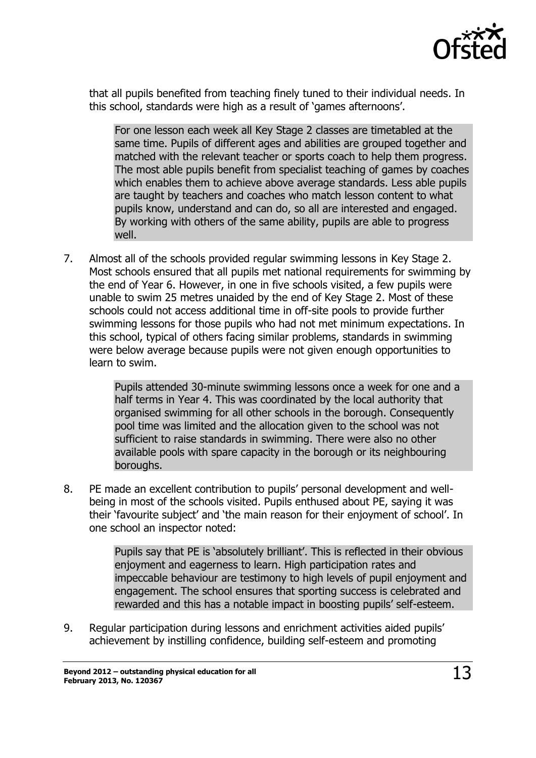that all pupils benefited from teaching finely tuned to their individual needs. In this school, standards were high as a result of 'games afternoons'.

> For one lesson each week all Key Stage 2 classes are timetabled at the same time. Pupils of different ages and abilities are grouped together and matched with the relevant teacher or sports coach to help them progress. The most able pupils benefit from specialist teaching of games by coaches which enables them to achieve above average standards. Less able pupils are taught by teachers and coaches who match lesson content to what pupils know, understand and can do, so all are interested and engaged. By working with others of the same ability, pupils are able to progress well.

7. Almost all of the schools provided regular swimming lessons in Key Stage 2. Most schools ensured that all pupils met national requirements for swimming by the end of Year 6. However, in one in five schools visited, a few pupils were unable to swim 25 metres unaided by the end of Key Stage 2. Most of these schools could not access additional time in off-site pools to provide further swimming lessons for those pupils who had not met minimum expectations. In this school, typical of others facing similar problems, standards in swimming were below average because pupils were not given enough opportunities to learn to swim.

> Pupils attended 30-minute swimming lessons once a week for one and a half terms in Year 4. This was coordinated by the local authority that organised swimming for all other schools in the borough. Consequently pool time was limited and the allocation given to the school was not sufficient to raise standards in swimming. There were also no other available pools with spare capacity in the borough or its neighbouring boroughs.

8. PE made an excellent contribution to pupils' personal development and well-being in most of the schools visited. Pupils enthused about PE, saying it was their 'favourite subject' and 'the main reason for their enjoyment of school'. In one school an inspector noted:

> Pupils say that PE is 'absolutely brilliant'. This is reflected in their obvious enjoyment and eagerness to learn. High participation rates and impeccable behaviour are testimony to high levels of pupil enjoyment and engagement. The school ensures that sporting success is celebrated and rewarded and this has a notable impact in boosting pupils' self-esteem.

9. Regular participation during lessons and enrichment activities aided pupils' achievement by instilling confidence, building self-esteem and promoting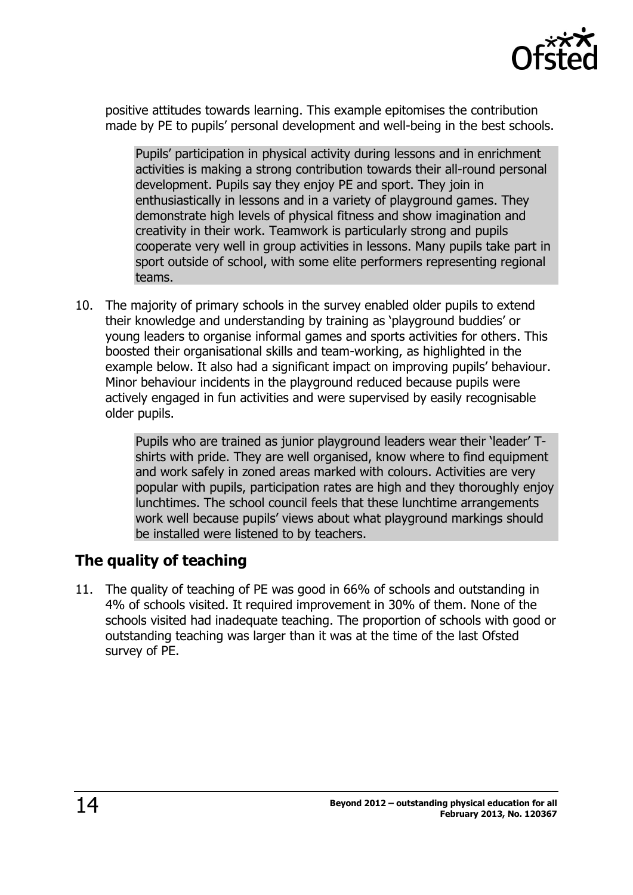positive attitudes towards learning. This example epitomises the contribution made by PE to pupils' personal development and well-being in the best schools.

> Pupils' participation in physical activity during lessons and in enrichment activities is making a strong contribution towards their all-round personal development. Pupils say they enjoy PE and sport. They join in enthusiastically in lessons and in a variety of playground games. They demonstrate high levels of physical fitness and show imagination and creativity in their work. Teamwork is particularly strong and pupils cooperate very well in group activities in lessons. Many pupils take part in sport outside of school, with some elite performers representing regional teams.

10. The majority of primary schools in the survey enabled older pupils to extend their knowledge and understanding by training as 'playground buddies' or young leaders to organise informal games and sports activities for others. This boosted their organisational skills and team-working, as highlighted in the example below. It also had a significant impact on improving pupils' behaviour. Minor behaviour incidents in the playground reduced because pupils were actively engaged in fun activities and were supervised by easily recognisable older pupils.

> Pupils who are trained as junior playground leaders wear their 'leader' T-shirts with pride. They are well organised, know where to find equipment and work safely in zoned areas marked with colours. Activities are very popular with pupils, participation rates are high and they thoroughly enjoy lunchtimes. The school council feels that these lunchtime arrangements work well because pupils' views about what playground markings should be installed were listened to by teachers.

## The quality of teaching

11. The quality of teaching of PE was good in 66% of schools and outstanding in 4% of schools visited. It required improvement in 30% of them. None of the schools visited had inadequate teaching. The proportion of schools with good or outstanding teaching was larger than it was at the time of the last Ofsted survey of PE.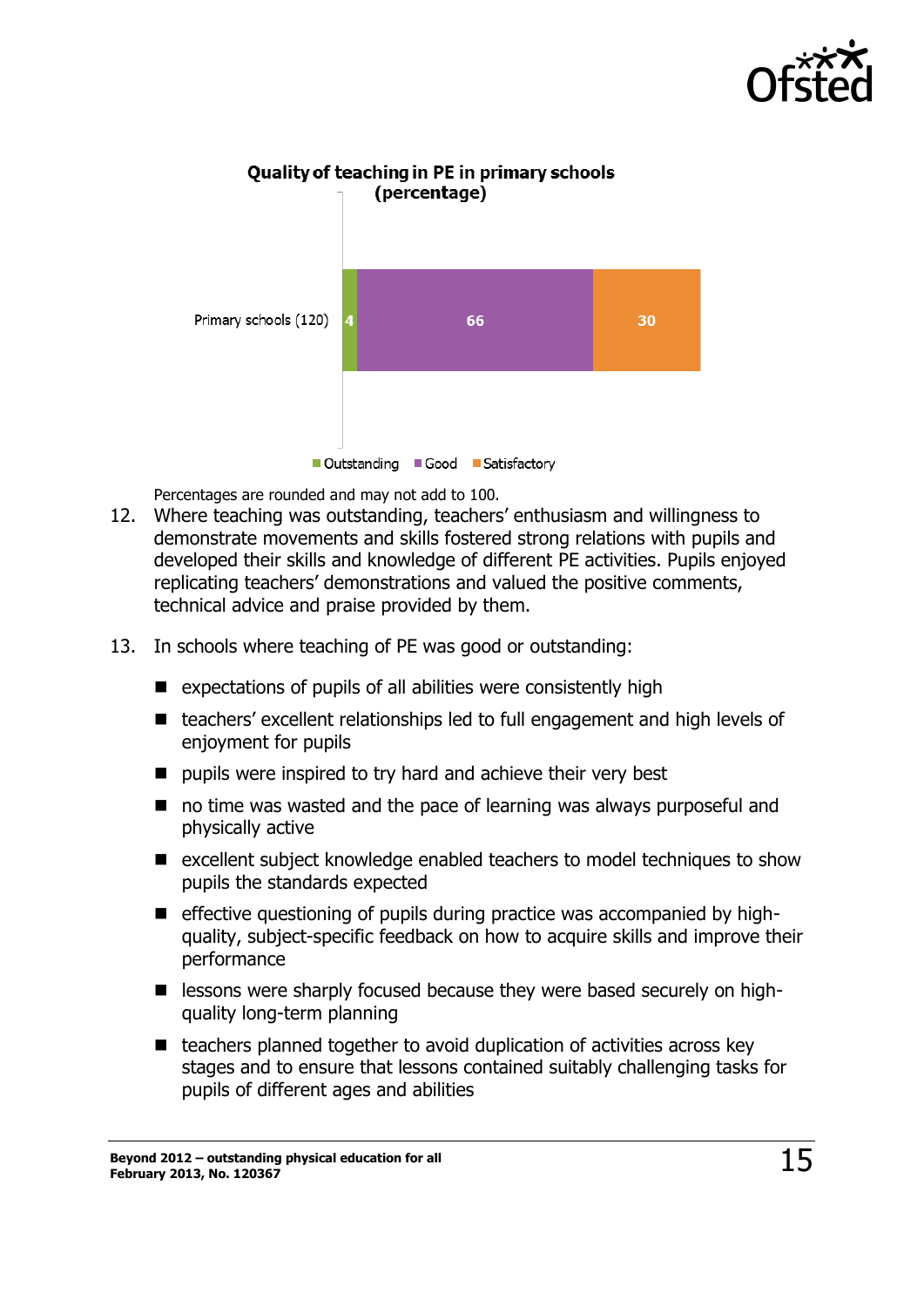**Quality of teaching in PE in primary schools (percentage)**

| | Outstanding | Good | Satisfactory |
|---|---|---|---|
| Primary schools (120) | 4 | 66 | 30 |

Percentages are rounded and may not add to 100.

12. Where teaching was outstanding, teachers' enthusiasm and willingness to demonstrate movements and skills fostered strong relations with pupils and developed their skills and knowledge of different PE activities. Pupils enjoyed replicating teachers' demonstrations and valued the positive comments, technical advice and praise provided by them.

13. In schools where teaching of PE was good or outstanding:

    - expectations of pupils of all abilities were consistently high
    - teachers' excellent relationships led to full engagement and high levels of enjoyment for pupils
    - pupils were inspired to try hard and achieve their very best
    - no time was wasted and the pace of learning was always purposeful and physically active
    - excellent subject knowledge enabled teachers to model techniques to show pupils the standards expected
    - effective questioning of pupils during practice was accompanied by high-quality, subject-specific feedback on how to acquire skills and improve their performance
    - lessons were sharply focused because they were based securely on high-quality long-term planning
    - teachers planned together to avoid duplication of activities across key stages and to ensure that lessons contained suitably challenging tasks for pupils of different ages and abilities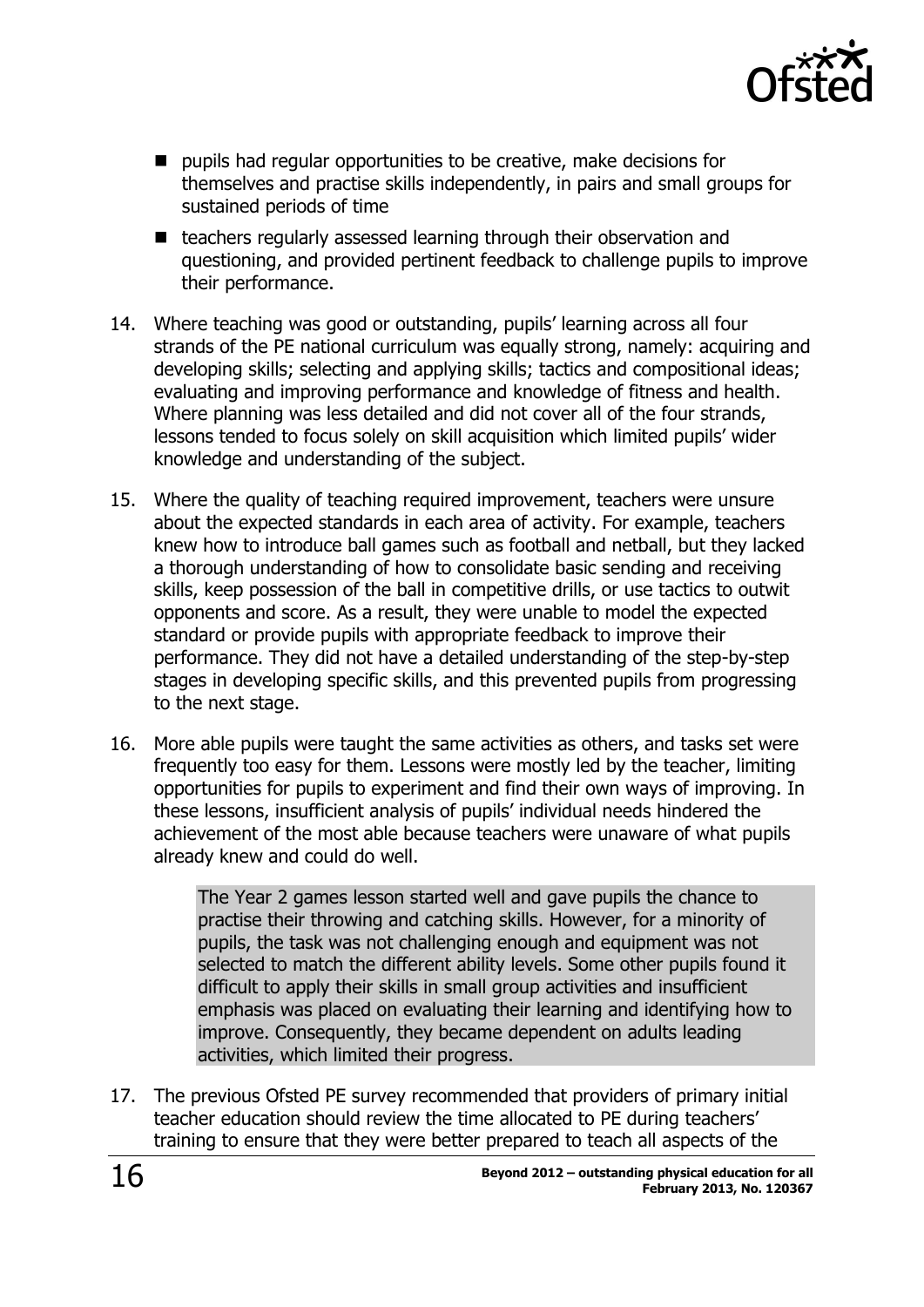- pupils had regular opportunities to be creative, make decisions for themselves and practise skills independently, in pairs and small groups for sustained periods of time
- teachers regularly assessed learning through their observation and questioning, and provided pertinent feedback to challenge pupils to improve their performance.

14. Where teaching was good or outstanding, pupils' learning across all four strands of the PE national curriculum was equally strong, namely: acquiring and developing skills; selecting and applying skills; tactics and compositional ideas; evaluating and improving performance and knowledge of fitness and health. Where planning was less detailed and did not cover all of the four strands, lessons tended to focus solely on skill acquisition which limited pupils' wider knowledge and understanding of the subject.

15. Where the quality of teaching required improvement, teachers were unsure about the expected standards in each area of activity. For example, teachers knew how to introduce ball games such as football and netball, but they lacked a thorough understanding of how to consolidate basic sending and receiving skills, keep possession of the ball in competitive drills, or use tactics to outwit opponents and score. As a result, they were unable to model the expected standard or provide pupils with appropriate feedback to improve their performance. They did not have a detailed understanding of the step-by-step stages in developing specific skills, and this prevented pupils from progressing to the next stage.

16. More able pupils were taught the same activities as others, and tasks set were frequently too easy for them. Lessons were mostly led by the teacher, limiting opportunities for pupils to experiment and find their own ways of improving. In these lessons, insufficient analysis of pupils' individual needs hindered the achievement of the most able because teachers were unaware of what pupils already knew and could do well.

> The Year 2 games lesson started well and gave pupils the chance to practise their throwing and catching skills. However, for a minority of pupils, the task was not challenging enough and equipment was not selected to match the different ability levels. Some other pupils found it difficult to apply their skills in small group activities and insufficient emphasis was placed on evaluating their learning and identifying how to improve. Consequently, they became dependent on adults leading activities, which limited their progress.

17. The previous Ofsted PE survey recommended that providers of primary initial teacher education should review the time allocated to PE during teachers' training to ensure that they were better prepared to teach all aspects of the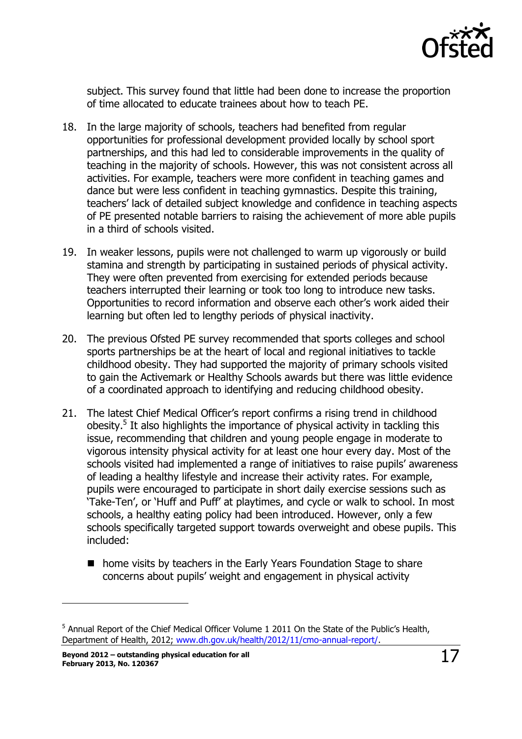subject. This survey found that little had been done to increase the proportion of time allocated to educate trainees about how to teach PE.

18. In the large majority of schools, teachers had benefited from regular opportunities for professional development provided locally by school sport partnerships, and this had led to considerable improvements in the quality of teaching in the majority of schools. However, this was not consistent across all activities. For example, teachers were more confident in teaching games and dance but were less confident in teaching gymnastics. Despite this training, teachers' lack of detailed subject knowledge and confidence in teaching aspects of PE presented notable barriers to raising the achievement of more able pupils in a third of schools visited.

19. In weaker lessons, pupils were not challenged to warm up vigorously or build stamina and strength by participating in sustained periods of physical activity. They were often prevented from exercising for extended periods because teachers interrupted their learning or took too long to introduce new tasks. Opportunities to record information and observe each other's work aided their learning but often led to lengthy periods of physical inactivity.

20. The previous Ofsted PE survey recommended that sports colleges and school sports partnerships be at the heart of local and regional initiatives to tackle childhood obesity. They had supported the majority of primary schools visited to gain the Activemark or Healthy Schools awards but there was little evidence of a coordinated approach to identifying and reducing childhood obesity.

21. The latest Chief Medical Officer's report confirms a rising trend in childhood obesity.[5] It also highlights the importance of physical activity in tackling this issue, recommending that children and young people engage in moderate to vigorous intensity physical activity for at least one hour every day. Most of the schools visited had implemented a range of initiatives to raise pupils' awareness of leading a healthy lifestyle and increase their activity rates. For example, pupils were encouraged to participate in short daily exercise sessions such as 'Take-Ten', or 'Huff and Puff' at playtimes, and cycle or walk to school. In most schools, a healthy eating policy had been introduced. However, only a few schools specifically targeted support towards overweight and obese pupils. This included:

    - home visits by teachers in the Early Years Foundation Stage to share concerns about pupils' weight and engagement in physical activity

[5] Annual Report of the Chief Medical Officer Volume 1 2011 On the State of the Public's Health, Department of Health, 2012; www.dh.gov.uk/health/2012/11/cmo-annual-report/.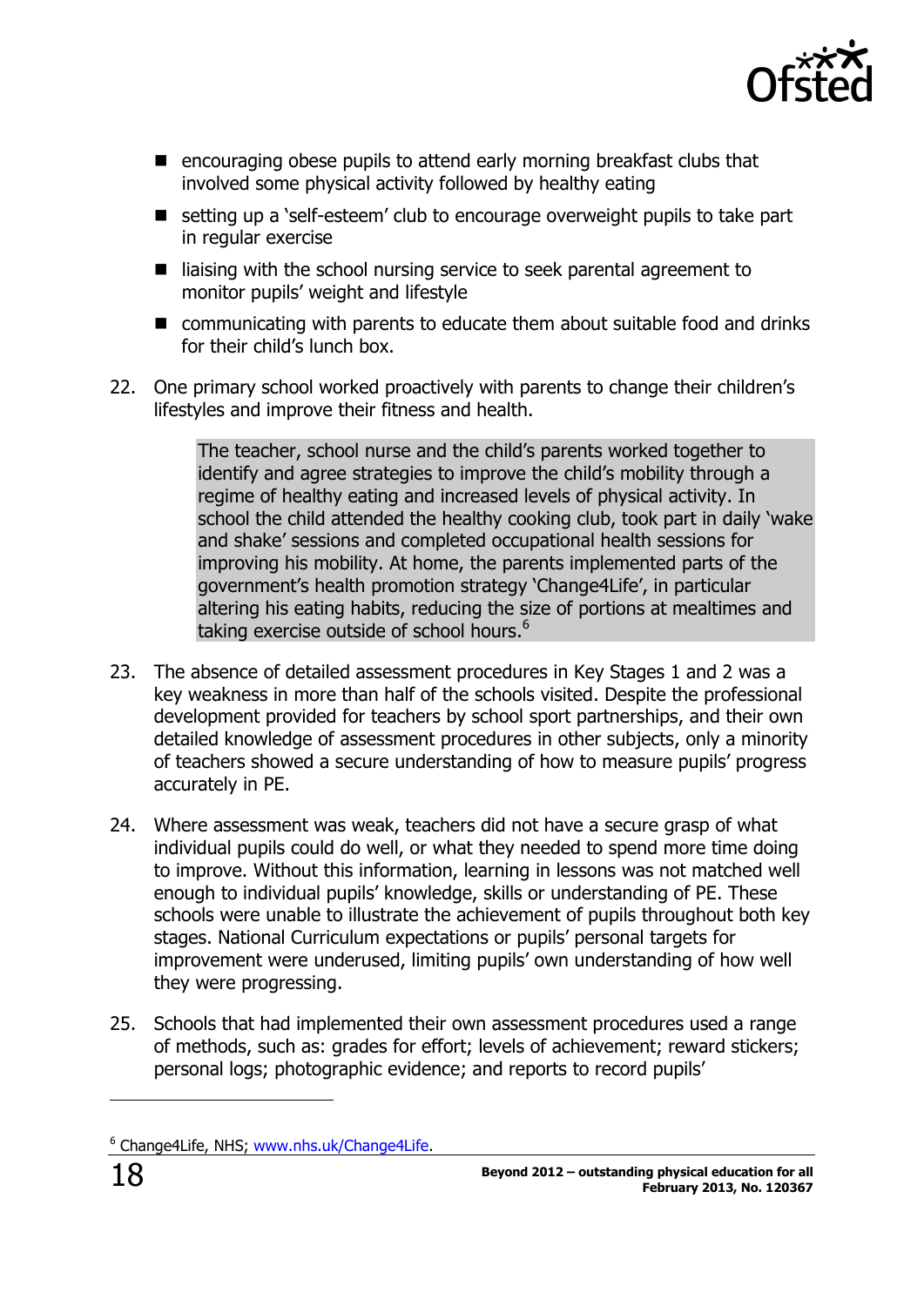- encouraging obese pupils to attend early morning breakfast clubs that involved some physical activity followed by healthy eating
- setting up a 'self-esteem' club to encourage overweight pupils to take part in regular exercise
- liaising with the school nursing service to seek parental agreement to monitor pupils' weight and lifestyle
- communicating with parents to educate them about suitable food and drinks for their child's lunch box.

22. One primary school worked proactively with parents to change their children's lifestyles and improve their fitness and health.

> The teacher, school nurse and the child's parents worked together to identify and agree strategies to improve the child's mobility through a regime of healthy eating and increased levels of physical activity. In school the child attended the healthy cooking club, took part in daily 'wake and shake' sessions and completed occupational health sessions for improving his mobility. At home, the parents implemented parts of the government's health promotion strategy 'Change4Life', in particular altering his eating habits, reducing the size of portions at mealtimes and taking exercise outside of school hours.[6]

23. The absence of detailed assessment procedures in Key Stages 1 and 2 was a key weakness in more than half of the schools visited. Despite the professional development provided for teachers by school sport partnerships, and their own detailed knowledge of assessment procedures in other subjects, only a minority of teachers showed a secure understanding of how to measure pupils' progress accurately in PE.

24. Where assessment was weak, teachers did not have a secure grasp of what individual pupils could do well, or what they needed to spend more time doing to improve. Without this information, learning in lessons was not matched well enough to individual pupils' knowledge, skills or understanding of PE. These schools were unable to illustrate the achievement of pupils throughout both key stages. National Curriculum expectations or pupils' personal targets for improvement were underused, limiting pupils' own understanding of how well they were progressing.

25. Schools that had implemented their own assessment procedures used a range of methods, such as: grades for effort; levels of achievement; reward stickers; personal logs; photographic evidence; and reports to record pupils'

---

[6] Change4Life, NHS; www.nhs.uk/Change4Life.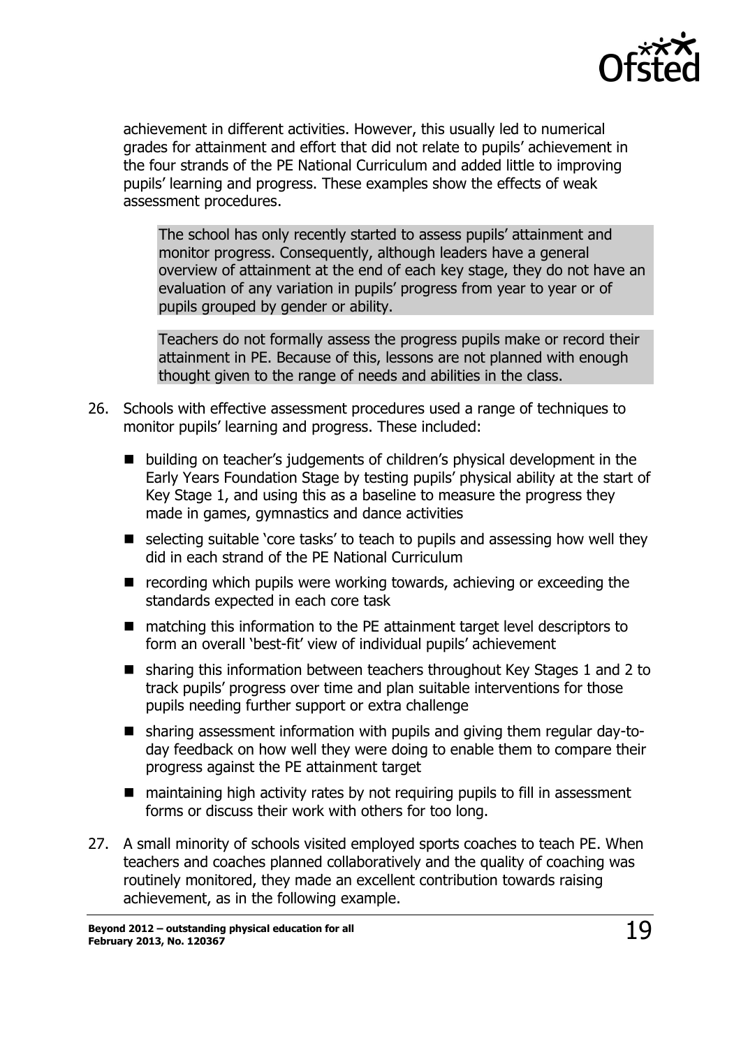achievement in different activities. However, this usually led to numerical grades for attainment and effort that did not relate to pupils' achievement in the four strands of the PE National Curriculum and added little to improving pupils' learning and progress. These examples show the effects of weak assessment procedures.

> The school has only recently started to assess pupils' attainment and monitor progress. Consequently, although leaders have a general overview of attainment at the end of each key stage, they do not have an evaluation of any variation in pupils' progress from year to year or of pupils grouped by gender or ability.

> Teachers do not formally assess the progress pupils make or record their attainment in PE. Because of this, lessons are not planned with enough thought given to the range of needs and abilities in the class.

26. Schools with effective assessment procedures used a range of techniques to monitor pupils' learning and progress. These included:
    - building on teacher's judgements of children's physical development in the Early Years Foundation Stage by testing pupils' physical ability at the start of Key Stage 1, and using this as a baseline to measure the progress they made in games, gymnastics and dance activities
    - selecting suitable 'core tasks' to teach to pupils and assessing how well they did in each strand of the PE National Curriculum
    - recording which pupils were working towards, achieving or exceeding the standards expected in each core task
    - matching this information to the PE attainment target level descriptors to form an overall 'best-fit' view of individual pupils' achievement
    - sharing this information between teachers throughout Key Stages 1 and 2 to track pupils' progress over time and plan suitable interventions for those pupils needing further support or extra challenge
    - sharing assessment information with pupils and giving them regular day-to-day feedback on how well they were doing to enable them to compare their progress against the PE attainment target
    - maintaining high activity rates by not requiring pupils to fill in assessment forms or discuss their work with others for too long.

27. A small minority of schools visited employed sports coaches to teach PE. When teachers and coaches planned collaboratively and the quality of coaching was routinely monitored, they made an excellent contribution towards raising achievement, as in the following example.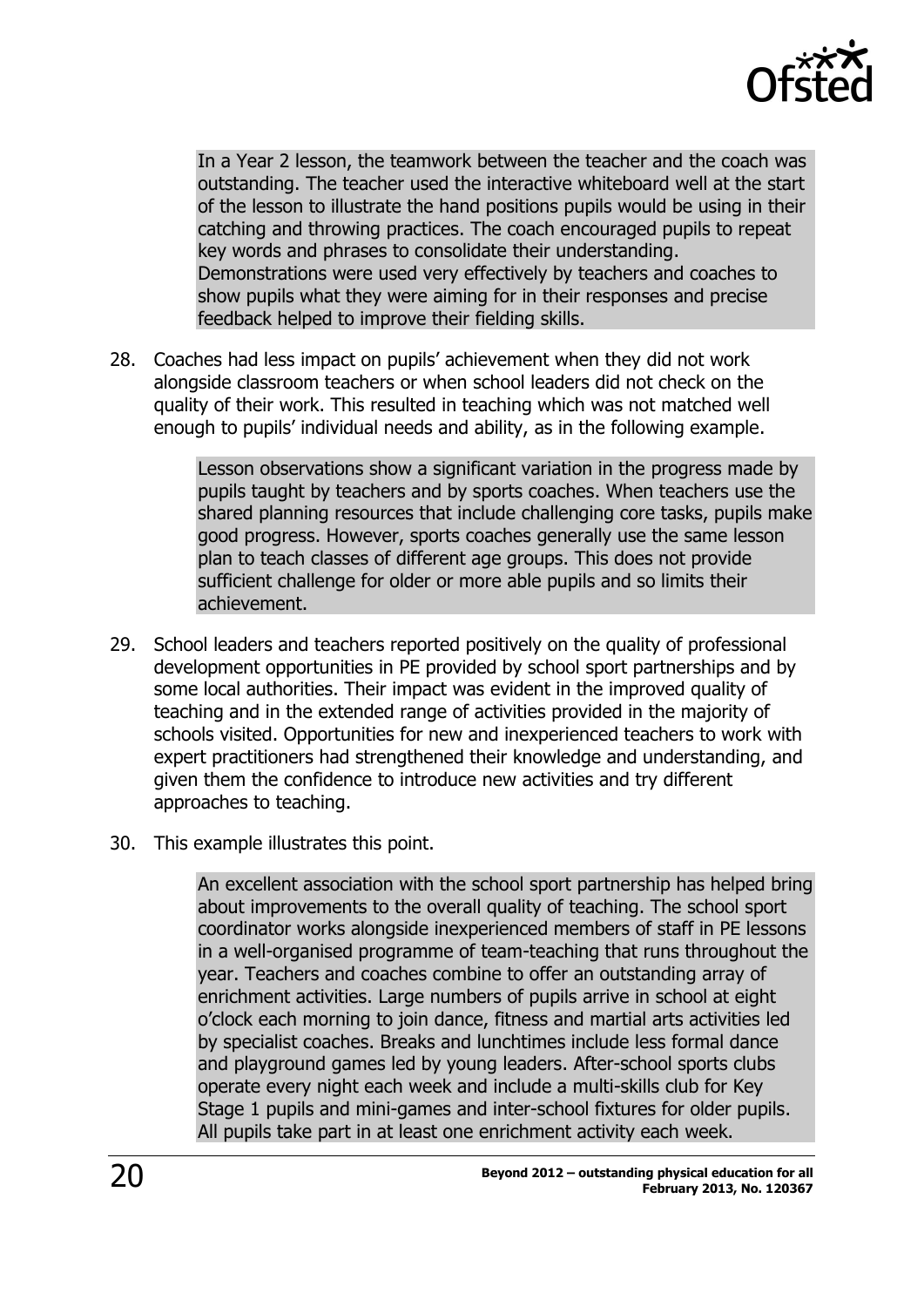> In a Year 2 lesson, the teamwork between the teacher and the coach was outstanding. The teacher used the interactive whiteboard well at the start of the lesson to illustrate the hand positions pupils would be using in their catching and throwing practices. The coach encouraged pupils to repeat key words and phrases to consolidate their understanding. Demonstrations were used very effectively by teachers and coaches to show pupils what they were aiming for in their responses and precise feedback helped to improve their fielding skills.

28. Coaches had less impact on pupils' achievement when they did not work alongside classroom teachers or when school leaders did not check on the quality of their work. This resulted in teaching which was not matched well enough to pupils' individual needs and ability, as in the following example.

> Lesson observations show a significant variation in the progress made by pupils taught by teachers and by sports coaches. When teachers use the shared planning resources that include challenging core tasks, pupils make good progress. However, sports coaches generally use the same lesson plan to teach classes of different age groups. This does not provide sufficient challenge for older or more able pupils and so limits their achievement.

29. School leaders and teachers reported positively on the quality of professional development opportunities in PE provided by school sport partnerships and by some local authorities. Their impact was evident in the improved quality of teaching and in the extended range of activities provided in the majority of schools visited. Opportunities for new and inexperienced teachers to work with expert practitioners had strengthened their knowledge and understanding, and given them the confidence to introduce new activities and try different approaches to teaching.

30. This example illustrates this point.

> An excellent association with the school sport partnership has helped bring about improvements to the overall quality of teaching. The school sport coordinator works alongside inexperienced members of staff in PE lessons in a well-organised programme of team-teaching that runs throughout the year. Teachers and coaches combine to offer an outstanding array of enrichment activities. Large numbers of pupils arrive in school at eight o'clock each morning to join dance, fitness and martial arts activities led by specialist coaches. Breaks and lunchtimes include less formal dance and playground games led by young leaders. After-school sports clubs operate every night each week and include a multi-skills club for Key Stage 1 pupils and mini-games and inter-school fixtures for older pupils. All pupils take part in at least one enrichment activity each week.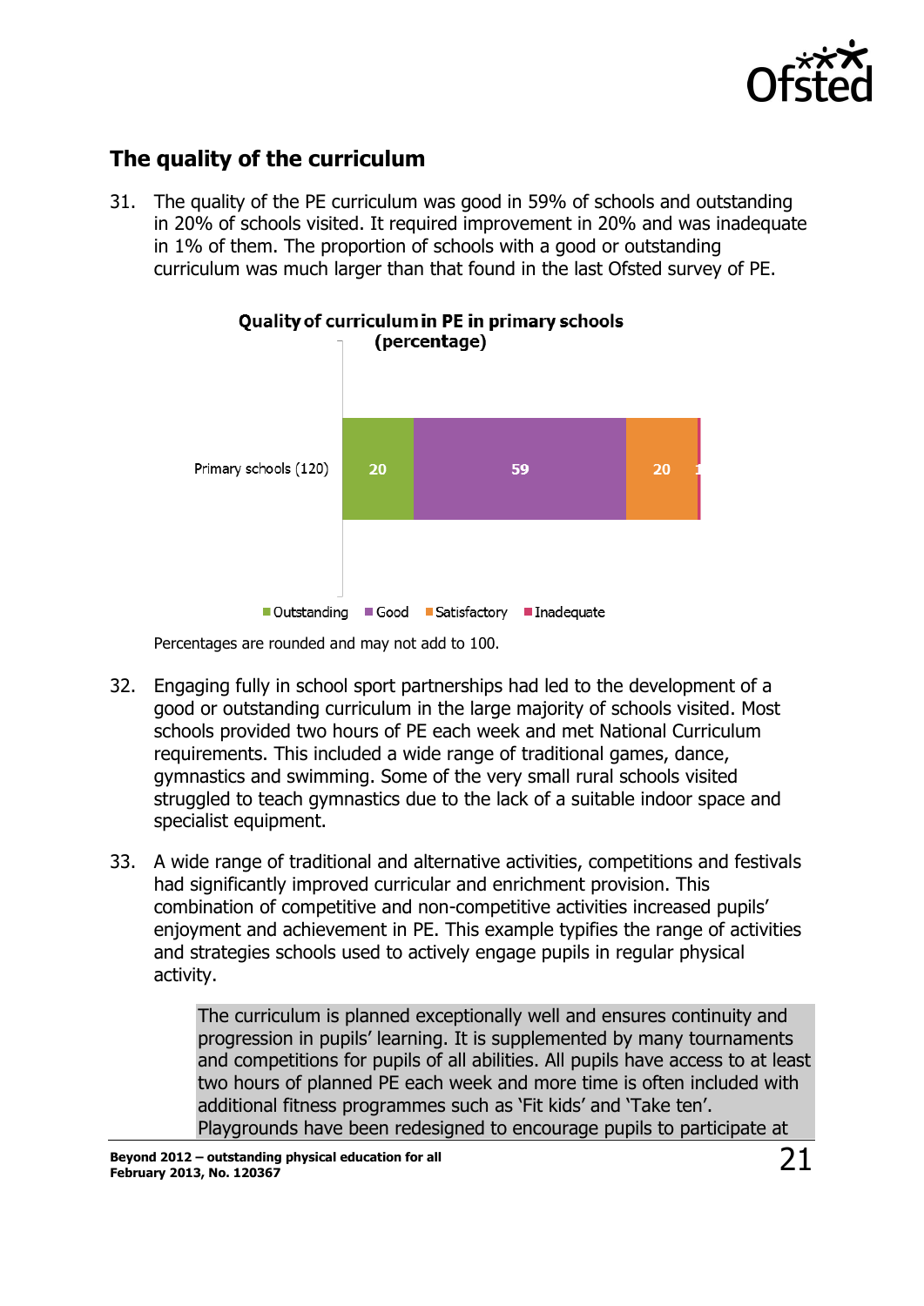## The quality of the curriculum

31. The quality of the PE curriculum was good in 59% of schools and outstanding in 20% of schools visited. It required improvement in 20% and was inadequate in 1% of them. The proportion of schools with a good or outstanding curriculum was much larger than that found in the last Ofsted survey of PE.

**Quality of curriculum in PE in primary schools (percentage)**

| | Outstanding | Good | Satisfactory | Inadequate |
|---|---|---|---|---|
| Primary schools (120) | 20 | 59 | 20 | 1 |

Percentages are rounded and may not add to 100.

32. Engaging fully in school sport partnerships had led to the development of a good or outstanding curriculum in the large majority of schools visited. Most schools provided two hours of PE each week and met National Curriculum requirements. This included a wide range of traditional games, dance, gymnastics and swimming. Some of the very small rural schools visited struggled to teach gymnastics due to the lack of a suitable indoor space and specialist equipment.

33. A wide range of traditional and alternative activities, competitions and festivals had significantly improved curricular and enrichment provision. This combination of competitive and non-competitive activities increased pupils' enjoyment and achievement in PE. This example typifies the range of activities and strategies schools used to actively engage pupils in regular physical activity.

> The curriculum is planned exceptionally well and ensures continuity and progression in pupils' learning. It is supplemented by many tournaments and competitions for pupils of all abilities. All pupils have access to at least two hours of planned PE each week and more time is often included with additional fitness programmes such as 'Fit kids' and 'Take ten'. Playgrounds have been redesigned to encourage pupils to participate at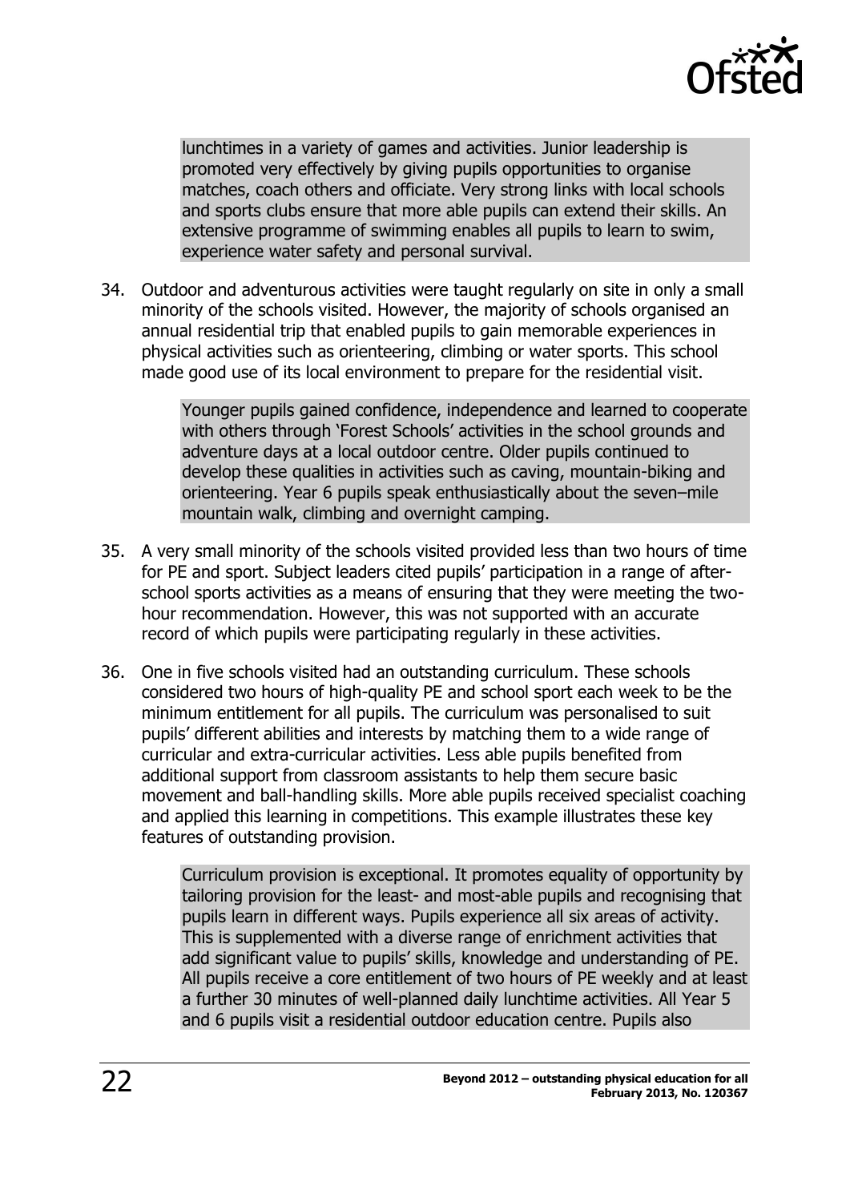> lunchtimes in a variety of games and activities. Junior leadership is promoted very effectively by giving pupils opportunities to organise matches, coach others and officiate. Very strong links with local schools and sports clubs ensure that more able pupils can extend their skills. An extensive programme of swimming enables all pupils to learn to swim, experience water safety and personal survival.

34. Outdoor and adventurous activities were taught regularly on site in only a small minority of the schools visited. However, the majority of schools organised an annual residential trip that enabled pupils to gain memorable experiences in physical activities such as orienteering, climbing or water sports. This school made good use of its local environment to prepare for the residential visit.

> Younger pupils gained confidence, independence and learned to cooperate with others through 'Forest Schools' activities in the school grounds and adventure days at a local outdoor centre. Older pupils continued to develop these qualities in activities such as caving, mountain-biking and orienteering. Year 6 pupils speak enthusiastically about the seven–mile mountain walk, climbing and overnight camping.

35. A very small minority of the schools visited provided less than two hours of time for PE and sport. Subject leaders cited pupils' participation in a range of after-school sports activities as a means of ensuring that they were meeting the two-hour recommendation. However, this was not supported with an accurate record of which pupils were participating regularly in these activities.

36. One in five schools visited had an outstanding curriculum. These schools considered two hours of high-quality PE and school sport each week to be the minimum entitlement for all pupils. The curriculum was personalised to suit pupils' different abilities and interests by matching them to a wide range of curricular and extra-curricular activities. Less able pupils benefited from additional support from classroom assistants to help them secure basic movement and ball-handling skills. More able pupils received specialist coaching and applied this learning in competitions. This example illustrates these key features of outstanding provision.

> Curriculum provision is exceptional. It promotes equality of opportunity by tailoring provision for the least- and most-able pupils and recognising that pupils learn in different ways. Pupils experience all six areas of activity. This is supplemented with a diverse range of enrichment activities that add significant value to pupils' skills, knowledge and understanding of PE. All pupils receive a core entitlement of two hours of PE weekly and at least a further 30 minutes of well-planned daily lunchtime activities. All Year 5 and 6 pupils visit a residential outdoor education centre. Pupils also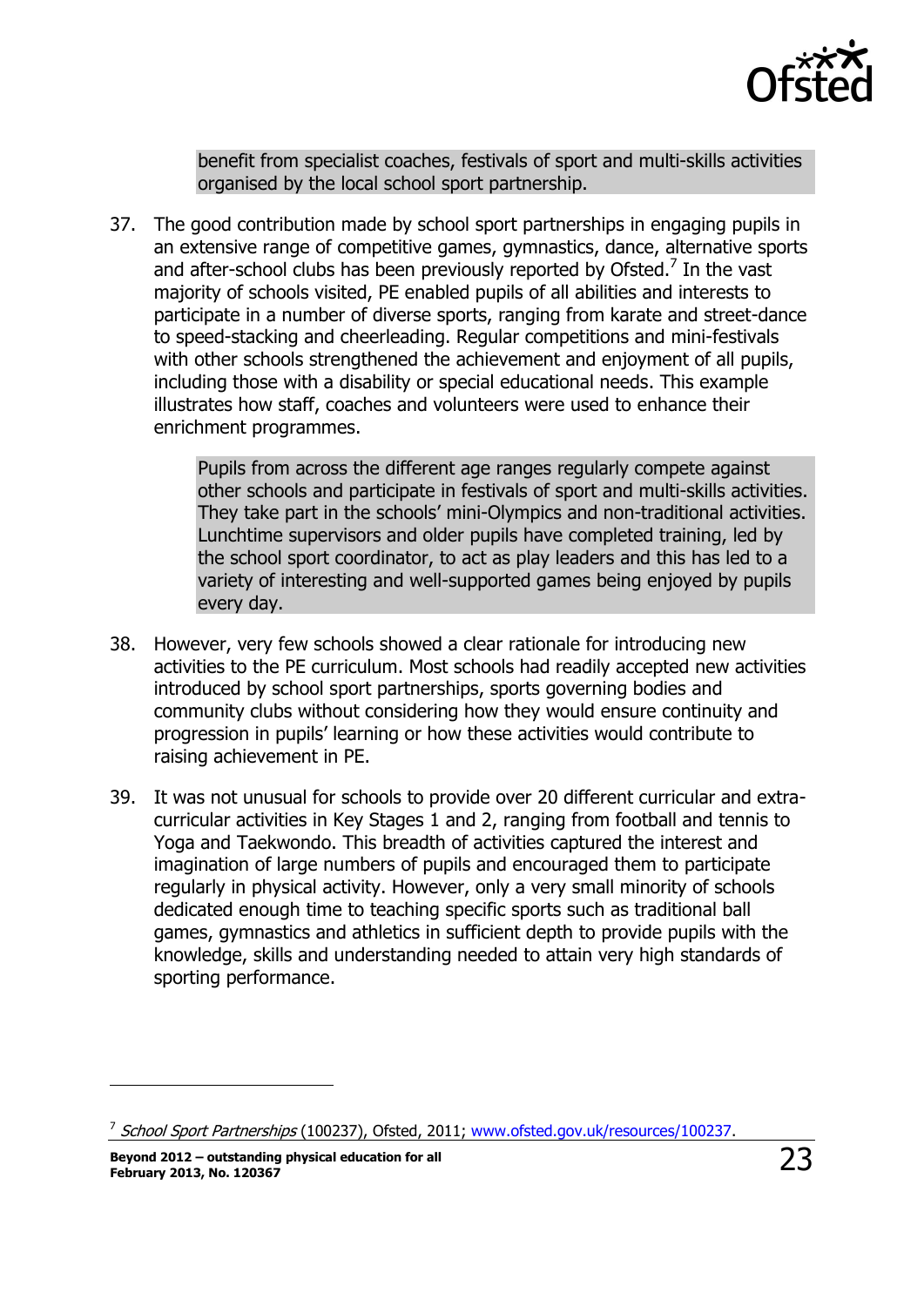> benefit from specialist coaches, festivals of sport and multi-skills activities organised by the local school sport partnership.

37. The good contribution made by school sport partnerships in engaging pupils in an extensive range of competitive games, gymnastics, dance, alternative sports and after-school clubs has been previously reported by Ofsted.[7] In the vast majority of schools visited, PE enabled pupils of all abilities and interests to participate in a number of diverse sports, ranging from karate and street-dance to speed-stacking and cheerleading. Regular competitions and mini-festivals with other schools strengthened the achievement and enjoyment of all pupils, including those with a disability or special educational needs. This example illustrates how staff, coaches and volunteers were used to enhance their enrichment programmes.

> Pupils from across the different age ranges regularly compete against other schools and participate in festivals of sport and multi-skills activities. They take part in the schools' mini-Olympics and non-traditional activities. Lunchtime supervisors and older pupils have completed training, led by the school sport coordinator, to act as play leaders and this has led to a variety of interesting and well-supported games being enjoyed by pupils every day.

38. However, very few schools showed a clear rationale for introducing new activities to the PE curriculum. Most schools had readily accepted new activities introduced by school sport partnerships, sports governing bodies and community clubs without considering how they would ensure continuity and progression in pupils' learning or how these activities would contribute to raising achievement in PE.

39. It was not unusual for schools to provide over 20 different curricular and extra-curricular activities in Key Stages 1 and 2, ranging from football and tennis to Yoga and Taekwondo. This breadth of activities captured the interest and imagination of large numbers of pupils and encouraged them to participate regularly in physical activity. However, only a very small minority of schools dedicated enough time to teaching specific sports such as traditional ball games, gymnastics and athletics in sufficient depth to provide pupils with the knowledge, skills and understanding needed to attain very high standards of sporting performance.

---

[7] *School Sport Partnerships* (100237), Ofsted, 2011; www.ofsted.gov.uk/resources/100237.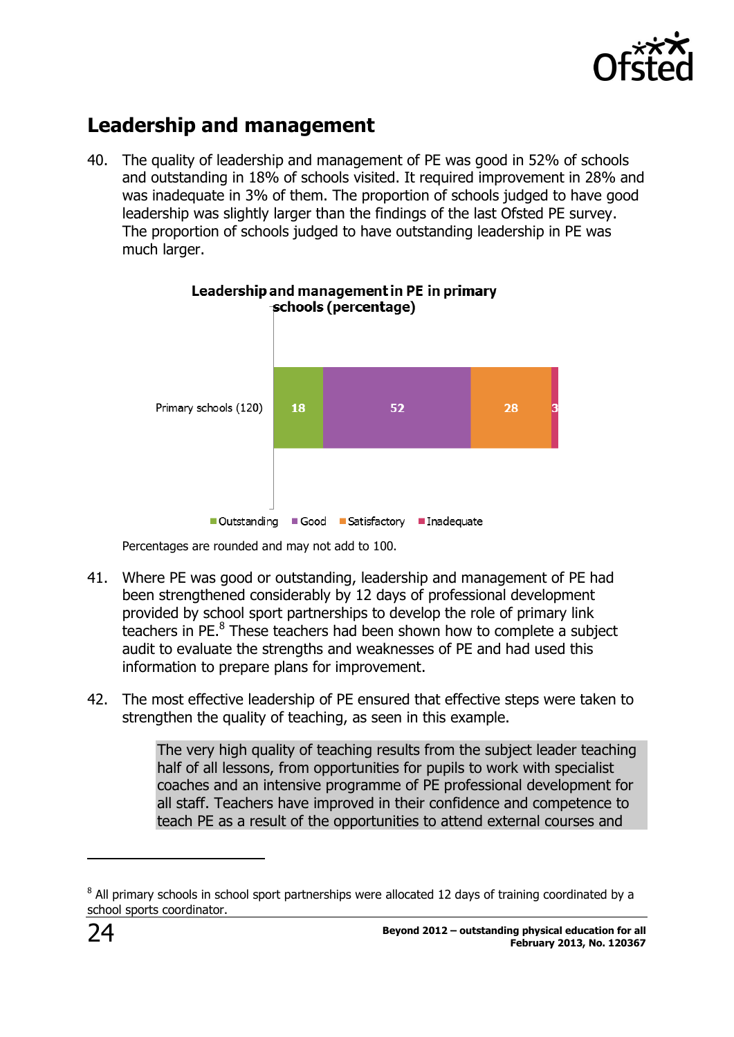## Leadership and management

40. The quality of leadership and management of PE was good in 52% of schools and outstanding in 18% of schools visited. It required improvement in 28% and was inadequate in 3% of them. The proportion of schools judged to have good leadership was slightly larger than the findings of the last Ofsted PE survey. The proportion of schools judged to have outstanding leadership in PE was much larger.

**Leadership and management in PE in primary schools (percentage)**

| | Outstanding | Good | Satisfactory | Inadequate |
|---|---|---|---|---|
| Primary schools (120) | 18 | 52 | 28 | 3 |

Percentages are rounded and may not add to 100.

41. Where PE was good or outstanding, leadership and management of PE had been strengthened considerably by 12 days of professional development provided by school sport partnerships to develop the role of primary link teachers in PE.[8] These teachers had been shown how to complete a subject audit to evaluate the strengths and weaknesses of PE and had used this information to prepare plans for improvement.

42. The most effective leadership of PE ensured that effective steps were taken to strengthen the quality of teaching, as seen in this example.

> The very high quality of teaching results from the subject leader teaching half of all lessons, from opportunities for pupils to work with specialist coaches and an intensive programme of PE professional development for all staff. Teachers have improved in their confidence and competence to teach PE as a result of the opportunities to attend external courses and

[8] All primary schools in school sport partnerships were allocated 12 days of training coordinated by a school sports coordinator.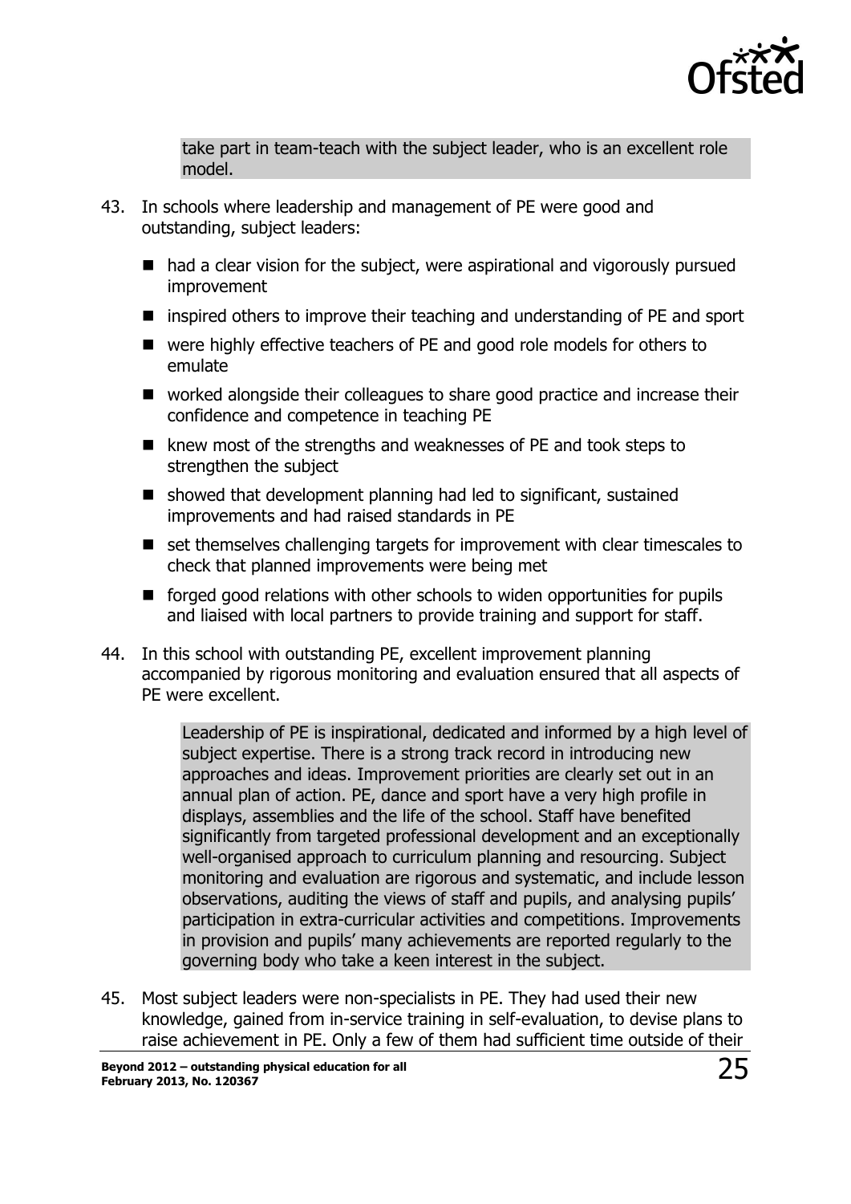> take part in team-teach with the subject leader, who is an excellent role model.

43. In schools where leadership and management of PE were good and outstanding, subject leaders:

    - had a clear vision for the subject, were aspirational and vigorously pursued improvement
    - inspired others to improve their teaching and understanding of PE and sport
    - were highly effective teachers of PE and good role models for others to emulate
    - worked alongside their colleagues to share good practice and increase their confidence and competence in teaching PE
    - knew most of the strengths and weaknesses of PE and took steps to strengthen the subject
    - showed that development planning had led to significant, sustained improvements and had raised standards in PE
    - set themselves challenging targets for improvement with clear timescales to check that planned improvements were being met
    - forged good relations with other schools to widen opportunities for pupils and liaised with local partners to provide training and support for staff.

44. In this school with outstanding PE, excellent improvement planning accompanied by rigorous monitoring and evaluation ensured that all aspects of PE were excellent.

> Leadership of PE is inspirational, dedicated and informed by a high level of subject expertise. There is a strong track record in introducing new approaches and ideas. Improvement priorities are clearly set out in an annual plan of action. PE, dance and sport have a very high profile in displays, assemblies and the life of the school. Staff have benefited significantly from targeted professional development and an exceptionally well-organised approach to curriculum planning and resourcing. Subject monitoring and evaluation are rigorous and systematic, and include lesson observations, auditing the views of staff and pupils, and analysing pupils' participation in extra-curricular activities and competitions. Improvements in provision and pupils' many achievements are reported regularly to the governing body who take a keen interest in the subject.

45. Most subject leaders were non-specialists in PE. They had used their new knowledge, gained from in-service training in self-evaluation, to devise plans to raise achievement in PE. Only a few of them had sufficient time outside of their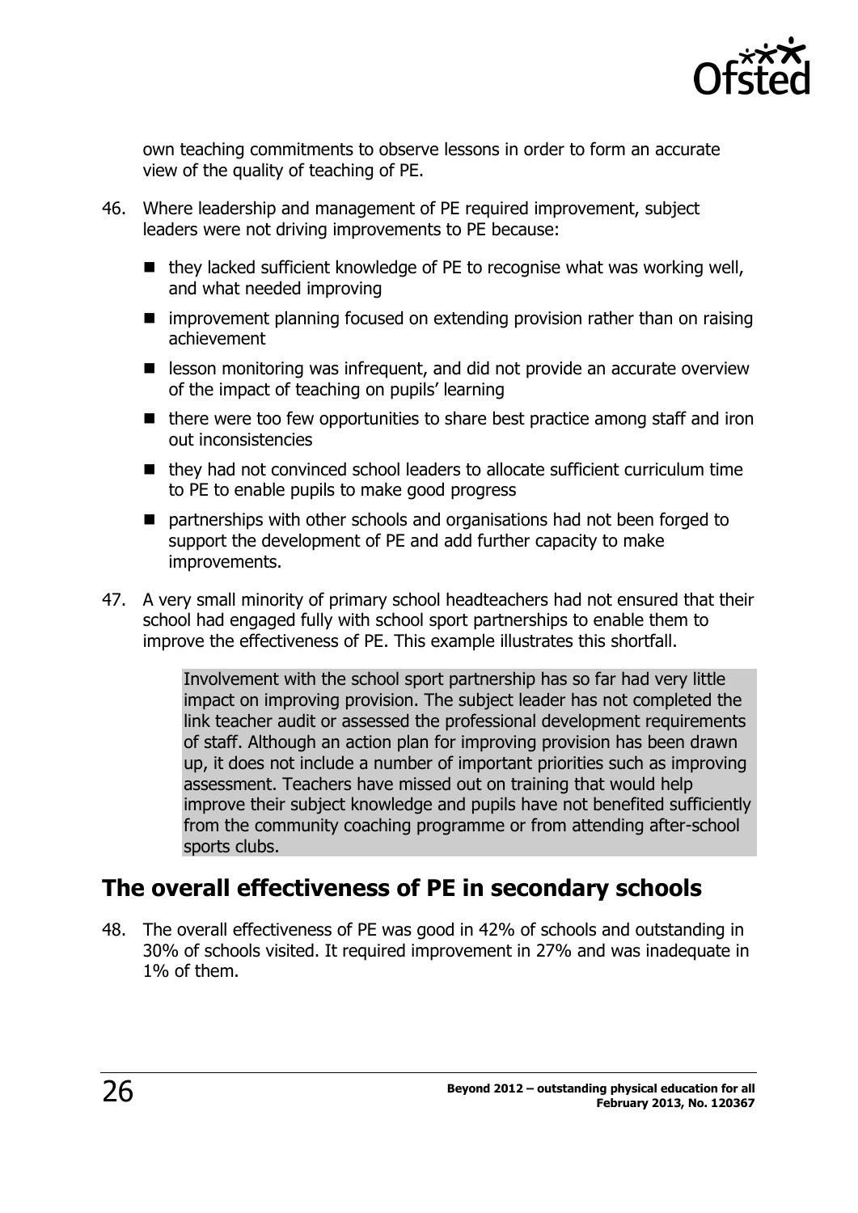own teaching commitments to observe lessons in order to form an accurate view of the quality of teaching of PE.

46. Where leadership and management of PE required improvement, subject leaders were not driving improvements to PE because:

   - they lacked sufficient knowledge of PE to recognise what was working well, and what needed improving
   - improvement planning focused on extending provision rather than on raising achievement
   - lesson monitoring was infrequent, and did not provide an accurate overview of the impact of teaching on pupils' learning
   - there were too few opportunities to share best practice among staff and iron out inconsistencies
   - they had not convinced school leaders to allocate sufficient curriculum time to PE to enable pupils to make good progress
   - partnerships with other schools and organisations had not been forged to support the development of PE and add further capacity to make improvements.

47. A very small minority of primary school headteachers had not ensured that their school had engaged fully with school sport partnerships to enable them to improve the effectiveness of PE. This example illustrates this shortfall.

> Involvement with the school sport partnership has so far had very little impact on improving provision. The subject leader has not completed the link teacher audit or assessed the professional development requirements of staff. Although an action plan for improving provision has been drawn up, it does not include a number of important priorities such as improving assessment. Teachers have missed out on training that would help improve their subject knowledge and pupils have not benefited sufficiently from the community coaching programme or from attending after-school sports clubs.

## The overall effectiveness of PE in secondary schools

48. The overall effectiveness of PE was good in 42% of schools and outstanding in 30% of schools visited. It required improvement in 27% and was inadequate in 1% of them.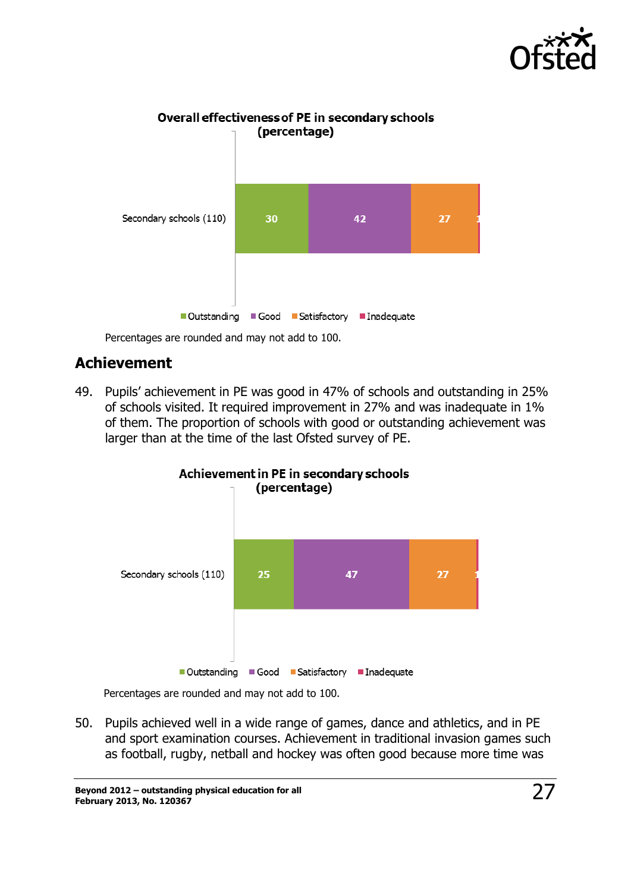**Overall effectiveness of PE in secondary schools (percentage)**

| | Outstanding | Good | Satisfactory | Inadequate |
|---|---|---|---|---|
| Secondary schools (110) | 30 | 42 | 27 | 1 |

Percentages are rounded and may not add to 100.

## Achievement

49. Pupils' achievement in PE was good in 47% of schools and outstanding in 25% of schools visited. It required improvement in 27% and was inadequate in 1% of them. The proportion of schools with good or outstanding achievement was larger than at the time of the last Ofsted survey of PE.

**Achievement in PE in secondary schools (percentage)**

| | Outstanding | Good | Satisfactory | Inadequate |
|---|---|---|---|---|
| Secondary schools (110) | 25 | 47 | 27 | 1 |

Percentages are rounded and may not add to 100.

50. Pupils achieved well in a wide range of games, dance and athletics, and in PE and sport examination courses. Achievement in traditional invasion games such as football, rugby, netball and hockey was often good because more time was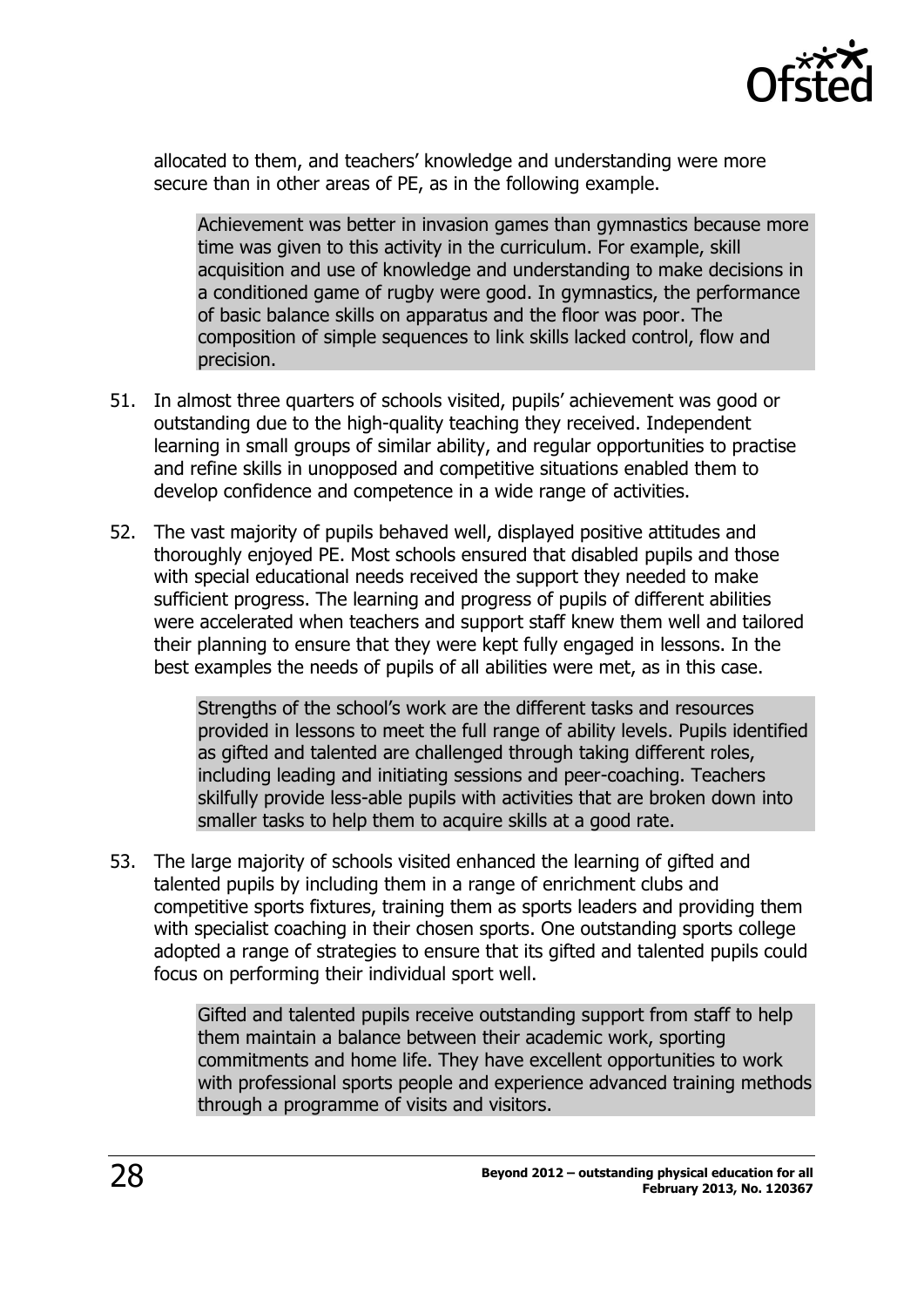allocated to them, and teachers' knowledge and understanding were more secure than in other areas of PE, as in the following example.

> Achievement was better in invasion games than gymnastics because more time was given to this activity in the curriculum. For example, skill acquisition and use of knowledge and understanding to make decisions in a conditioned game of rugby were good. In gymnastics, the performance of basic balance skills on apparatus and the floor was poor. The composition of simple sequences to link skills lacked control, flow and precision.

51. In almost three quarters of schools visited, pupils' achievement was good or outstanding due to the high-quality teaching they received. Independent learning in small groups of similar ability, and regular opportunities to practise and refine skills in unopposed and competitive situations enabled them to develop confidence and competence in a wide range of activities.

52. The vast majority of pupils behaved well, displayed positive attitudes and thoroughly enjoyed PE. Most schools ensured that disabled pupils and those with special educational needs received the support they needed to make sufficient progress. The learning and progress of pupils of different abilities were accelerated when teachers and support staff knew them well and tailored their planning to ensure that they were kept fully engaged in lessons. In the best examples the needs of pupils of all abilities were met, as in this case.

> Strengths of the school's work are the different tasks and resources provided in lessons to meet the full range of ability levels. Pupils identified as gifted and talented are challenged through taking different roles, including leading and initiating sessions and peer-coaching. Teachers skilfully provide less-able pupils with activities that are broken down into smaller tasks to help them to acquire skills at a good rate.

53. The large majority of schools visited enhanced the learning of gifted and talented pupils by including them in a range of enrichment clubs and competitive sports fixtures, training them as sports leaders and providing them with specialist coaching in their chosen sports. One outstanding sports college adopted a range of strategies to ensure that its gifted and talented pupils could focus on performing their individual sport well.

> Gifted and talented pupils receive outstanding support from staff to help them maintain a balance between their academic work, sporting commitments and home life. They have excellent opportunities to work with professional sports people and experience advanced training methods through a programme of visits and visitors.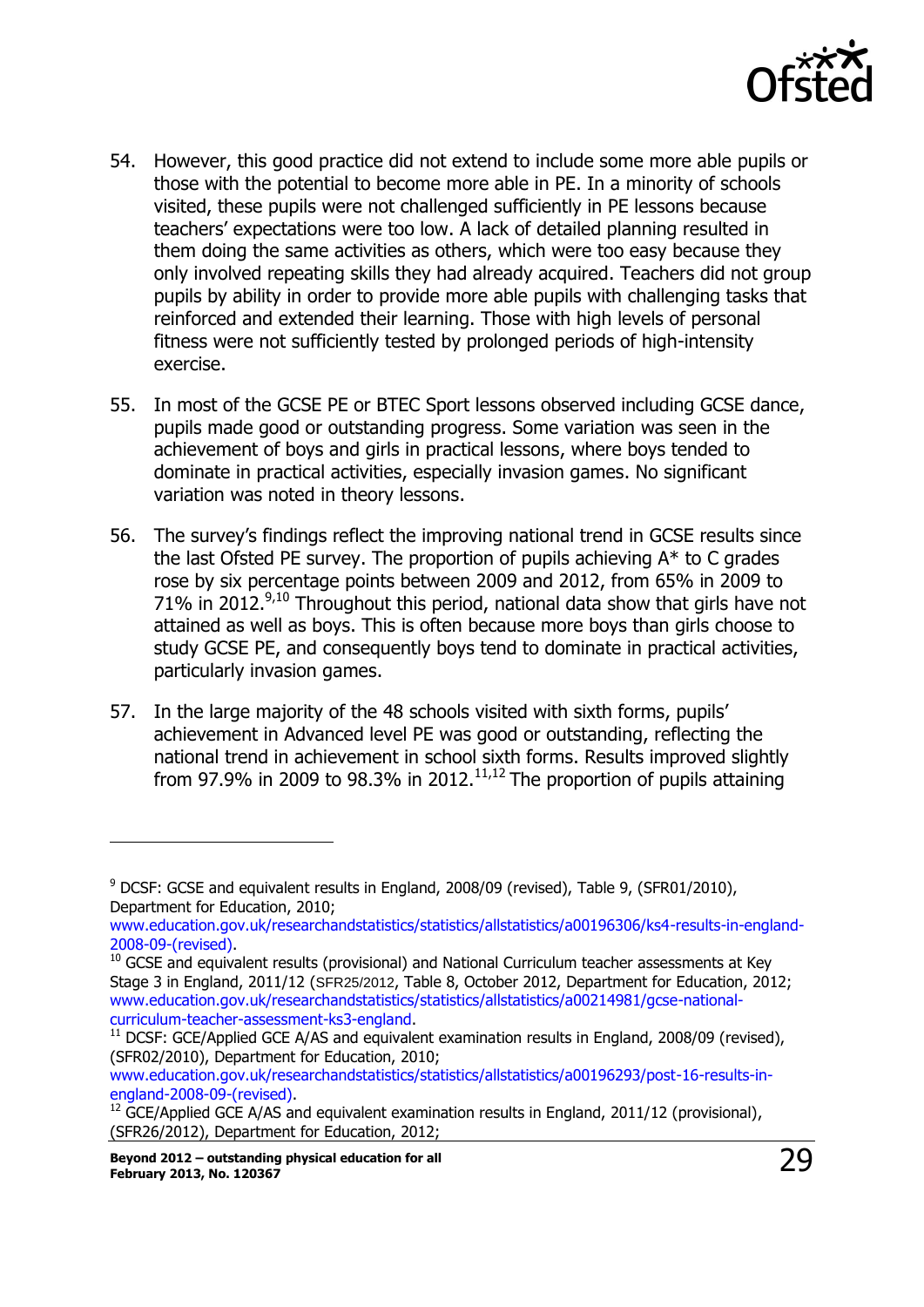54. However, this good practice did not extend to include some more able pupils or those with the potential to become more able in PE. In a minority of schools visited, these pupils were not challenged sufficiently in PE lessons because teachers' expectations were too low. A lack of detailed planning resulted in them doing the same activities as others, which were too easy because they only involved repeating skills they had already acquired. Teachers did not group pupils by ability in order to provide more able pupils with challenging tasks that reinforced and extended their learning. Those with high levels of personal fitness were not sufficiently tested by prolonged periods of high-intensity exercise.

55. In most of the GCSE PE or BTEC Sport lessons observed including GCSE dance, pupils made good or outstanding progress. Some variation was seen in the achievement of boys and girls in practical lessons, where boys tended to dominate in practical activities, especially invasion games. No significant variation was noted in theory lessons.

56. The survey's findings reflect the improving national trend in GCSE results since the last Ofsted PE survey. The proportion of pupils achieving A* to C grades rose by six percentage points between 2009 and 2012, from 65% in 2009 to 71% in 2012.[9,10] Throughout this period, national data show that girls have not attained as well as boys. This is often because more boys than girls choose to study GCSE PE, and consequently boys tend to dominate in practical activities, particularly invasion games.

57. In the large majority of the 48 schools visited with sixth forms, pupils' achievement in Advanced level PE was good or outstanding, reflecting the national trend in achievement in school sixth forms. Results improved slightly from 97.9% in 2009 to 98.3% in 2012.[11,12] The proportion of pupils attaining

---

[9] DCSF: GCSE and equivalent results in England, 2008/09 (revised), Table 9, (SFR01/2010), Department for Education, 2010; www.education.gov.uk/researchandstatistics/statistics/allstatistics/a00196306/ks4-results-in-england-2008-09-(revised).

[10] GCSE and equivalent results (provisional) and National Curriculum teacher assessments at Key Stage 3 in England, 2011/12 (SFR25/2012, Table 8, October 2012, Department for Education, 2012; www.education.gov.uk/researchandstatistics/statistics/allstatistics/a00214981/gcse-national-curriculum-teacher-assessment-ks3-england.

[11] DCSF: GCE/Applied GCE A/AS and equivalent examination results in England, 2008/09 (revised), (SFR02/2010), Department for Education, 2010; www.education.gov.uk/researchandstatistics/statistics/allstatistics/a00196293/post-16-results-in-england-2008-09-(revised).

[12] GCE/Applied GCE A/AS and equivalent examination results in England, 2011/12 (provisional), (SFR26/2012), Department for Education, 2012;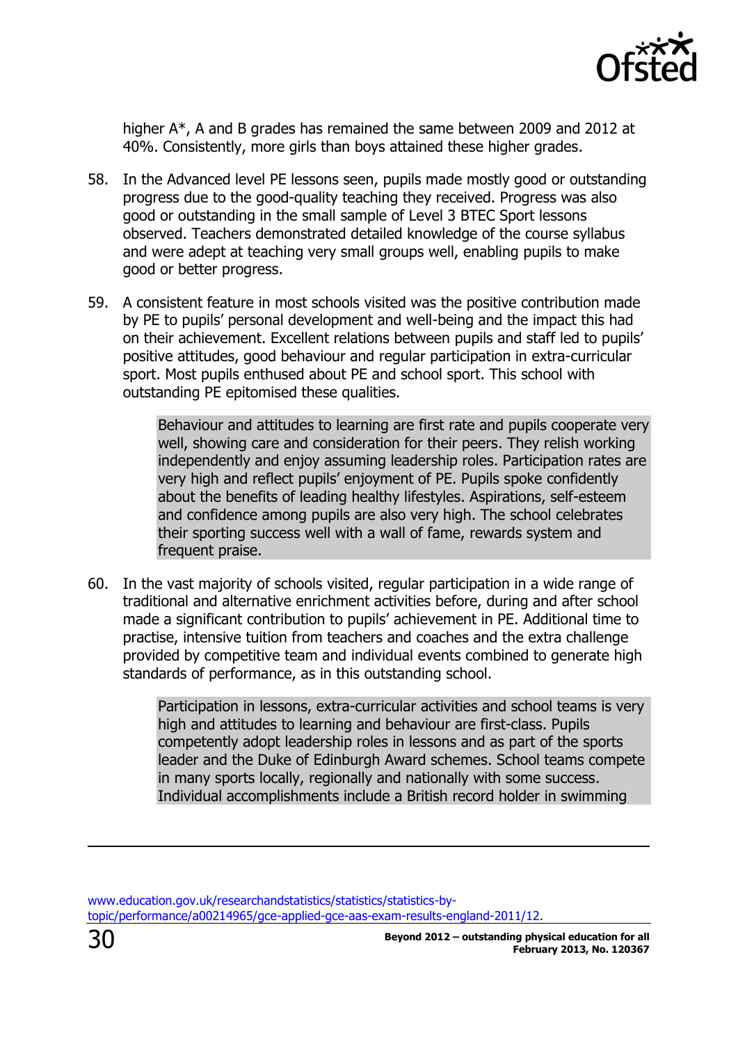higher A*, A and B grades has remained the same between 2009 and 2012 at 40%. Consistently, more girls than boys attained these higher grades.

58. In the Advanced level PE lessons seen, pupils made mostly good or outstanding progress due to the good-quality teaching they received. Progress was also good or outstanding in the small sample of Level 3 BTEC Sport lessons observed. Teachers demonstrated detailed knowledge of the course syllabus and were adept at teaching very small groups well, enabling pupils to make good or better progress.

59. A consistent feature in most schools visited was the positive contribution made by PE to pupils' personal development and well-being and the impact this had on their achievement. Excellent relations between pupils and staff led to pupils' positive attitudes, good behaviour and regular participation in extra-curricular sport. Most pupils enthused about PE and school sport. This school with outstanding PE epitomised these qualities.

> Behaviour and attitudes to learning are first rate and pupils cooperate very well, showing care and consideration for their peers. They relish working independently and enjoy assuming leadership roles. Participation rates are very high and reflect pupils' enjoyment of PE. Pupils spoke confidently about the benefits of leading healthy lifestyles. Aspirations, self-esteem and confidence among pupils are also very high. The school celebrates their sporting success well with a wall of fame, rewards system and frequent praise.

60. In the vast majority of schools visited, regular participation in a wide range of traditional and alternative enrichment activities before, during and after school made a significant contribution to pupils' achievement in PE. Additional time to practise, intensive tuition from teachers and coaches and the extra challenge provided by competitive team and individual events combined to generate high standards of performance, as in this outstanding school.

> Participation in lessons, extra-curricular activities and school teams is very high and attitudes to learning and behaviour are first-class. Pupils competently adopt leadership roles in lessons and as part of the sports leader and the Duke of Edinburgh Award schemes. School teams compete in many sports locally, regionally and nationally with some success. Individual accomplishments include a British record holder in swimming

---

www.education.gov.uk/researchandstatistics/statistics/statistics-by-topic/performance/a00214965/gce-applied-gce-aas-exam-results-england-2011/12.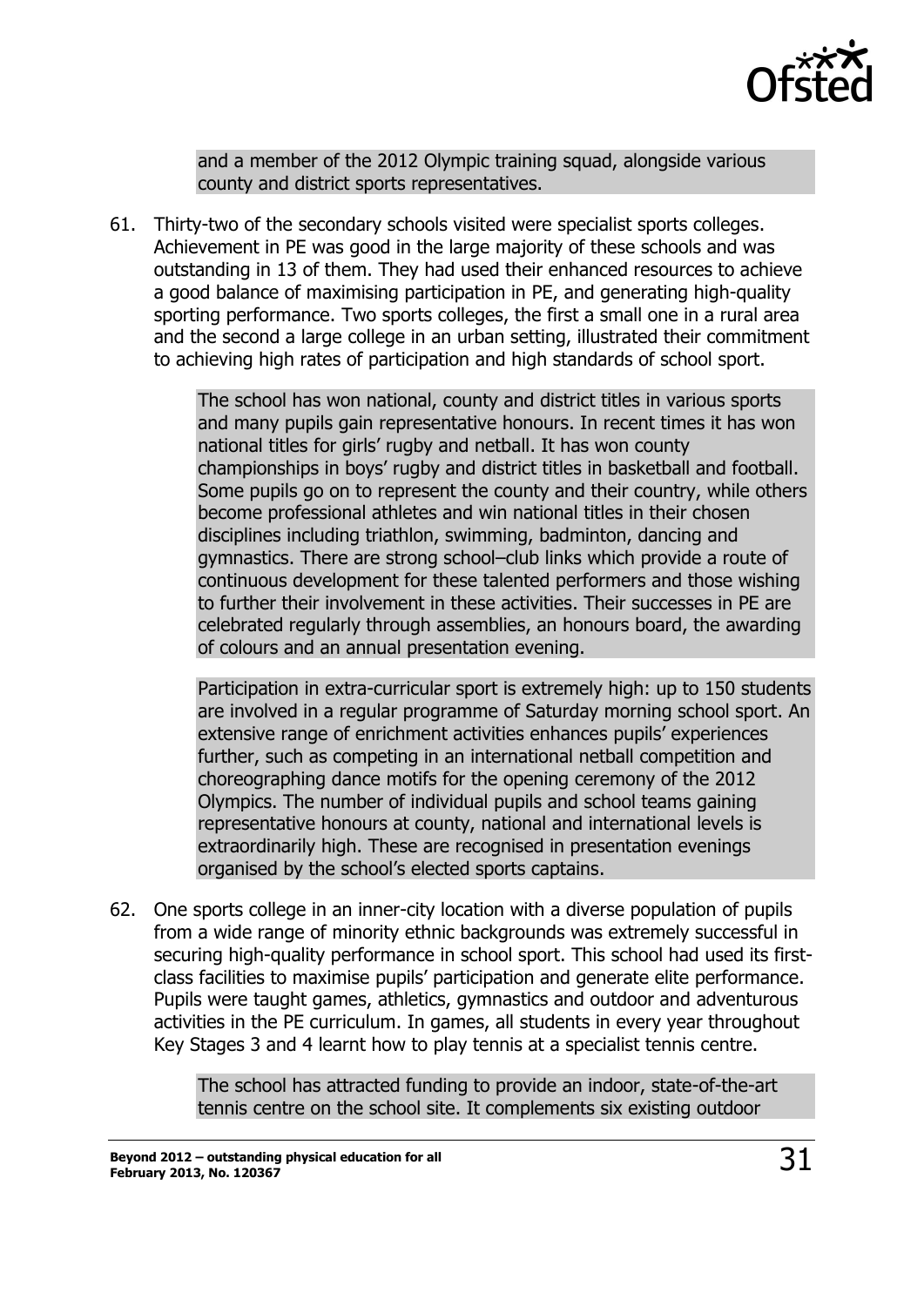and a member of the 2012 Olympic training squad, alongside various county and district sports representatives.

61. Thirty-two of the secondary schools visited were specialist sports colleges. Achievement in PE was good in the large majority of these schools and was outstanding in 13 of them. They had used their enhanced resources to achieve a good balance of maximising participation in PE, and generating high-quality sporting performance. Two sports colleges, the first a small one in a rural area and the second a large college in an urban setting, illustrated their commitment to achieving high rates of participation and high standards of school sport.

> The school has won national, county and district titles in various sports and many pupils gain representative honours. In recent times it has won national titles for girls' rugby and netball. It has won county championships in boys' rugby and district titles in basketball and football. Some pupils go on to represent the county and their country, while others become professional athletes and win national titles in their chosen disciplines including triathlon, swimming, badminton, dancing and gymnastics. There are strong school–club links which provide a route of continuous development for these talented performers and those wishing to further their involvement in these activities. Their successes in PE are celebrated regularly through assemblies, an honours board, the awarding of colours and an annual presentation evening.

> Participation in extra-curricular sport is extremely high: up to 150 students are involved in a regular programme of Saturday morning school sport. An extensive range of enrichment activities enhances pupils' experiences further, such as competing in an international netball competition and choreographing dance motifs for the opening ceremony of the 2012 Olympics. The number of individual pupils and school teams gaining representative honours at county, national and international levels is extraordinarily high. These are recognised in presentation evenings organised by the school's elected sports captains.

62. One sports college in an inner-city location with a diverse population of pupils from a wide range of minority ethnic backgrounds was extremely successful in securing high-quality performance in school sport. This school had used its first-class facilities to maximise pupils' participation and generate elite performance. Pupils were taught games, athletics, gymnastics and outdoor and adventurous activities in the PE curriculum. In games, all students in every year throughout Key Stages 3 and 4 learnt how to play tennis at a specialist tennis centre.

> The school has attracted funding to provide an indoor, state-of-the-art tennis centre on the school site. It complements six existing outdoor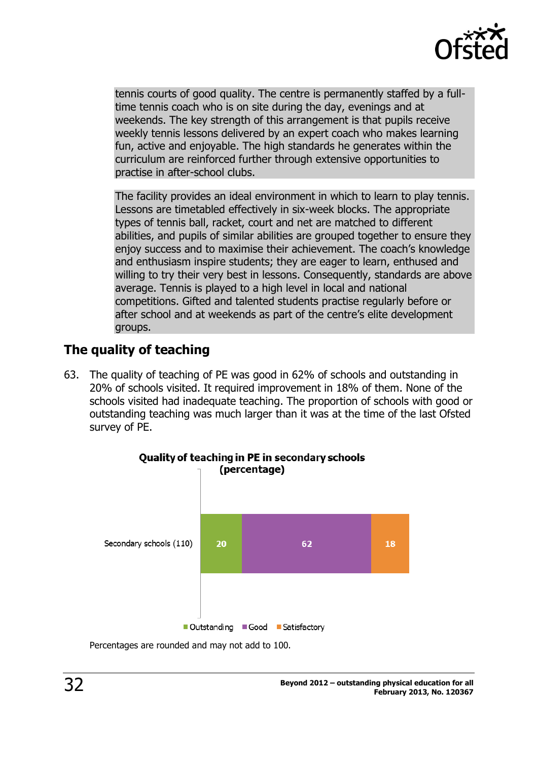tennis courts of good quality. The centre is permanently staffed by a full-time tennis coach who is on site during the day, evenings and at weekends. The key strength of this arrangement is that pupils receive weekly tennis lessons delivered by an expert coach who makes learning fun, active and enjoyable. The high standards he generates within the curriculum are reinforced further through extensive opportunities to practise in after-school clubs.

The facility provides an ideal environment in which to learn to play tennis. Lessons are timetabled effectively in six-week blocks. The appropriate types of tennis ball, racket, court and net are matched to different abilities, and pupils of similar abilities are grouped together to ensure they enjoy success and to maximise their achievement. The coach's knowledge and enthusiasm inspire students; they are eager to learn, enthused and willing to try their very best in lessons. Consequently, standards are above average. Tennis is played to a high level in local and national competitions. Gifted and talented students practise regularly before or after school and at weekends as part of the centre's elite development groups.

## The quality of teaching

63. The quality of teaching of PE was good in 62% of schools and outstanding in 20% of schools visited. It required improvement in 18% of them. None of the schools visited had inadequate teaching. The proportion of schools with good or outstanding teaching was much larger than it was at the time of the last Ofsted survey of PE.

**Quality of teaching in PE in secondary schools (percentage)**

| | Outstanding | Good | Satisfactory |
|---|---|---|---|
| Secondary schools (110) | 20 | 62 | 18 |

Percentages are rounded and may not add to 100.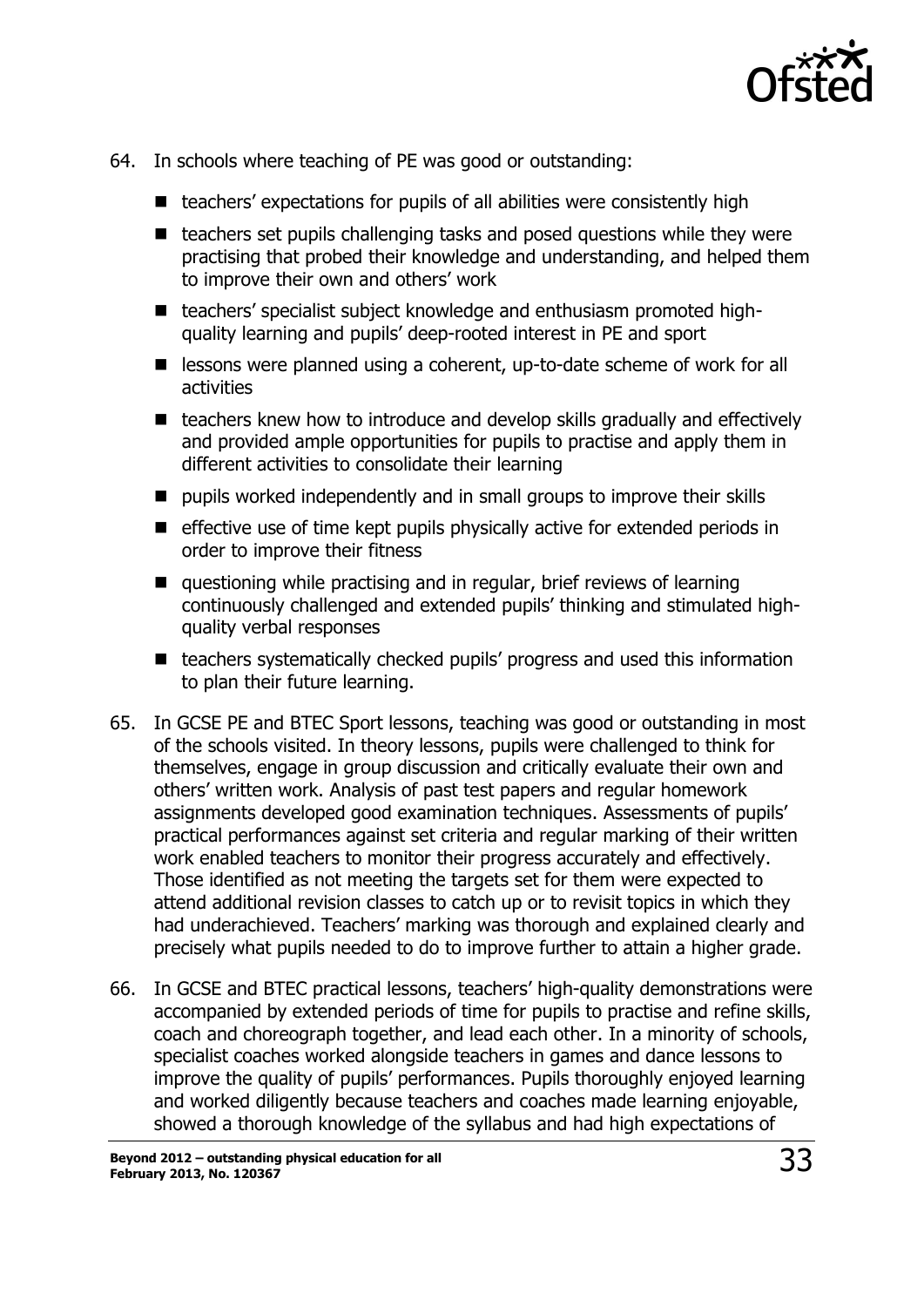64. In schools where teaching of PE was good or outstanding:

    - teachers' expectations for pupils of all abilities were consistently high
    - teachers set pupils challenging tasks and posed questions while they were practising that probed their knowledge and understanding, and helped them to improve their own and others' work
    - teachers' specialist subject knowledge and enthusiasm promoted high-quality learning and pupils' deep-rooted interest in PE and sport
    - lessons were planned using a coherent, up-to-date scheme of work for all activities
    - teachers knew how to introduce and develop skills gradually and effectively and provided ample opportunities for pupils to practise and apply them in different activities to consolidate their learning
    - pupils worked independently and in small groups to improve their skills
    - effective use of time kept pupils physically active for extended periods in order to improve their fitness
    - questioning while practising and in regular, brief reviews of learning continuously challenged and extended pupils' thinking and stimulated high-quality verbal responses
    - teachers systematically checked pupils' progress and used this information to plan their future learning.

65. In GCSE PE and BTEC Sport lessons, teaching was good or outstanding in most of the schools visited. In theory lessons, pupils were challenged to think for themselves, engage in group discussion and critically evaluate their own and others' written work. Analysis of past test papers and regular homework assignments developed good examination techniques. Assessments of pupils' practical performances against set criteria and regular marking of their written work enabled teachers to monitor their progress accurately and effectively. Those identified as not meeting the targets set for them were expected to attend additional revision classes to catch up or to revisit topics in which they had underachieved. Teachers' marking was thorough and explained clearly and precisely what pupils needed to do to improve further to attain a higher grade.

66. In GCSE and BTEC practical lessons, teachers' high-quality demonstrations were accompanied by extended periods of time for pupils to practise and refine skills, coach and choreograph together, and lead each other. In a minority of schools, specialist coaches worked alongside teachers in games and dance lessons to improve the quality of pupils' performances. Pupils thoroughly enjoyed learning and worked diligently because teachers and coaches made learning enjoyable, showed a thorough knowledge of the syllabus and had high expectations of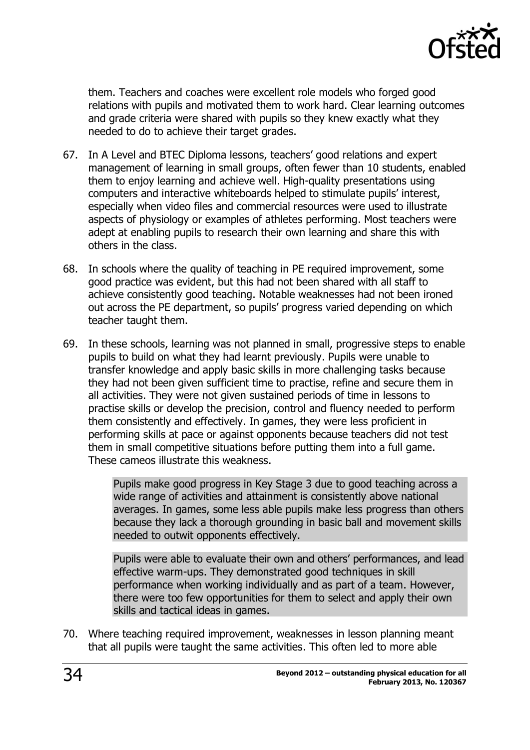them. Teachers and coaches were excellent role models who forged good relations with pupils and motivated them to work hard. Clear learning outcomes and grade criteria were shared with pupils so they knew exactly what they needed to do to achieve their target grades.

67. In A Level and BTEC Diploma lessons, teachers' good relations and expert management of learning in small groups, often fewer than 10 students, enabled them to enjoy learning and achieve well. High-quality presentations using computers and interactive whiteboards helped to stimulate pupils' interest, especially when video files and commercial resources were used to illustrate aspects of physiology or examples of athletes performing. Most teachers were adept at enabling pupils to research their own learning and share this with others in the class.

68. In schools where the quality of teaching in PE required improvement, some good practice was evident, but this had not been shared with all staff to achieve consistently good teaching. Notable weaknesses had not been ironed out across the PE department, so pupils' progress varied depending on which teacher taught them.

69. In these schools, learning was not planned in small, progressive steps to enable pupils to build on what they had learnt previously. Pupils were unable to transfer knowledge and apply basic skills in more challenging tasks because they had not been given sufficient time to practise, refine and secure them in all activities. They were not given sustained periods of time in lessons to practise skills or develop the precision, control and fluency needed to perform them consistently and effectively. In games, they were less proficient in performing skills at pace or against opponents because teachers did not test them in small competitive situations before putting them into a full game. These cameos illustrate this weakness.

> Pupils make good progress in Key Stage 3 due to good teaching across a wide range of activities and attainment is consistently above national averages. In games, some less able pupils make less progress than others because they lack a thorough grounding in basic ball and movement skills needed to outwit opponents effectively.

> Pupils were able to evaluate their own and others' performances, and lead effective warm-ups. They demonstrated good techniques in skill performance when working individually and as part of a team. However, there were too few opportunities for them to select and apply their own skills and tactical ideas in games.

70. Where teaching required improvement, weaknesses in lesson planning meant that all pupils were taught the same activities. This often led to more able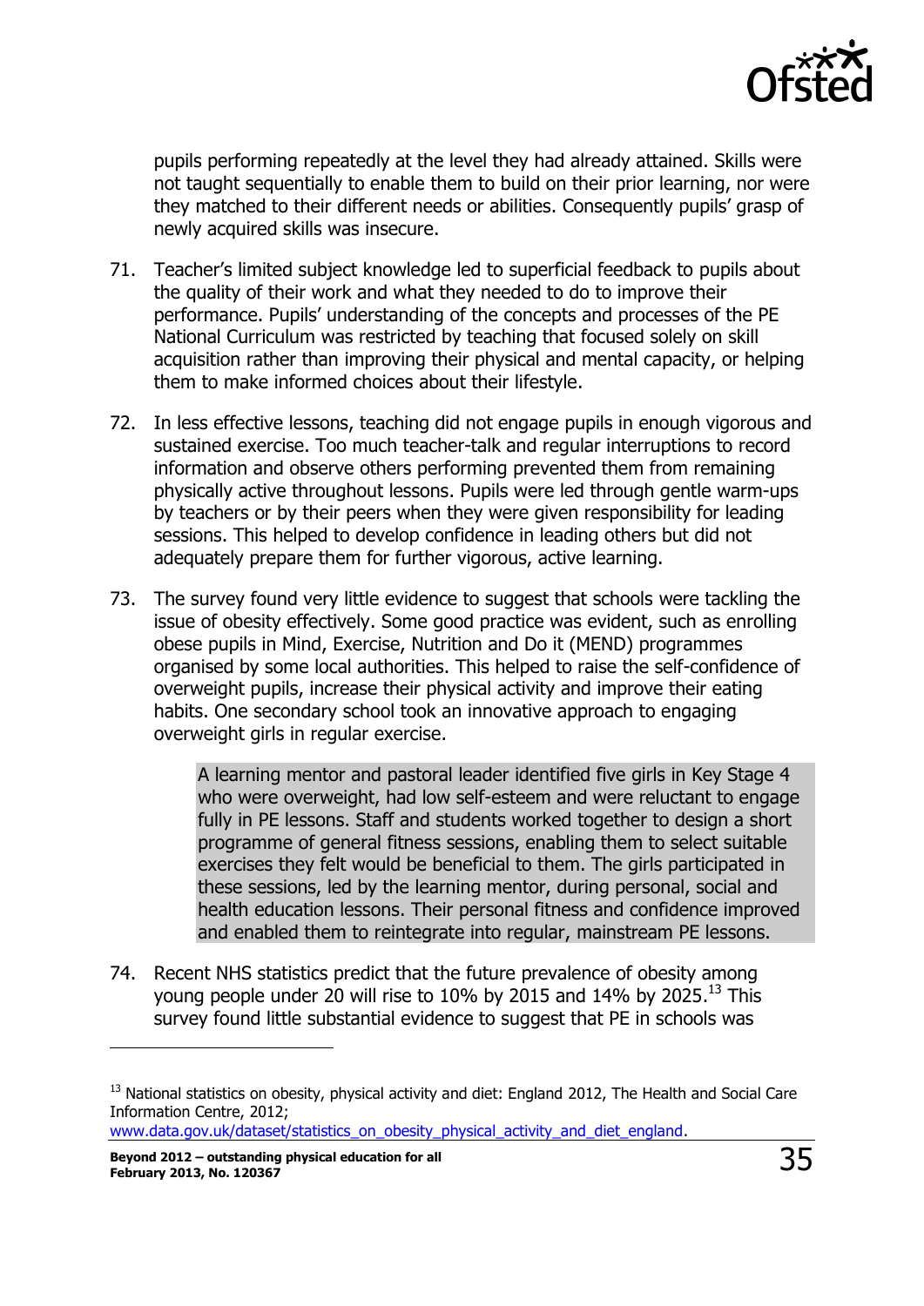pupils performing repeatedly at the level they had already attained. Skills were not taught sequentially to enable them to build on their prior learning, nor were they matched to their different needs or abilities. Consequently pupils' grasp of newly acquired skills was insecure.

71. Teacher's limited subject knowledge led to superficial feedback to pupils about the quality of their work and what they needed to do to improve their performance. Pupils' understanding of the concepts and processes of the PE National Curriculum was restricted by teaching that focused solely on skill acquisition rather than improving their physical and mental capacity, or helping them to make informed choices about their lifestyle.

72. In less effective lessons, teaching did not engage pupils in enough vigorous and sustained exercise. Too much teacher-talk and regular interruptions to record information and observe others performing prevented them from remaining physically active throughout lessons. Pupils were led through gentle warm-ups by teachers or by their peers when they were given responsibility for leading sessions. This helped to develop confidence in leading others but did not adequately prepare them for further vigorous, active learning.

73. The survey found very little evidence to suggest that schools were tackling the issue of obesity effectively. Some good practice was evident, such as enrolling obese pupils in Mind, Exercise, Nutrition and Do it (MEND) programmes organised by some local authorities. This helped to raise the self-confidence of overweight pupils, increase their physical activity and improve their eating habits. One secondary school took an innovative approach to engaging overweight girls in regular exercise.

> A learning mentor and pastoral leader identified five girls in Key Stage 4 who were overweight, had low self-esteem and were reluctant to engage fully in PE lessons. Staff and students worked together to design a short programme of general fitness sessions, enabling them to select suitable exercises they felt would be beneficial to them. The girls participated in these sessions, led by the learning mentor, during personal, social and health education lessons. Their personal fitness and confidence improved and enabled them to reintegrate into regular, mainstream PE lessons.

74. Recent NHS statistics predict that the future prevalence of obesity among young people under 20 will rise to 10% by 2015 and 14% by 2025.[13] This survey found little substantial evidence to suggest that PE in schools was

[13] National statistics on obesity, physical activity and diet: England 2012, The Health and Social Care Information Centre, 2012; www.data.gov.uk/dataset/statistics_on_obesity_physical_activity_and_diet_england.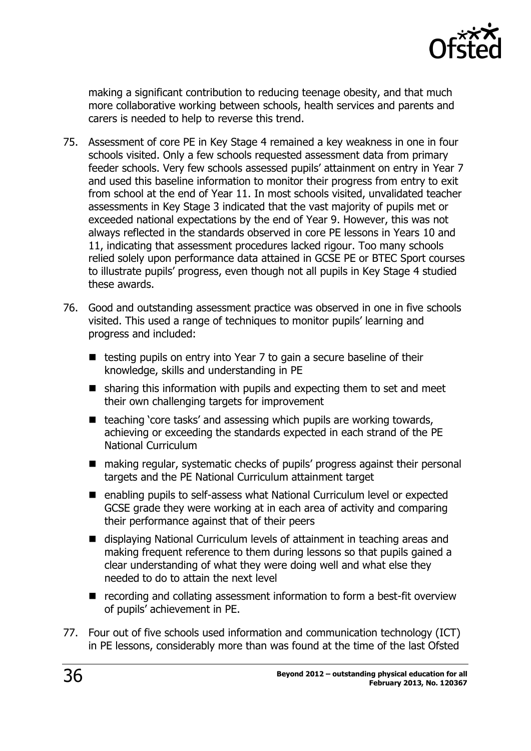making a significant contribution to reducing teenage obesity, and that much more collaborative working between schools, health services and parents and carers is needed to help to reverse this trend.

75. Assessment of core PE in Key Stage 4 remained a key weakness in one in four schools visited. Only a few schools requested assessment data from primary feeder schools. Very few schools assessed pupils' attainment on entry in Year 7 and used this baseline information to monitor their progress from entry to exit from school at the end of Year 11. In most schools visited, unvalidated teacher assessments in Key Stage 3 indicated that the vast majority of pupils met or exceeded national expectations by the end of Year 9. However, this was not always reflected in the standards observed in core PE lessons in Years 10 and 11, indicating that assessment procedures lacked rigour. Too many schools relied solely upon performance data attained in GCSE PE or BTEC Sport courses to illustrate pupils' progress, even though not all pupils in Key Stage 4 studied these awards.

76. Good and outstanding assessment practice was observed in one in five schools visited. This used a range of techniques to monitor pupils' learning and progress and included:

   - testing pupils on entry into Year 7 to gain a secure baseline of their knowledge, skills and understanding in PE
   - sharing this information with pupils and expecting them to set and meet their own challenging targets for improvement
   - teaching 'core tasks' and assessing which pupils are working towards, achieving or exceeding the standards expected in each strand of the PE National Curriculum
   - making regular, systematic checks of pupils' progress against their personal targets and the PE National Curriculum attainment target
   - enabling pupils to self-assess what National Curriculum level or expected GCSE grade they were working at in each area of activity and comparing their performance against that of their peers
   - displaying National Curriculum levels of attainment in teaching areas and making frequent reference to them during lessons so that pupils gained a clear understanding of what they were doing well and what else they needed to do to attain the next level
   - recording and collating assessment information to form a best-fit overview of pupils' achievement in PE.

77. Four out of five schools used information and communication technology (ICT) in PE lessons, considerably more than was found at the time of the last Ofsted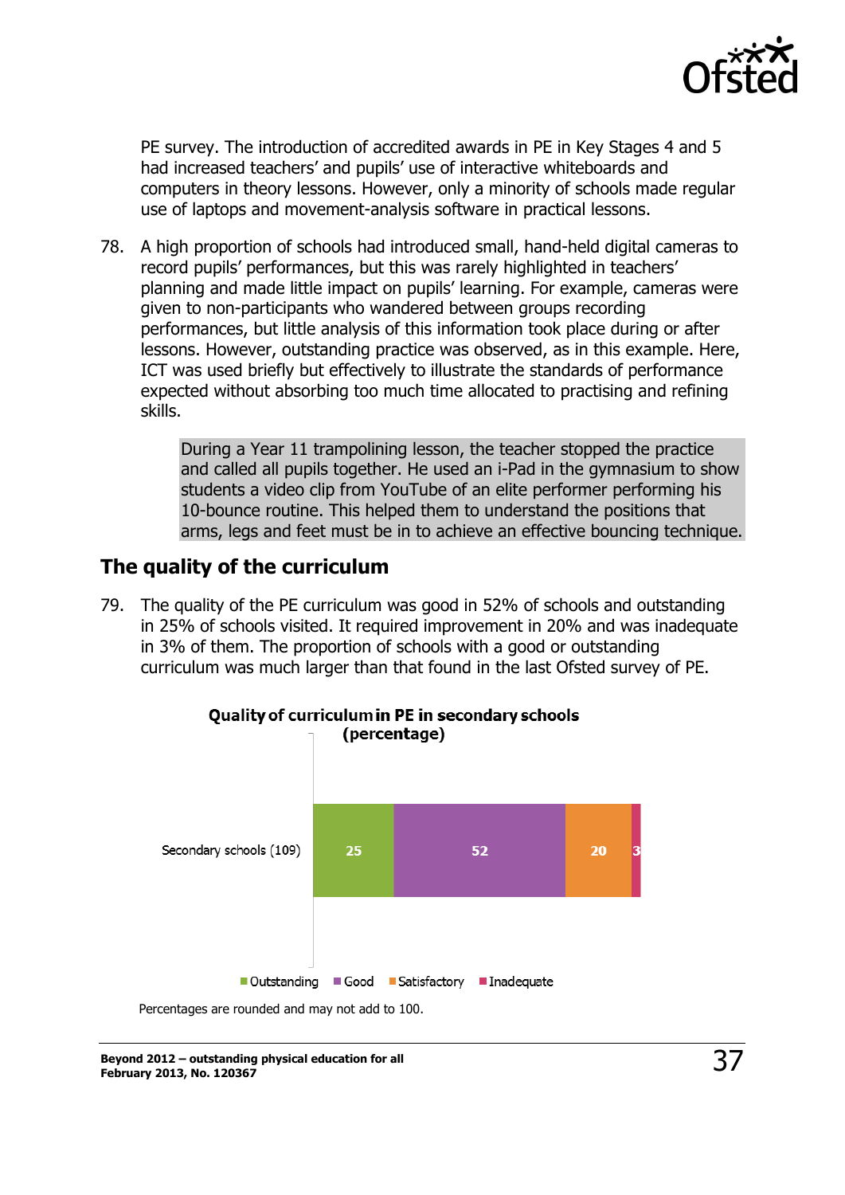PE survey. The introduction of accredited awards in PE in Key Stages 4 and 5 had increased teachers' and pupils' use of interactive whiteboards and computers in theory lessons. However, only a minority of schools made regular use of laptops and movement-analysis software in practical lessons.

78. A high proportion of schools had introduced small, hand-held digital cameras to record pupils' performances, but this was rarely highlighted in teachers' planning and made little impact on pupils' learning. For example, cameras were given to non-participants who wandered between groups recording performances, but little analysis of this information took place during or after lessons. However, outstanding practice was observed, as in this example. Here, ICT was used briefly but effectively to illustrate the standards of performance expected without absorbing too much time allocated to practising and refining skills.

> During a Year 11 trampolining lesson, the teacher stopped the practice and called all pupils together. He used an i-Pad in the gymnasium to show students a video clip from YouTube of an elite performer performing his 10-bounce routine. This helped them to understand the positions that arms, legs and feet must be in to achieve an effective bouncing technique.

## The quality of the curriculum

79. The quality of the PE curriculum was good in 52% of schools and outstanding in 25% of schools visited. It required improvement in 20% and was inadequate in 3% of them. The proportion of schools with a good or outstanding curriculum was much larger than that found in the last Ofsted survey of PE.

**Quality of curriculum in PE in secondary schools (percentage)**

| | Outstanding | Good | Satisfactory | Inadequate |
|---|---|---|---|---|
| Secondary schools (109) | 25 | 52 | 20 | 3 |

Percentages are rounded and may not add to 100.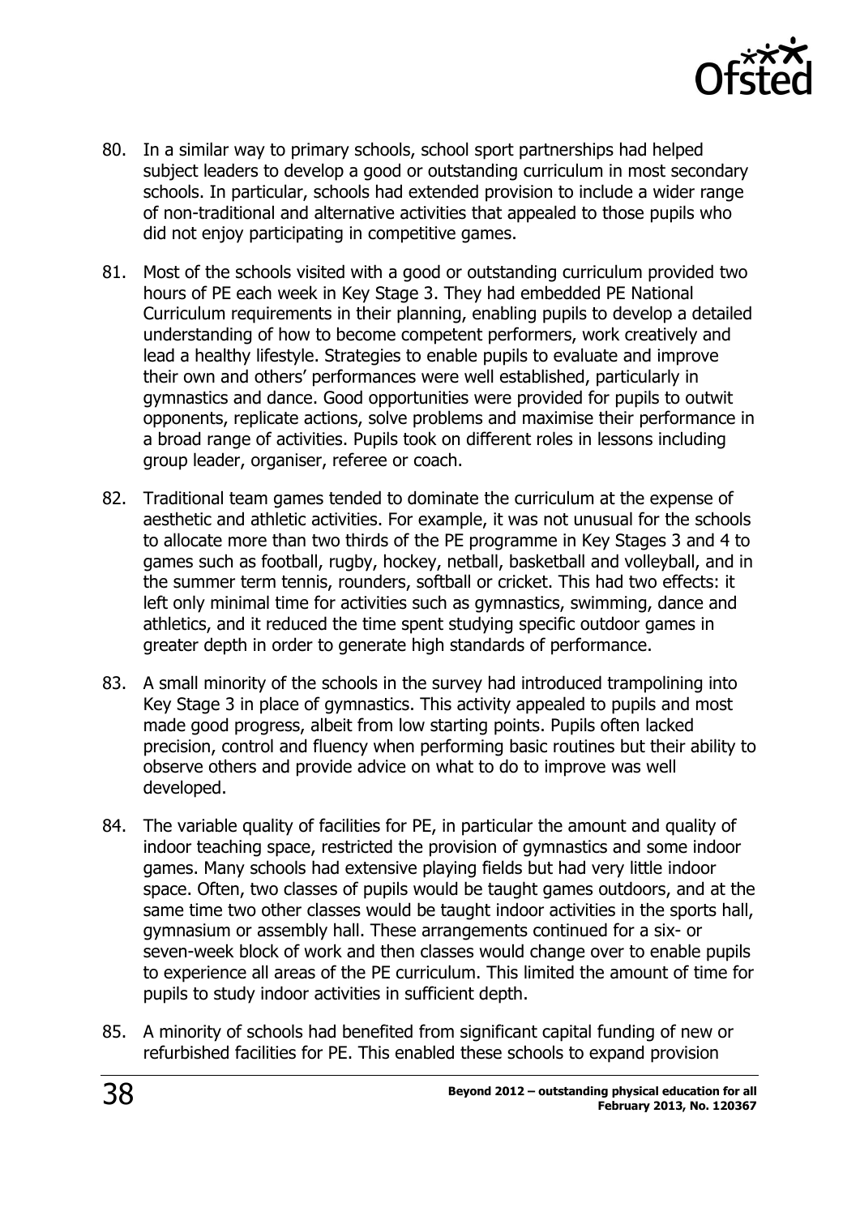80. In a similar way to primary schools, school sport partnerships had helped subject leaders to develop a good or outstanding curriculum in most secondary schools. In particular, schools had extended provision to include a wider range of non-traditional and alternative activities that appealed to those pupils who did not enjoy participating in competitive games.

81. Most of the schools visited with a good or outstanding curriculum provided two hours of PE each week in Key Stage 3. They had embedded PE National Curriculum requirements in their planning, enabling pupils to develop a detailed understanding of how to become competent performers, work creatively and lead a healthy lifestyle. Strategies to enable pupils to evaluate and improve their own and others' performances were well established, particularly in gymnastics and dance. Good opportunities were provided for pupils to outwit opponents, replicate actions, solve problems and maximise their performance in a broad range of activities. Pupils took on different roles in lessons including group leader, organiser, referee or coach.

82. Traditional team games tended to dominate the curriculum at the expense of aesthetic and athletic activities. For example, it was not unusual for the schools to allocate more than two thirds of the PE programme in Key Stages 3 and 4 to games such as football, rugby, hockey, netball, basketball and volleyball, and in the summer term tennis, rounders, softball or cricket. This had two effects: it left only minimal time for activities such as gymnastics, swimming, dance and athletics, and it reduced the time spent studying specific outdoor games in greater depth in order to generate high standards of performance.

83. A small minority of the schools in the survey had introduced trampolining into Key Stage 3 in place of gymnastics. This activity appealed to pupils and most made good progress, albeit from low starting points. Pupils often lacked precision, control and fluency when performing basic routines but their ability to observe others and provide advice on what to do to improve was well developed.

84. The variable quality of facilities for PE, in particular the amount and quality of indoor teaching space, restricted the provision of gymnastics and some indoor games. Many schools had extensive playing fields but had very little indoor space. Often, two classes of pupils would be taught games outdoors, and at the same time two other classes would be taught indoor activities in the sports hall, gymnasium or assembly hall. These arrangements continued for a six- or seven-week block of work and then classes would change over to enable pupils to experience all areas of the PE curriculum. This limited the amount of time for pupils to study indoor activities in sufficient depth.

85. A minority of schools had benefited from significant capital funding of new or refurbished facilities for PE. This enabled these schools to expand provision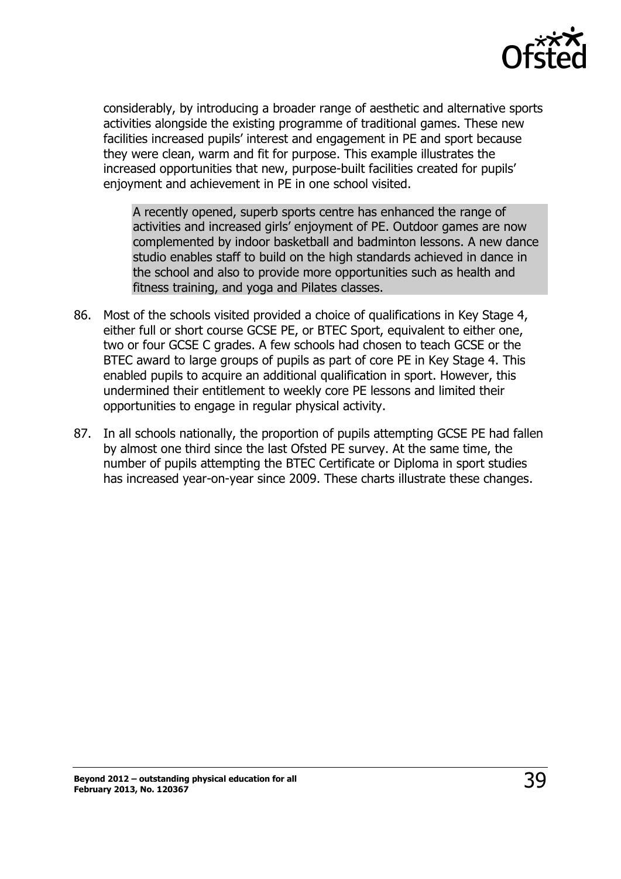considerably, by introducing a broader range of aesthetic and alternative sports activities alongside the existing programme of traditional games. These new facilities increased pupils' interest and engagement in PE and sport because they were clean, warm and fit for purpose. This example illustrates the increased opportunities that new, purpose-built facilities created for pupils' enjoyment and achievement in PE in one school visited.

> A recently opened, superb sports centre has enhanced the range of activities and increased girls' enjoyment of PE. Outdoor games are now complemented by indoor basketball and badminton lessons. A new dance studio enables staff to build on the high standards achieved in dance in the school and also to provide more opportunities such as health and fitness training, and yoga and Pilates classes.

86. Most of the schools visited provided a choice of qualifications in Key Stage 4, either full or short course GCSE PE, or BTEC Sport, equivalent to either one, two or four GCSE C grades. A few schools had chosen to teach GCSE or the BTEC award to large groups of pupils as part of core PE in Key Stage 4. This enabled pupils to acquire an additional qualification in sport. However, this undermined their entitlement to weekly core PE lessons and limited their opportunities to engage in regular physical activity.

87. In all schools nationally, the proportion of pupils attempting GCSE PE had fallen by almost one third since the last Ofsted PE survey. At the same time, the number of pupils attempting the BTEC Certificate or Diploma in sport studies has increased year-on-year since 2009. These charts illustrate these changes.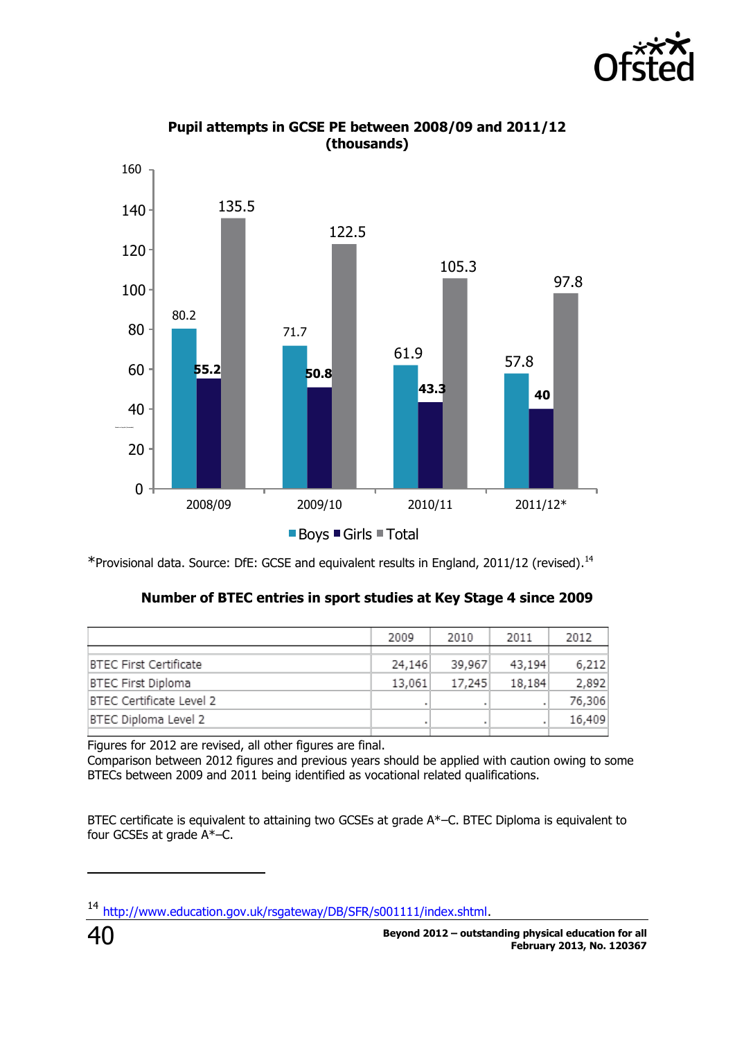**Pupil attempts in GCSE PE between 2008/09 and 2011/12 (thousands)**

| | Boys | Girls | Total |
|---|---|---|---|
| 2008/09 | 80.2 | 55.2 | 135.5 |
| 2009/10 | 71.7 | 50.8 | 122.5 |
| 2010/11 | 61.9 | 43.3 | 105.3 |
| 2011/12* | 57.8 | 40 | 97.8 |

*Provisional data. Source: DfE: GCSE and equivalent results in England, 2011/12 (revised).[14]

**Number of BTEC entries in sport studies at Key Stage 4 since 2009**

| | 2009 | 2010 | 2011 | 2012 |
|---|---|---|---|---|
| BTEC First Certificate | 24,146 | 39,967 | 43,194 | 6,212 |
| BTEC First Diploma | 13,061 | 17,245 | 18,184 | 2,892 |
| BTEC Certificate Level 2 | . | . | . | 76,306 |
| BTEC Diploma Level 2 | . | . | . | 16,409 |

Figures for 2012 are revised, all other figures are final.
Comparison between 2012 figures and previous years should be applied with caution owing to some BTECs between 2009 and 2011 being identified as vocational related qualifications.

BTEC certificate is equivalent to attaining two GCSEs at grade A*–C. BTEC Diploma is equivalent to four GCSEs at grade A*–C.

[14] http://www.education.gov.uk/rsgateway/DB/SFR/s001111/index.shtml.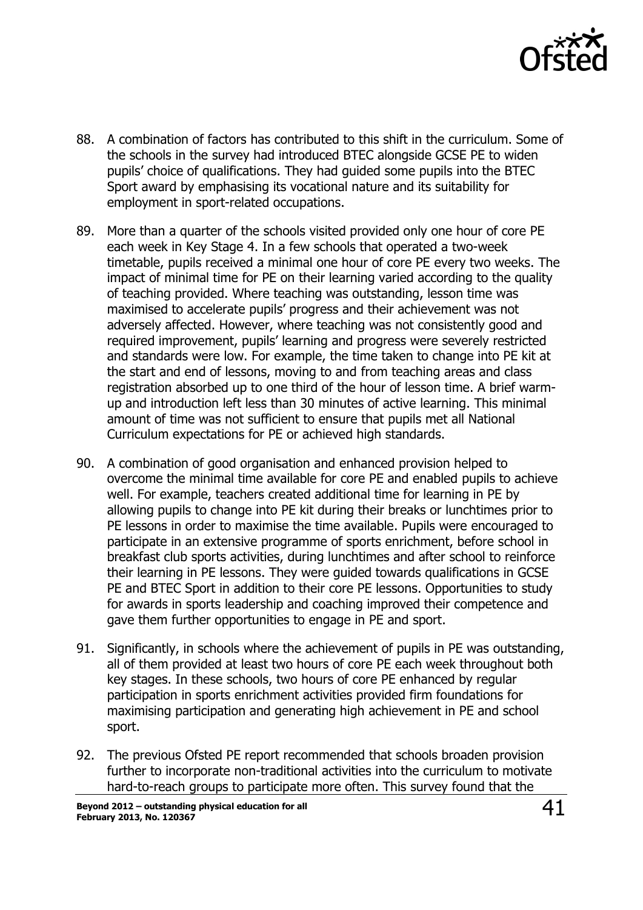88. A combination of factors has contributed to this shift in the curriculum. Some of the schools in the survey had introduced BTEC alongside GCSE PE to widen pupils' choice of qualifications. They had guided some pupils into the BTEC Sport award by emphasising its vocational nature and its suitability for employment in sport-related occupations.

89. More than a quarter of the schools visited provided only one hour of core PE each week in Key Stage 4. In a few schools that operated a two-week timetable, pupils received a minimal one hour of core PE every two weeks. The impact of minimal time for PE on their learning varied according to the quality of teaching provided. Where teaching was outstanding, lesson time was maximised to accelerate pupils' progress and their achievement was not adversely affected. However, where teaching was not consistently good and required improvement, pupils' learning and progress were severely restricted and standards were low. For example, the time taken to change into PE kit at the start and end of lessons, moving to and from teaching areas and class registration absorbed up to one third of the hour of lesson time. A brief warm-up and introduction left less than 30 minutes of active learning. This minimal amount of time was not sufficient to ensure that pupils met all National Curriculum expectations for PE or achieved high standards.

90. A combination of good organisation and enhanced provision helped to overcome the minimal time available for core PE and enabled pupils to achieve well. For example, teachers created additional time for learning in PE by allowing pupils to change into PE kit during their breaks or lunchtimes prior to PE lessons in order to maximise the time available. Pupils were encouraged to participate in an extensive programme of sports enrichment, before school in breakfast club sports activities, during lunchtimes and after school to reinforce their learning in PE lessons. They were guided towards qualifications in GCSE PE and BTEC Sport in addition to their core PE lessons. Opportunities to study for awards in sports leadership and coaching improved their competence and gave them further opportunities to engage in PE and sport.

91. Significantly, in schools where the achievement of pupils in PE was outstanding, all of them provided at least two hours of core PE each week throughout both key stages. In these schools, two hours of core PE enhanced by regular participation in sports enrichment activities provided firm foundations for maximising participation and generating high achievement in PE and school sport.

92. The previous Ofsted PE report recommended that schools broaden provision further to incorporate non-traditional activities into the curriculum to motivate hard-to-reach groups to participate more often. This survey found that the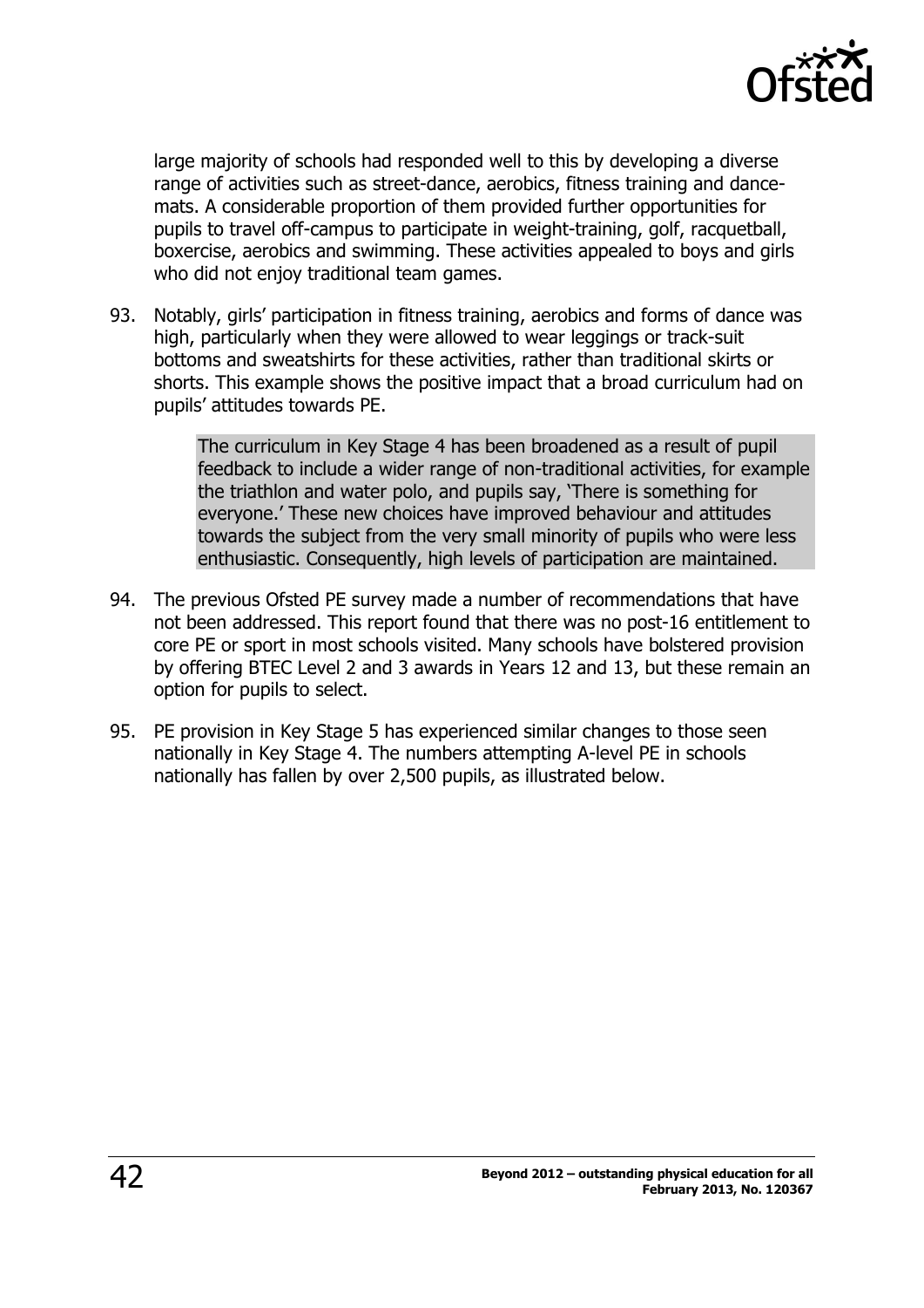large majority of schools had responded well to this by developing a diverse range of activities such as street-dance, aerobics, fitness training and dance-mats. A considerable proportion of them provided further opportunities for pupils to travel off-campus to participate in weight-training, golf, racquetball, boxercise, aerobics and swimming. These activities appealed to boys and girls who did not enjoy traditional team games.

93. Notably, girls' participation in fitness training, aerobics and forms of dance was high, particularly when they were allowed to wear leggings or track-suit bottoms and sweatshirts for these activities, rather than traditional skirts or shorts. This example shows the positive impact that a broad curriculum had on pupils' attitudes towards PE.

> The curriculum in Key Stage 4 has been broadened as a result of pupil feedback to include a wider range of non-traditional activities, for example the triathlon and water polo, and pupils say, 'There is something for everyone.' These new choices have improved behaviour and attitudes towards the subject from the very small minority of pupils who were less enthusiastic. Consequently, high levels of participation are maintained.

94. The previous Ofsted PE survey made a number of recommendations that have not been addressed. This report found that there was no post-16 entitlement to core PE or sport in most schools visited. Many schools have bolstered provision by offering BTEC Level 2 and 3 awards in Years 12 and 13, but these remain an option for pupils to select.

95. PE provision in Key Stage 5 has experienced similar changes to those seen nationally in Key Stage 4. The numbers attempting A-level PE in schools nationally has fallen by over 2,500 pupils, as illustrated below.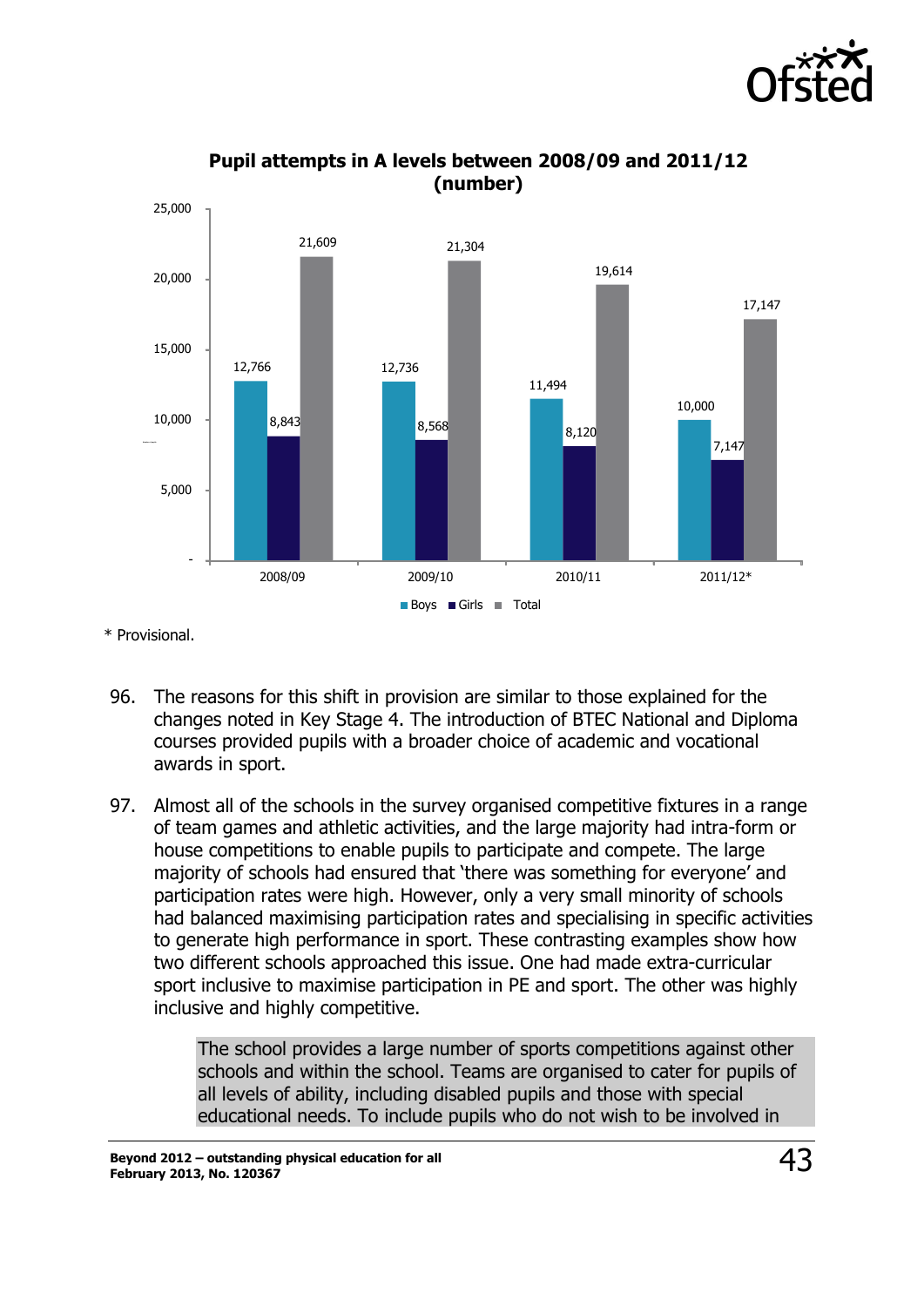**Pupil attempts in A levels between 2008/09 and 2011/12 (number)**

| | Boys | Girls | Total |
|---|---|---|---|
| 2008/09 | 12,766 | 8,843 | 21,609 |
| 2009/10 | 12,736 | 8,568 | 21,304 |
| 2010/11 | 11,494 | 8,120 | 19,614 |
| 2011/12* | 10,000 | 7,147 | 17,147 |

\* Provisional.

96. The reasons for this shift in provision are similar to those explained for the changes noted in Key Stage 4. The introduction of BTEC National and Diploma courses provided pupils with a broader choice of academic and vocational awards in sport.

97. Almost all of the schools in the survey organised competitive fixtures in a range of team games and athletic activities, and the large majority had intra-form or house competitions to enable pupils to participate and compete. The large majority of schools had ensured that 'there was something for everyone' and participation rates were high. However, only a very small minority of schools had balanced maximising participation rates and specialising in specific activities to generate high performance in sport. These contrasting examples show how two different schools approached this issue. One had made extra-curricular sport inclusive to maximise participation in PE and sport. The other was highly inclusive and highly competitive.

> The school provides a large number of sports competitions against other schools and within the school. Teams are organised to cater for pupils of all levels of ability, including disabled pupils and those with special educational needs. To include pupils who do not wish to be involved in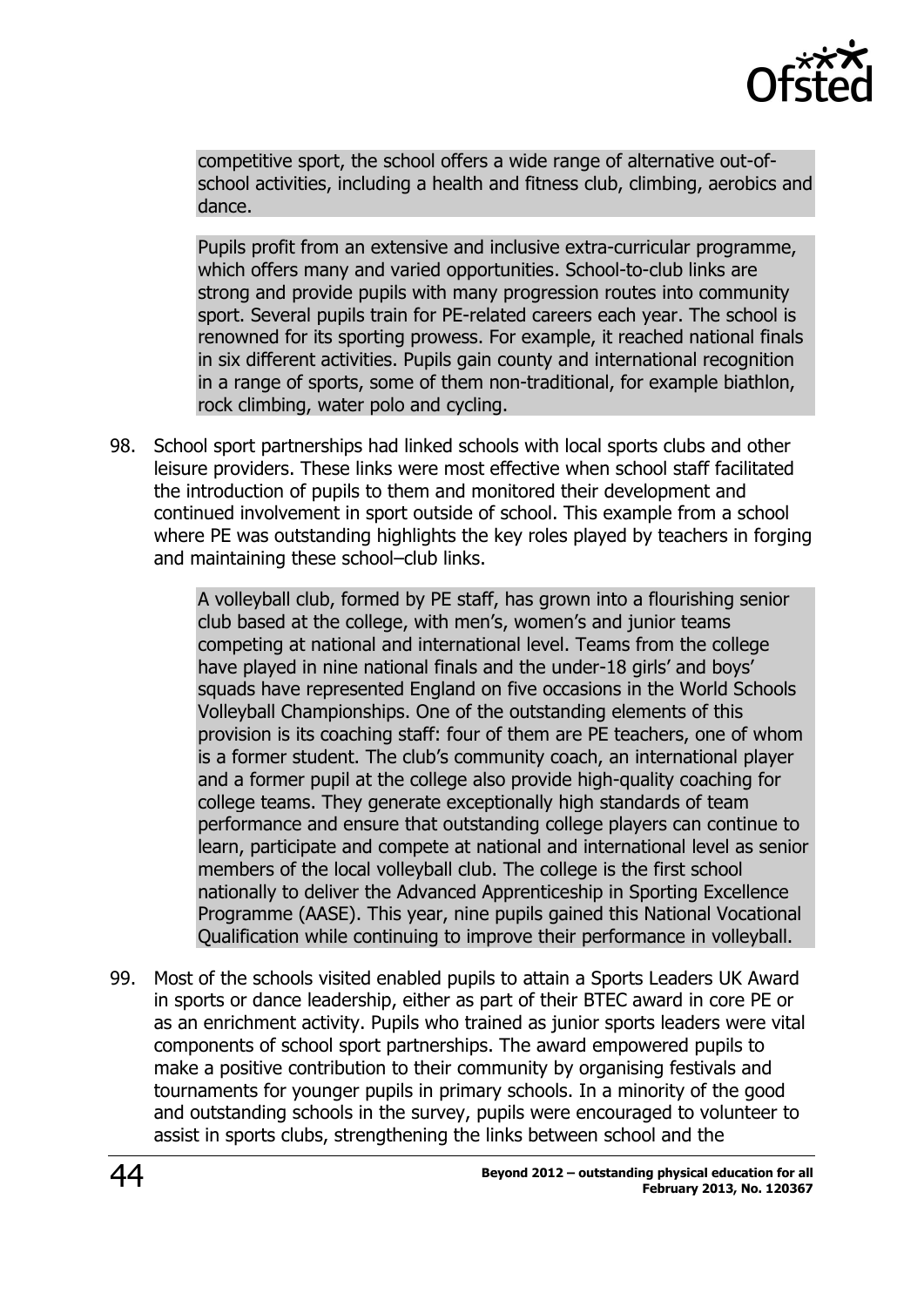competitive sport, the school offers a wide range of alternative out-of-school activities, including a health and fitness club, climbing, aerobics and dance.

> Pupils profit from an extensive and inclusive extra-curricular programme, which offers many and varied opportunities. School-to-club links are strong and provide pupils with many progression routes into community sport. Several pupils train for PE-related careers each year. The school is renowned for its sporting prowess. For example, it reached national finals in six different activities. Pupils gain county and international recognition in a range of sports, some of them non-traditional, for example biathlon, rock climbing, water polo and cycling.

98. School sport partnerships had linked schools with local sports clubs and other leisure providers. These links were most effective when school staff facilitated the introduction of pupils to them and monitored their development and continued involvement in sport outside of school. This example from a school where PE was outstanding highlights the key roles played by teachers in forging and maintaining these school–club links.

> A volleyball club, formed by PE staff, has grown into a flourishing senior club based at the college, with men's, women's and junior teams competing at national and international level. Teams from the college have played in nine national finals and the under-18 girls' and boys' squads have represented England on five occasions in the World Schools Volleyball Championships. One of the outstanding elements of this provision is its coaching staff: four of them are PE teachers, one of whom is a former student. The club's community coach, an international player and a former pupil at the college also provide high-quality coaching for college teams. They generate exceptionally high standards of team performance and ensure that outstanding college players can continue to learn, participate and compete at national and international level as senior members of the local volleyball club. The college is the first school nationally to deliver the Advanced Apprenticeship in Sporting Excellence Programme (AASE). This year, nine pupils gained this National Vocational Qualification while continuing to improve their performance in volleyball.

99. Most of the schools visited enabled pupils to attain a Sports Leaders UK Award in sports or dance leadership, either as part of their BTEC award in core PE or as an enrichment activity. Pupils who trained as junior sports leaders were vital components of school sport partnerships. The award empowered pupils to make a positive contribution to their community by organising festivals and tournaments for younger pupils in primary schools. In a minority of the good and outstanding schools in the survey, pupils were encouraged to volunteer to assist in sports clubs, strengthening the links between school and the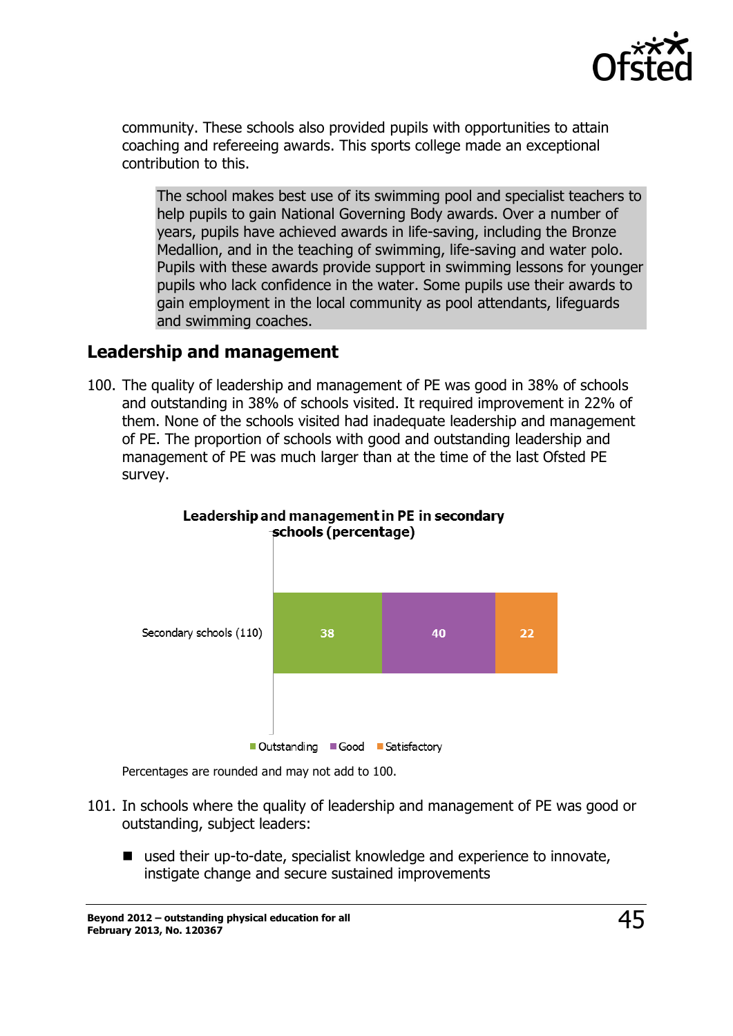community. These schools also provided pupils with opportunities to attain coaching and refereeing awards. This sports college made an exceptional contribution to this.

> The school makes best use of its swimming pool and specialist teachers to help pupils to gain National Governing Body awards. Over a number of years, pupils have achieved awards in life-saving, including the Bronze Medallion, and in the teaching of swimming, life-saving and water polo. Pupils with these awards provide support in swimming lessons for younger pupils who lack confidence in the water. Some pupils use their awards to gain employment in the local community as pool attendants, lifeguards and swimming coaches.

## Leadership and management

100. The quality of leadership and management of PE was good in 38% of schools and outstanding in 38% of schools visited. It required improvement in 22% of them. None of the schools visited had inadequate leadership and management of PE. The proportion of schools with good and outstanding leadership and management of PE was much larger than at the time of the last Ofsted PE survey.

**Leadership and management in PE in secondary schools (percentage)**

| | Outstanding | Good | Satisfactory |
|---|---|---|---|
| Secondary schools (110) | 38 | 40 | 22 |

Percentages are rounded and may not add to 100.

101. In schools where the quality of leadership and management of PE was good or outstanding, subject leaders:

- used their up-to-date, specialist knowledge and experience to innovate, instigate change and secure sustained improvements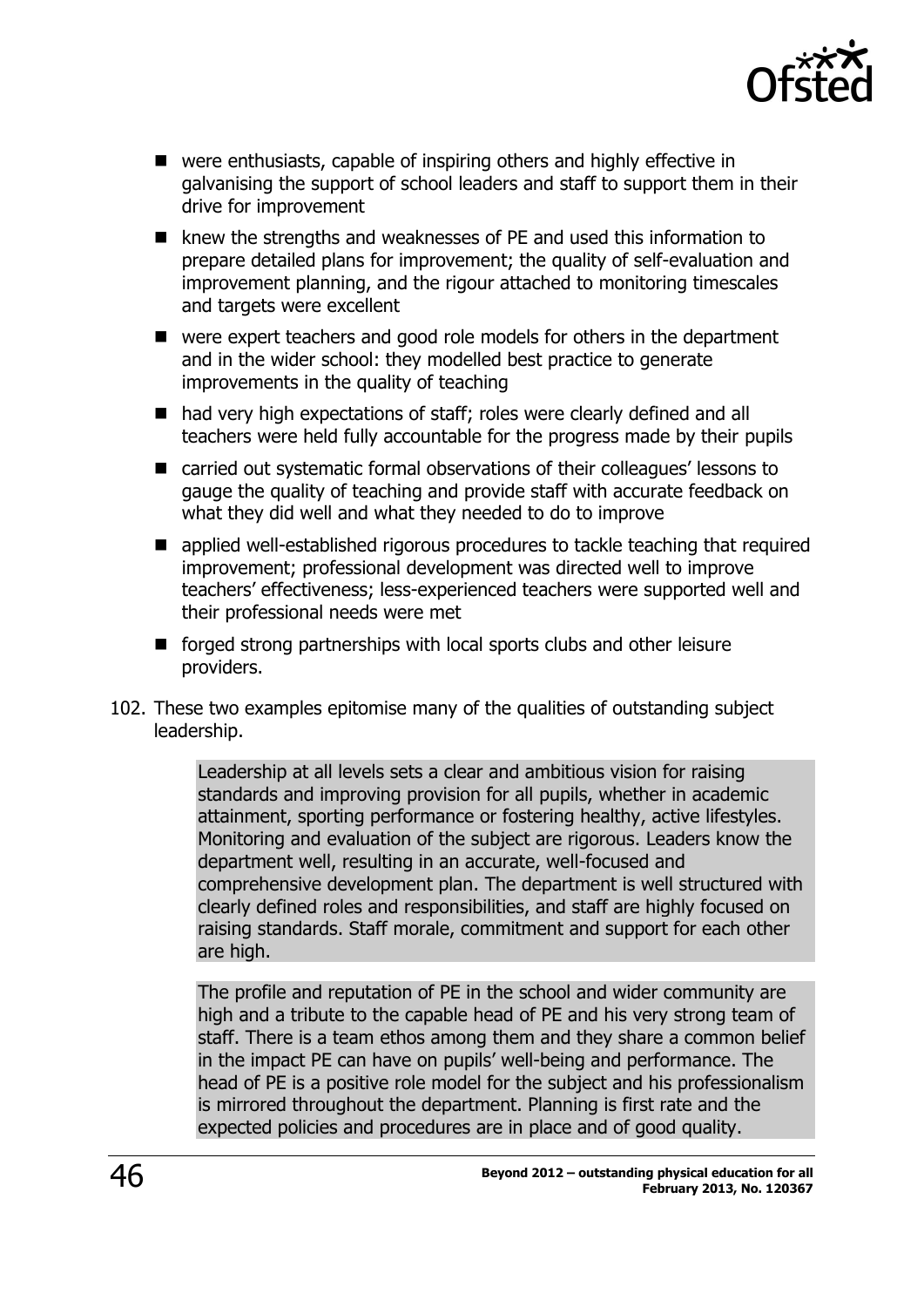- were enthusiasts, capable of inspiring others and highly effective in galvanising the support of school leaders and staff to support them in their drive for improvement
- knew the strengths and weaknesses of PE and used this information to prepare detailed plans for improvement; the quality of self-evaluation and improvement planning, and the rigour attached to monitoring timescales and targets were excellent
- were expert teachers and good role models for others in the department and in the wider school: they modelled best practice to generate improvements in the quality of teaching
- had very high expectations of staff; roles were clearly defined and all teachers were held fully accountable for the progress made by their pupils
- carried out systematic formal observations of their colleagues' lessons to gauge the quality of teaching and provide staff with accurate feedback on what they did well and what they needed to do to improve
- applied well-established rigorous procedures to tackle teaching that required improvement; professional development was directed well to improve teachers' effectiveness; less-experienced teachers were supported well and their professional needs were met
- forged strong partnerships with local sports clubs and other leisure providers.

102. These two examples epitomise many of the qualities of outstanding subject leadership.

> Leadership at all levels sets a clear and ambitious vision for raising standards and improving provision for all pupils, whether in academic attainment, sporting performance or fostering healthy, active lifestyles. Monitoring and evaluation of the subject are rigorous. Leaders know the department well, resulting in an accurate, well-focused and comprehensive development plan. The department is well structured with clearly defined roles and responsibilities, and staff are highly focused on raising standards. Staff morale, commitment and support for each other are high.

> The profile and reputation of PE in the school and wider community are high and a tribute to the capable head of PE and his very strong team of staff. There is a team ethos among them and they share a common belief in the impact PE can have on pupils' well-being and performance. The head of PE is a positive role model for the subject and his professionalism is mirrored throughout the department. Planning is first rate and the expected policies and procedures are in place and of good quality.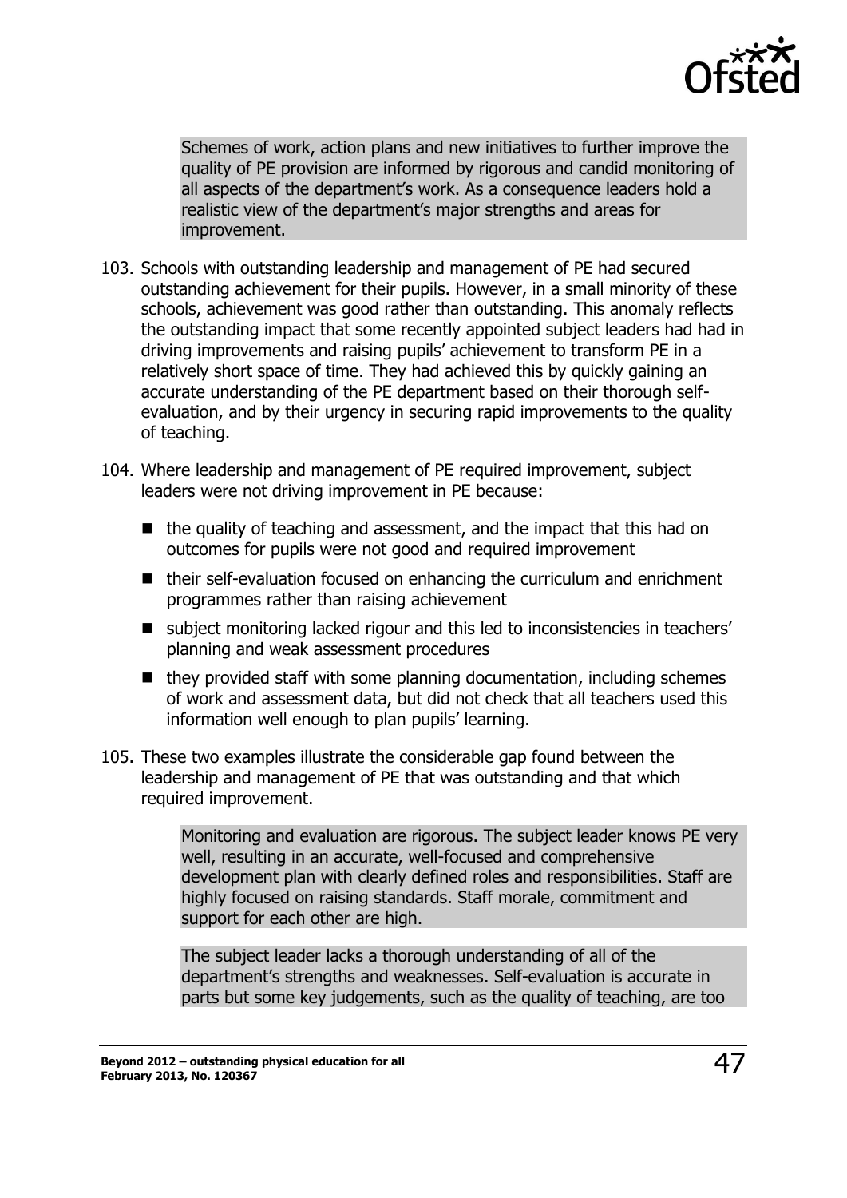> Schemes of work, action plans and new initiatives to further improve the quality of PE provision are informed by rigorous and candid monitoring of all aspects of the department's work. As a consequence leaders hold a realistic view of the department's major strengths and areas for improvement.

103. Schools with outstanding leadership and management of PE had secured outstanding achievement for their pupils. However, in a small minority of these schools, achievement was good rather than outstanding. This anomaly reflects the outstanding impact that some recently appointed subject leaders had had in driving improvements and raising pupils' achievement to transform PE in a relatively short space of time. They had achieved this by quickly gaining an accurate understanding of the PE department based on their thorough self-evaluation, and by their urgency in securing rapid improvements to the quality of teaching.

104. Where leadership and management of PE required improvement, subject leaders were not driving improvement in PE because:

    - the quality of teaching and assessment, and the impact that this had on outcomes for pupils were not good and required improvement
    - their self-evaluation focused on enhancing the curriculum and enrichment programmes rather than raising achievement
    - subject monitoring lacked rigour and this led to inconsistencies in teachers' planning and weak assessment procedures
    - they provided staff with some planning documentation, including schemes of work and assessment data, but did not check that all teachers used this information well enough to plan pupils' learning.

105. These two examples illustrate the considerable gap found between the leadership and management of PE that was outstanding and that which required improvement.

> Monitoring and evaluation are rigorous. The subject leader knows PE very well, resulting in an accurate, well-focused and comprehensive development plan with clearly defined roles and responsibilities. Staff are highly focused on raising standards. Staff morale, commitment and support for each other are high.

> The subject leader lacks a thorough understanding of all of the department's strengths and weaknesses. Self-evaluation is accurate in parts but some key judgements, such as the quality of teaching, are too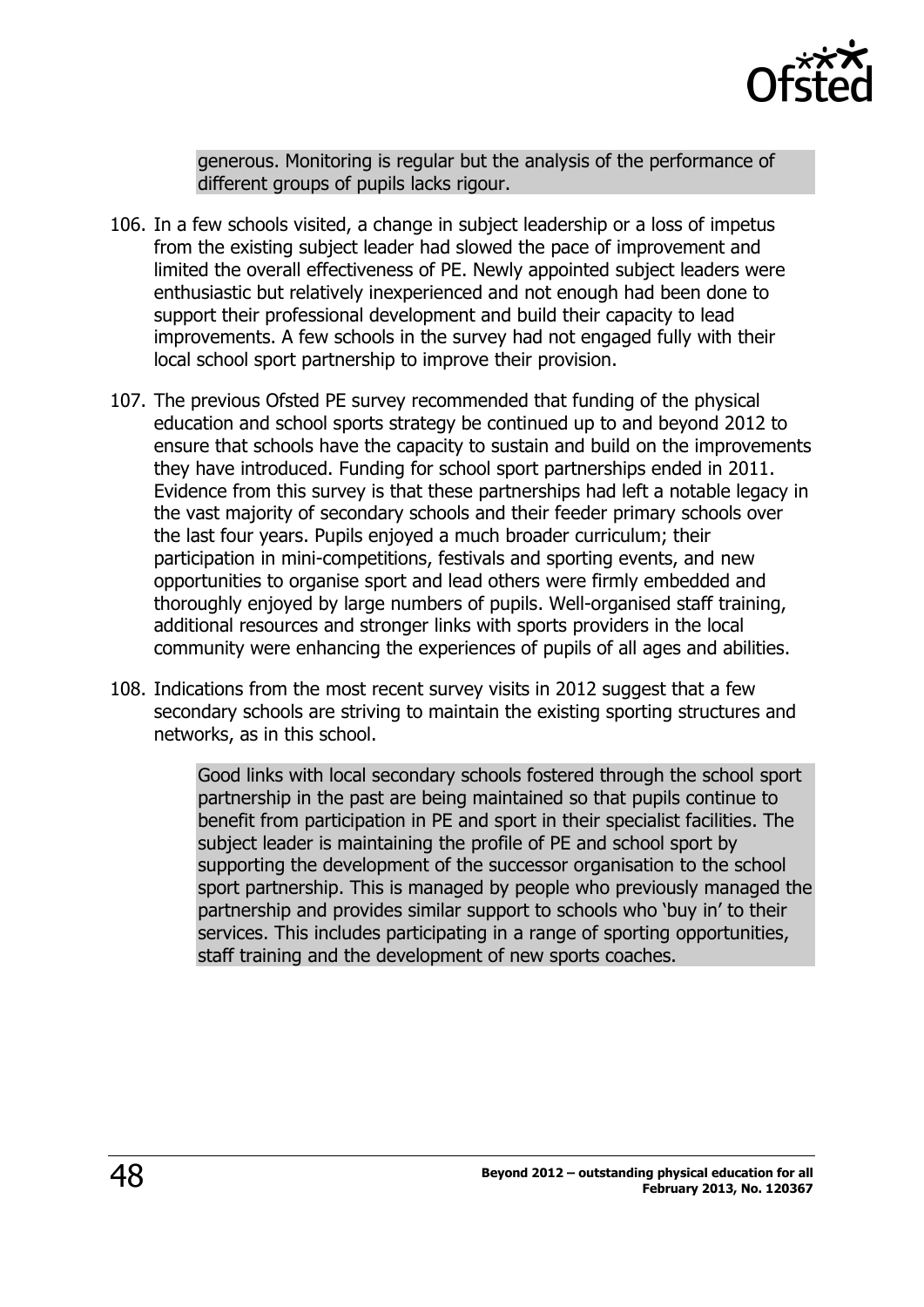generous. Monitoring is regular but the analysis of the performance of different groups of pupils lacks rigour.

106. In a few schools visited, a change in subject leadership or a loss of impetus from the existing subject leader had slowed the pace of improvement and limited the overall effectiveness of PE. Newly appointed subject leaders were enthusiastic but relatively inexperienced and not enough had been done to support their professional development and build their capacity to lead improvements. A few schools in the survey had not engaged fully with their local school sport partnership to improve their provision.

107. The previous Ofsted PE survey recommended that funding of the physical education and school sports strategy be continued up to and beyond 2012 to ensure that schools have the capacity to sustain and build on the improvements they have introduced. Funding for school sport partnerships ended in 2011. Evidence from this survey is that these partnerships had left a notable legacy in the vast majority of secondary schools and their feeder primary schools over the last four years. Pupils enjoyed a much broader curriculum; their participation in mini-competitions, festivals and sporting events, and new opportunities to organise sport and lead others were firmly embedded and thoroughly enjoyed by large numbers of pupils. Well-organised staff training, additional resources and stronger links with sports providers in the local community were enhancing the experiences of pupils of all ages and abilities.

108. Indications from the most recent survey visits in 2012 suggest that a few secondary schools are striving to maintain the existing sporting structures and networks, as in this school.

> Good links with local secondary schools fostered through the school sport partnership in the past are being maintained so that pupils continue to benefit from participation in PE and sport in their specialist facilities. The subject leader is maintaining the profile of PE and school sport by supporting the development of the successor organisation to the school sport partnership. This is managed by people who previously managed the partnership and provides similar support to schools who 'buy in' to their services. This includes participating in a range of sporting opportunities, staff training and the development of new sports coaches.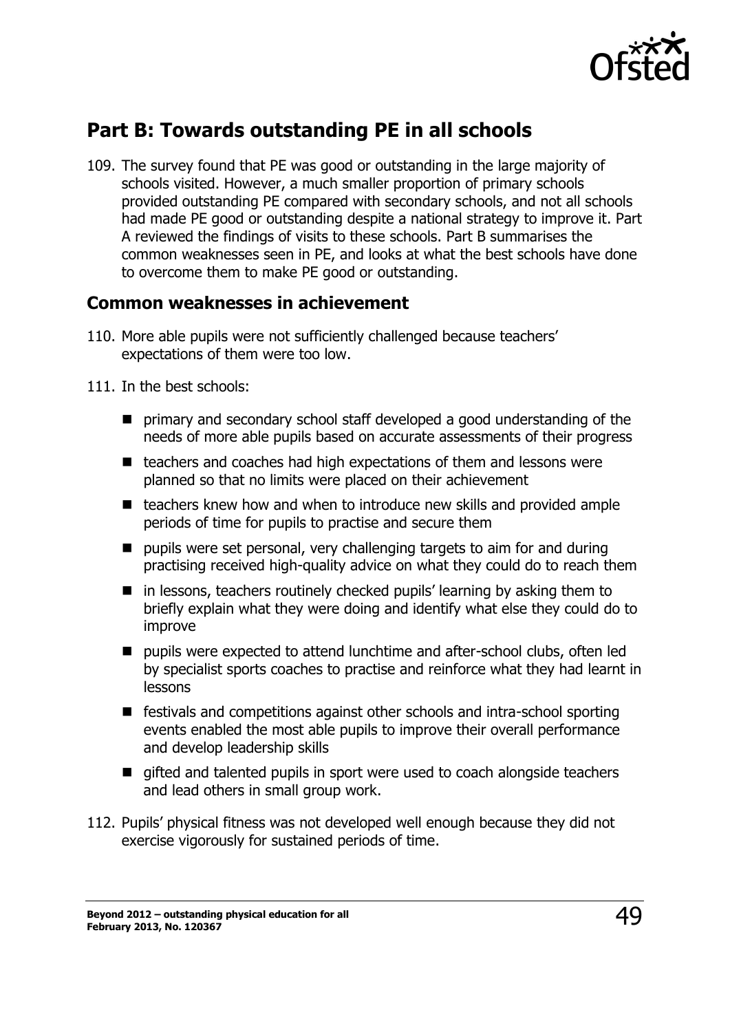## Part B: Towards outstanding PE in all schools

109. The survey found that PE was good or outstanding in the large majority of schools visited. However, a much smaller proportion of primary schools provided outstanding PE compared with secondary schools, and not all schools had made PE good or outstanding despite a national strategy to improve it. Part A reviewed the findings of visits to these schools. Part B summarises the common weaknesses seen in PE, and looks at what the best schools have done to overcome them to make PE good or outstanding.

### Common weaknesses in achievement

110. More able pupils were not sufficiently challenged because teachers' expectations of them were too low.

111. In the best schools:

- primary and secondary school staff developed a good understanding of the needs of more able pupils based on accurate assessments of their progress
- teachers and coaches had high expectations of them and lessons were planned so that no limits were placed on their achievement
- teachers knew how and when to introduce new skills and provided ample periods of time for pupils to practise and secure them
- pupils were set personal, very challenging targets to aim for and during practising received high-quality advice on what they could do to reach them
- in lessons, teachers routinely checked pupils' learning by asking them to briefly explain what they were doing and identify what else they could do to improve
- pupils were expected to attend lunchtime and after-school clubs, often led by specialist sports coaches to practise and reinforce what they had learnt in lessons
- festivals and competitions against other schools and intra-school sporting events enabled the most able pupils to improve their overall performance and develop leadership skills
- gifted and talented pupils in sport were used to coach alongside teachers and lead others in small group work.

112. Pupils' physical fitness was not developed well enough because they did not exercise vigorously for sustained periods of time.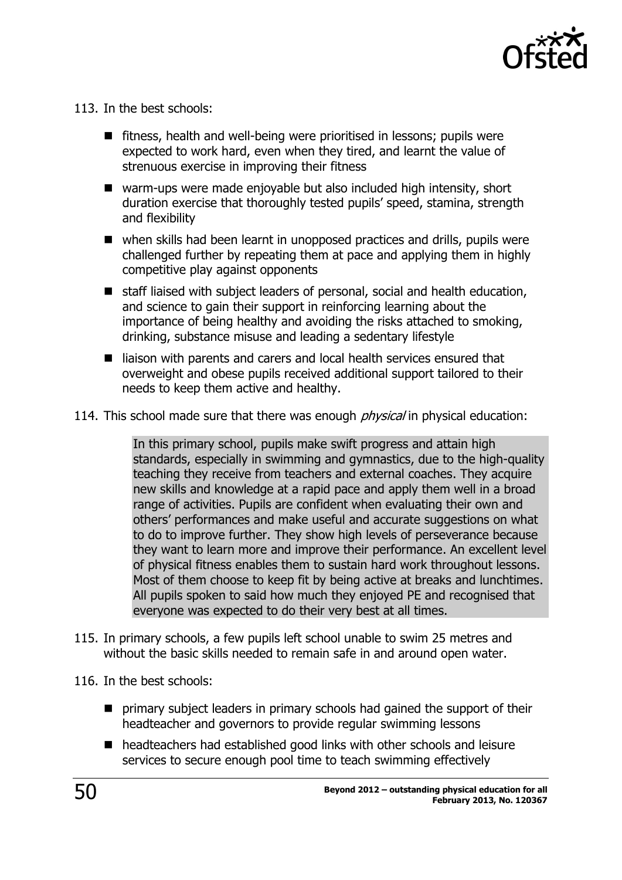113. In the best schools:

- fitness, health and well-being were prioritised in lessons; pupils were expected to work hard, even when they tired, and learnt the value of strenuous exercise in improving their fitness
- warm-ups were made enjoyable but also included high intensity, short duration exercise that thoroughly tested pupils' speed, stamina, strength and flexibility
- when skills had been learnt in unopposed practices and drills, pupils were challenged further by repeating them at pace and applying them in highly competitive play against opponents
- staff liaised with subject leaders of personal, social and health education, and science to gain their support in reinforcing learning about the importance of being healthy and avoiding the risks attached to smoking, drinking, substance misuse and leading a sedentary lifestyle
- liaison with parents and carers and local health services ensured that overweight and obese pupils received additional support tailored to their needs to keep them active and healthy.

114. This school made sure that there was enough *physical* in physical education:

> In this primary school, pupils make swift progress and attain high standards, especially in swimming and gymnastics, due to the high-quality teaching they receive from teachers and external coaches. They acquire new skills and knowledge at a rapid pace and apply them well in a broad range of activities. Pupils are confident when evaluating their own and others' performances and make useful and accurate suggestions on what to do to improve further. They show high levels of perseverance because they want to learn more and improve their performance. An excellent level of physical fitness enables them to sustain hard work throughout lessons. Most of them choose to keep fit by being active at breaks and lunchtimes. All pupils spoken to said how much they enjoyed PE and recognised that everyone was expected to do their very best at all times.

115. In primary schools, a few pupils left school unable to swim 25 metres and without the basic skills needed to remain safe in and around open water.

116. In the best schools:

- primary subject leaders in primary schools had gained the support of their headteacher and governors to provide regular swimming lessons
- headteachers had established good links with other schools and leisure services to secure enough pool time to teach swimming effectively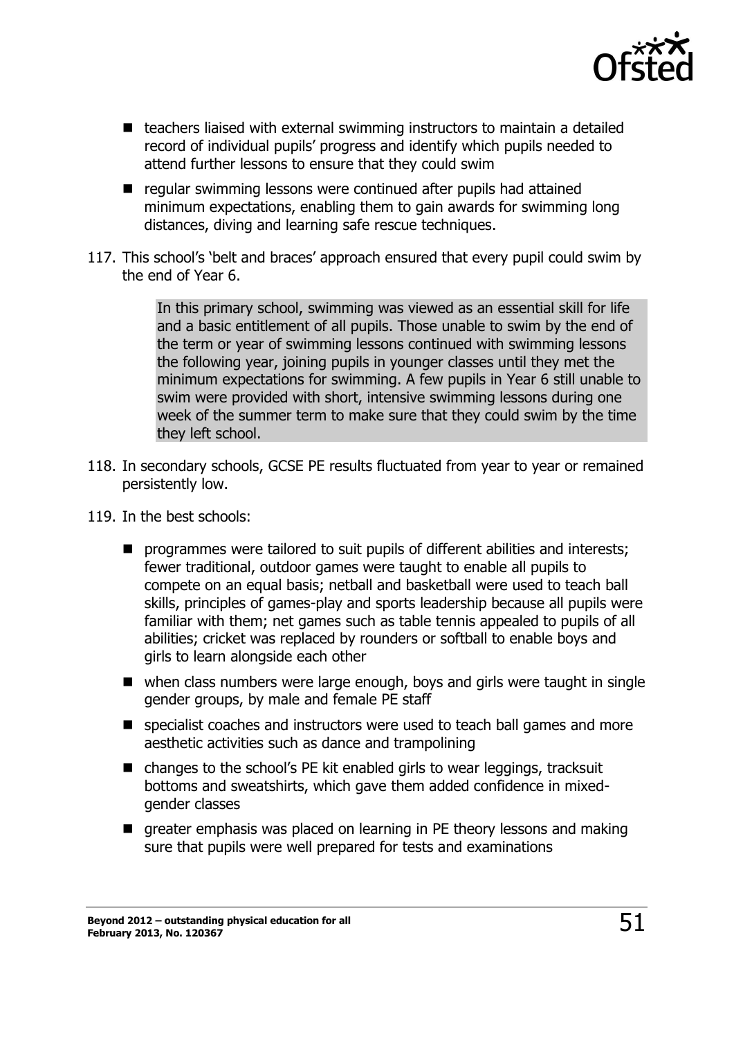- teachers liaised with external swimming instructors to maintain a detailed record of individual pupils' progress and identify which pupils needed to attend further lessons to ensure that they could swim
- regular swimming lessons were continued after pupils had attained minimum expectations, enabling them to gain awards for swimming long distances, diving and learning safe rescue techniques.

117. This school's 'belt and braces' approach ensured that every pupil could swim by the end of Year 6.

> In this primary school, swimming was viewed as an essential skill for life and a basic entitlement of all pupils. Those unable to swim by the end of the term or year of swimming lessons continued with swimming lessons the following year, joining pupils in younger classes until they met the minimum expectations for swimming. A few pupils in Year 6 still unable to swim were provided with short, intensive swimming lessons during one week of the summer term to make sure that they could swim by the time they left school.

118. In secondary schools, GCSE PE results fluctuated from year to year or remained persistently low.

119. In the best schools:

- programmes were tailored to suit pupils of different abilities and interests; fewer traditional, outdoor games were taught to enable all pupils to compete on an equal basis; netball and basketball were used to teach ball skills, principles of games-play and sports leadership because all pupils were familiar with them; net games such as table tennis appealed to pupils of all abilities; cricket was replaced by rounders or softball to enable boys and girls to learn alongside each other
- when class numbers were large enough, boys and girls were taught in single gender groups, by male and female PE staff
- specialist coaches and instructors were used to teach ball games and more aesthetic activities such as dance and trampolining
- changes to the school's PE kit enabled girls to wear leggings, tracksuit bottoms and sweatshirts, which gave them added confidence in mixed-gender classes
- greater emphasis was placed on learning in PE theory lessons and making sure that pupils were well prepared for tests and examinations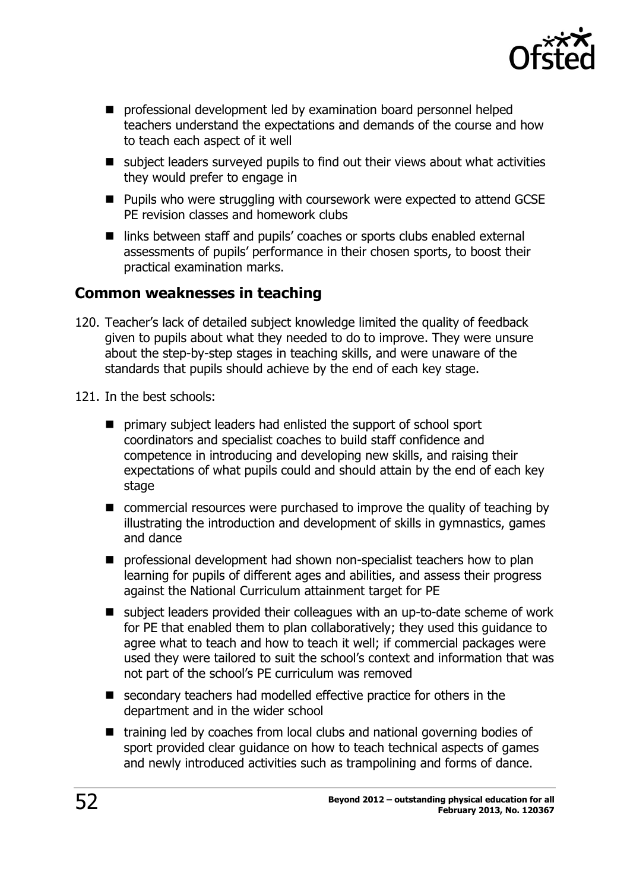- professional development led by examination board personnel helped teachers understand the expectations and demands of the course and how to teach each aspect of it well
- subject leaders surveyed pupils to find out their views about what activities they would prefer to engage in
- Pupils who were struggling with coursework were expected to attend GCSE PE revision classes and homework clubs
- links between staff and pupils' coaches or sports clubs enabled external assessments of pupils' performance in their chosen sports, to boost their practical examination marks.

## Common weaknesses in teaching

120. Teacher's lack of detailed subject knowledge limited the quality of feedback given to pupils about what they needed to do to improve. They were unsure about the step-by-step stages in teaching skills, and were unaware of the standards that pupils should achieve by the end of each key stage.

121. In the best schools:

- primary subject leaders had enlisted the support of school sport coordinators and specialist coaches to build staff confidence and competence in introducing and developing new skills, and raising their expectations of what pupils could and should attain by the end of each key stage
- commercial resources were purchased to improve the quality of teaching by illustrating the introduction and development of skills in gymnastics, games and dance
- professional development had shown non-specialist teachers how to plan learning for pupils of different ages and abilities, and assess their progress against the National Curriculum attainment target for PE
- subject leaders provided their colleagues with an up-to-date scheme of work for PE that enabled them to plan collaboratively; they used this guidance to agree what to teach and how to teach it well; if commercial packages were used they were tailored to suit the school's context and information that was not part of the school's PE curriculum was removed
- secondary teachers had modelled effective practice for others in the department and in the wider school
- training led by coaches from local clubs and national governing bodies of sport provided clear guidance on how to teach technical aspects of games and newly introduced activities such as trampolining and forms of dance.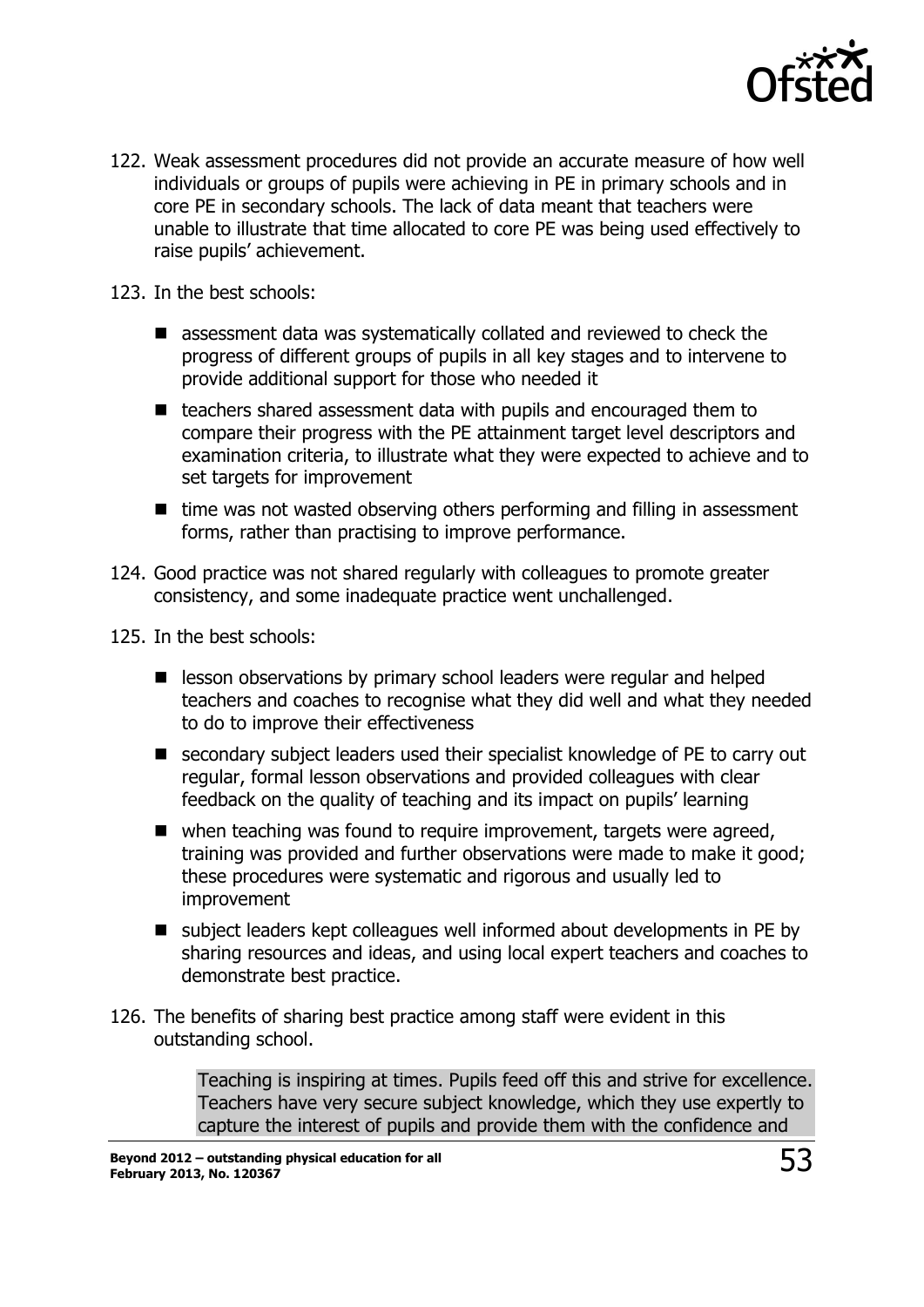122. Weak assessment procedures did not provide an accurate measure of how well individuals or groups of pupils were achieving in PE in primary schools and in core PE in secondary schools. The lack of data meant that teachers were unable to illustrate that time allocated to core PE was being used effectively to raise pupils' achievement.

123. In the best schools:

- assessment data was systematically collated and reviewed to check the progress of different groups of pupils in all key stages and to intervene to provide additional support for those who needed it
- teachers shared assessment data with pupils and encouraged them to compare their progress with the PE attainment target level descriptors and examination criteria, to illustrate what they were expected to achieve and to set targets for improvement
- time was not wasted observing others performing and filling in assessment forms, rather than practising to improve performance.

124. Good practice was not shared regularly with colleagues to promote greater consistency, and some inadequate practice went unchallenged.

125. In the best schools:

- lesson observations by primary school leaders were regular and helped teachers and coaches to recognise what they did well and what they needed to do to improve their effectiveness
- secondary subject leaders used their specialist knowledge of PE to carry out regular, formal lesson observations and provided colleagues with clear feedback on the quality of teaching and its impact on pupils' learning
- when teaching was found to require improvement, targets were agreed, training was provided and further observations were made to make it good; these procedures were systematic and rigorous and usually led to improvement
- subject leaders kept colleagues well informed about developments in PE by sharing resources and ideas, and using local expert teachers and coaches to demonstrate best practice.

126. The benefits of sharing best practice among staff were evident in this outstanding school.

> Teaching is inspiring at times. Pupils feed off this and strive for excellence. Teachers have very secure subject knowledge, which they use expertly to capture the interest of pupils and provide them with the confidence and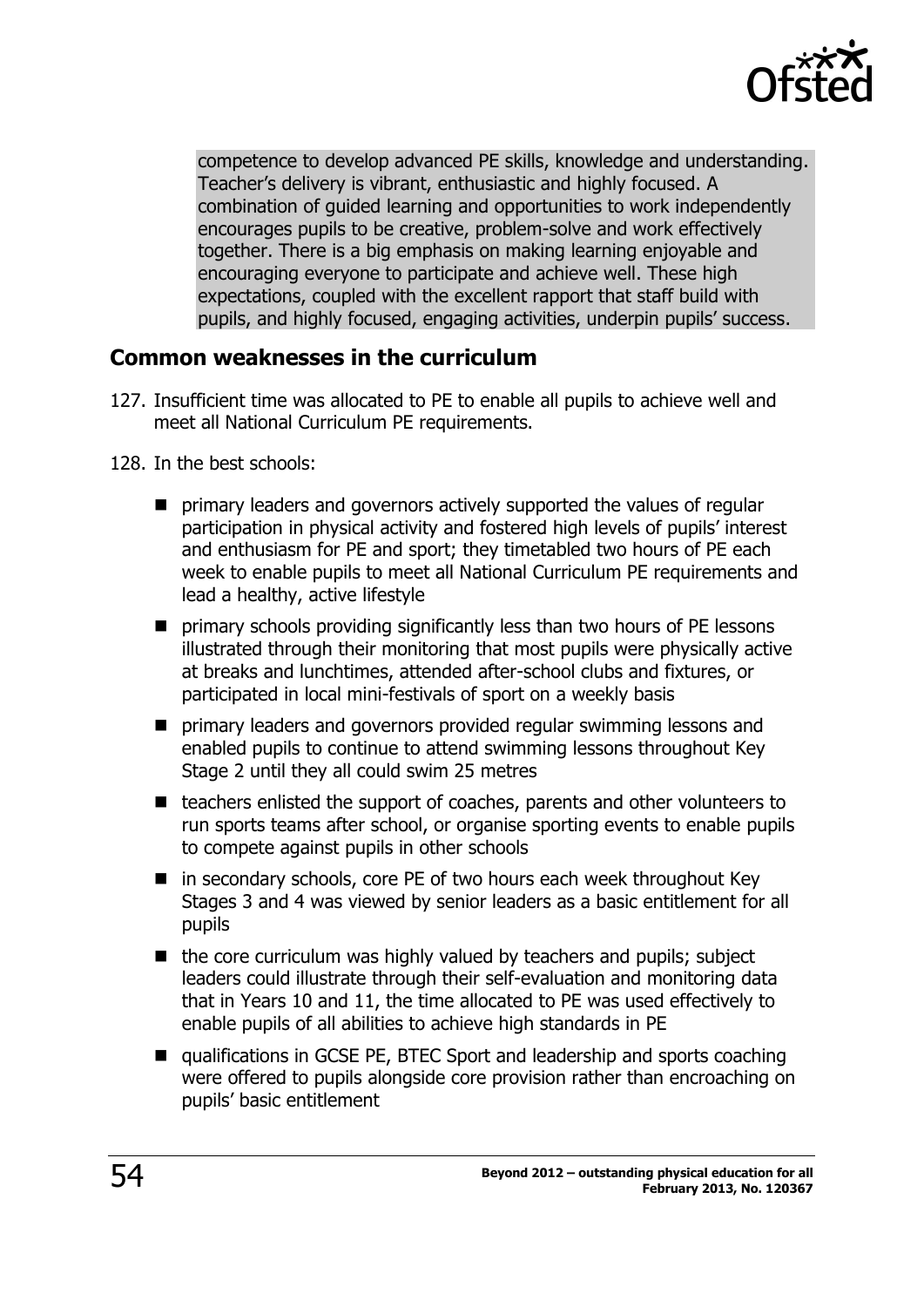competence to develop advanced PE skills, knowledge and understanding. Teacher's delivery is vibrant, enthusiastic and highly focused. A combination of guided learning and opportunities to work independently encourages pupils to be creative, problem-solve and work effectively together. There is a big emphasis on making learning enjoyable and encouraging everyone to participate and achieve well. These high expectations, coupled with the excellent rapport that staff build with pupils, and highly focused, engaging activities, underpin pupils' success.

## Common weaknesses in the curriculum

127. Insufficient time was allocated to PE to enable all pupils to achieve well and meet all National Curriculum PE requirements.

128. In the best schools:

- primary leaders and governors actively supported the values of regular participation in physical activity and fostered high levels of pupils' interest and enthusiasm for PE and sport; they timetabled two hours of PE each week to enable pupils to meet all National Curriculum PE requirements and lead a healthy, active lifestyle
- primary schools providing significantly less than two hours of PE lessons illustrated through their monitoring that most pupils were physically active at breaks and lunchtimes, attended after-school clubs and fixtures, or participated in local mini-festivals of sport on a weekly basis
- primary leaders and governors provided regular swimming lessons and enabled pupils to continue to attend swimming lessons throughout Key Stage 2 until they all could swim 25 metres
- teachers enlisted the support of coaches, parents and other volunteers to run sports teams after school, or organise sporting events to enable pupils to compete against pupils in other schools
- in secondary schools, core PE of two hours each week throughout Key Stages 3 and 4 was viewed by senior leaders as a basic entitlement for all pupils
- the core curriculum was highly valued by teachers and pupils; subject leaders could illustrate through their self-evaluation and monitoring data that in Years 10 and 11, the time allocated to PE was used effectively to enable pupils of all abilities to achieve high standards in PE
- qualifications in GCSE PE, BTEC Sport and leadership and sports coaching were offered to pupils alongside core provision rather than encroaching on pupils' basic entitlement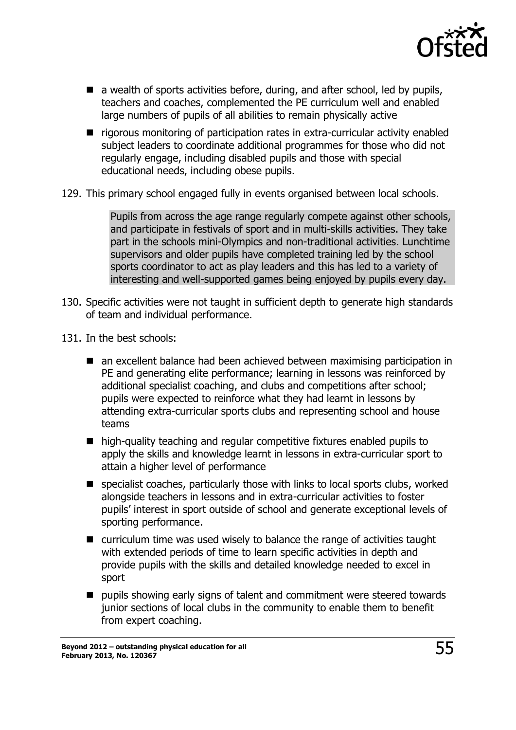- a wealth of sports activities before, during, and after school, led by pupils, teachers and coaches, complemented the PE curriculum well and enabled large numbers of pupils of all abilities to remain physically active
- rigorous monitoring of participation rates in extra-curricular activity enabled subject leaders to coordinate additional programmes for those who did not regularly engage, including disabled pupils and those with special educational needs, including obese pupils.

129. This primary school engaged fully in events organised between local schools.

> Pupils from across the age range regularly compete against other schools, and participate in festivals of sport and in multi-skills activities. They take part in the schools mini-Olympics and non-traditional activities. Lunchtime supervisors and older pupils have completed training led by the school sports coordinator to act as play leaders and this has led to a variety of interesting and well-supported games being enjoyed by pupils every day.

130. Specific activities were not taught in sufficient depth to generate high standards of team and individual performance.

131. In the best schools:

- an excellent balance had been achieved between maximising participation in PE and generating elite performance; learning in lessons was reinforced by additional specialist coaching, and clubs and competitions after school; pupils were expected to reinforce what they had learnt in lessons by attending extra-curricular sports clubs and representing school and house teams
- high-quality teaching and regular competitive fixtures enabled pupils to apply the skills and knowledge learnt in lessons in extra-curricular sport to attain a higher level of performance
- specialist coaches, particularly those with links to local sports clubs, worked alongside teachers in lessons and in extra-curricular activities to foster pupils' interest in sport outside of school and generate exceptional levels of sporting performance.
- curriculum time was used wisely to balance the range of activities taught with extended periods of time to learn specific activities in depth and provide pupils with the skills and detailed knowledge needed to excel in sport
- pupils showing early signs of talent and commitment were steered towards junior sections of local clubs in the community to enable them to benefit from expert coaching.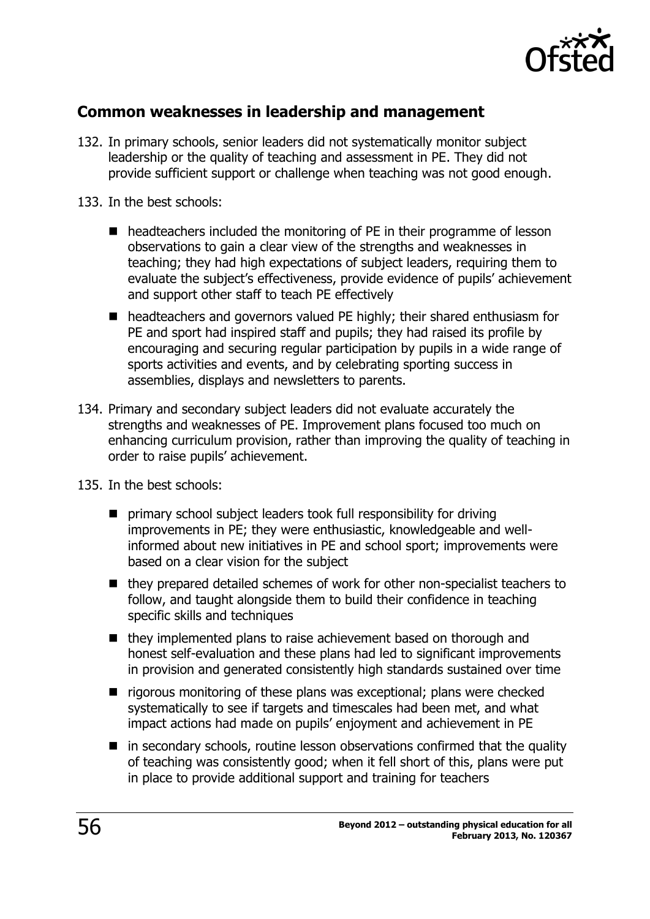## Common weaknesses in leadership and management

132. In primary schools, senior leaders did not systematically monitor subject leadership or the quality of teaching and assessment in PE. They did not provide sufficient support or challenge when teaching was not good enough.

133. In the best schools:

- headteachers included the monitoring of PE in their programme of lesson observations to gain a clear view of the strengths and weaknesses in teaching; they had high expectations of subject leaders, requiring them to evaluate the subject's effectiveness, provide evidence of pupils' achievement and support other staff to teach PE effectively
- headteachers and governors valued PE highly; their shared enthusiasm for PE and sport had inspired staff and pupils; they had raised its profile by encouraging and securing regular participation by pupils in a wide range of sports activities and events, and by celebrating sporting success in assemblies, displays and newsletters to parents.

134. Primary and secondary subject leaders did not evaluate accurately the strengths and weaknesses of PE. Improvement plans focused too much on enhancing curriculum provision, rather than improving the quality of teaching in order to raise pupils' achievement.

135. In the best schools:

- primary school subject leaders took full responsibility for driving improvements in PE; they were enthusiastic, knowledgeable and well-informed about new initiatives in PE and school sport; improvements were based on a clear vision for the subject
- they prepared detailed schemes of work for other non-specialist teachers to follow, and taught alongside them to build their confidence in teaching specific skills and techniques
- they implemented plans to raise achievement based on thorough and honest self-evaluation and these plans had led to significant improvements in provision and generated consistently high standards sustained over time
- rigorous monitoring of these plans was exceptional; plans were checked systematically to see if targets and timescales had been met, and what impact actions had made on pupils' enjoyment and achievement in PE
- in secondary schools, routine lesson observations confirmed that the quality of teaching was consistently good; when it fell short of this, plans were put in place to provide additional support and training for teachers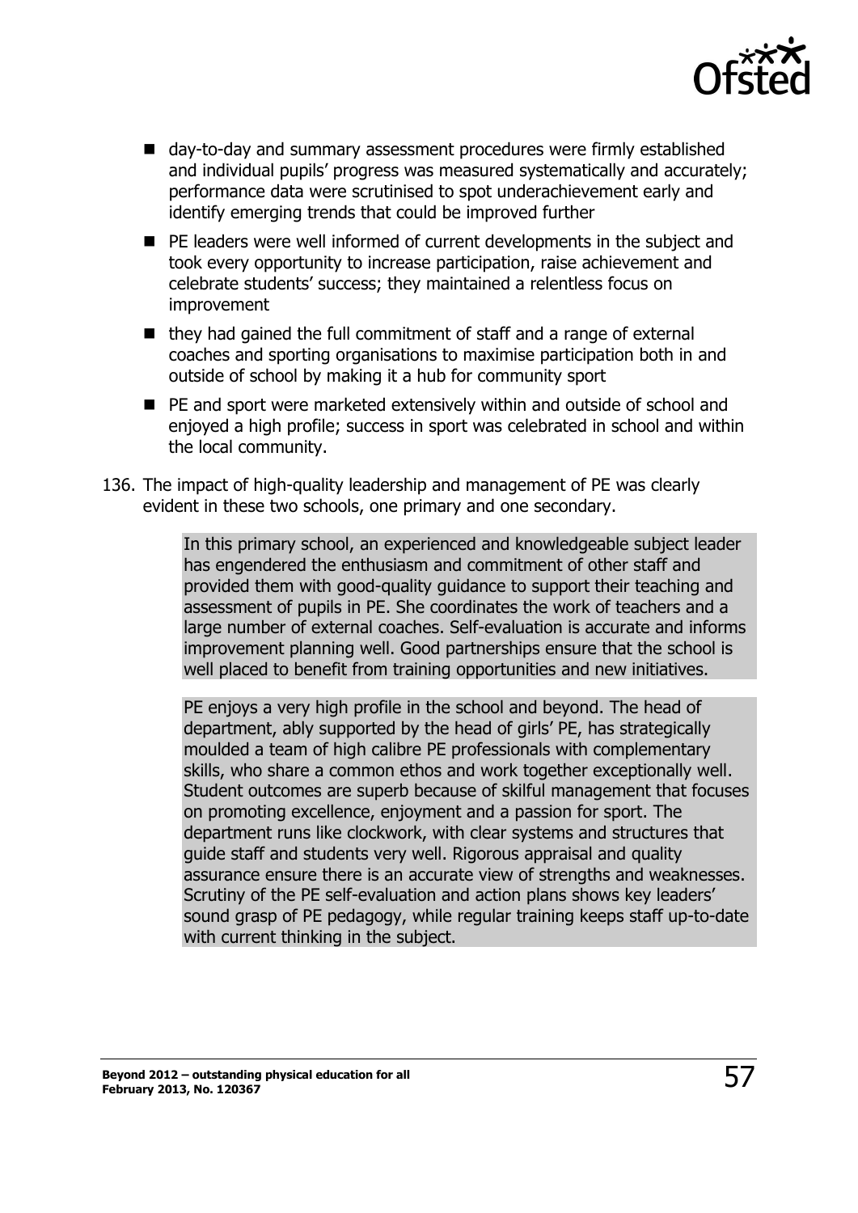- day-to-day and summary assessment procedures were firmly established and individual pupils' progress was measured systematically and accurately; performance data were scrutinised to spot underachievement early and identify emerging trends that could be improved further
- PE leaders were well informed of current developments in the subject and took every opportunity to increase participation, raise achievement and celebrate students' success; they maintained a relentless focus on improvement
- they had gained the full commitment of staff and a range of external coaches and sporting organisations to maximise participation both in and outside of school by making it a hub for community sport
- PE and sport were marketed extensively within and outside of school and enjoyed a high profile; success in sport was celebrated in school and within the local community.

136. The impact of high-quality leadership and management of PE was clearly evident in these two schools, one primary and one secondary.

> In this primary school, an experienced and knowledgeable subject leader has engendered the enthusiasm and commitment of other staff and provided them with good-quality guidance to support their teaching and assessment of pupils in PE. She coordinates the work of teachers and a large number of external coaches. Self-evaluation is accurate and informs improvement planning well. Good partnerships ensure that the school is well placed to benefit from training opportunities and new initiatives.

> PE enjoys a very high profile in the school and beyond. The head of department, ably supported by the head of girls' PE, has strategically moulded a team of high calibre PE professionals with complementary skills, who share a common ethos and work together exceptionally well. Student outcomes are superb because of skilful management that focuses on promoting excellence, enjoyment and a passion for sport. The department runs like clockwork, with clear systems and structures that guide staff and students very well. Rigorous appraisal and quality assurance ensure there is an accurate view of strengths and weaknesses. Scrutiny of the PE self-evaluation and action plans shows key leaders' sound grasp of PE pedagogy, while regular training keeps staff up-to-date with current thinking in the subject.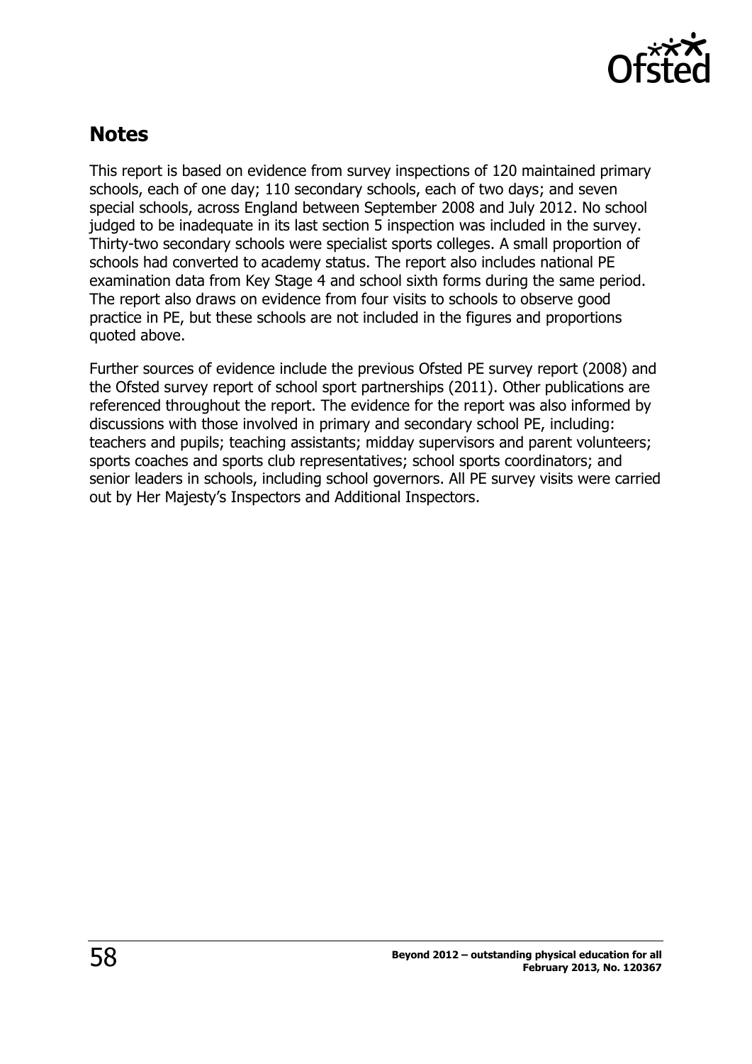## Notes

This report is based on evidence from survey inspections of 120 maintained primary schools, each of one day; 110 secondary schools, each of two days; and seven special schools, across England between September 2008 and July 2012. No school judged to be inadequate in its last section 5 inspection was included in the survey. Thirty-two secondary schools were specialist sports colleges. A small proportion of schools had converted to academy status. The report also includes national PE examination data from Key Stage 4 and school sixth forms during the same period. The report also draws on evidence from four visits to schools to observe good practice in PE, but these schools are not included in the figures and proportions quoted above.

Further sources of evidence include the previous Ofsted PE survey report (2008) and the Ofsted survey report of school sport partnerships (2011). Other publications are referenced throughout the report. The evidence for the report was also informed by discussions with those involved in primary and secondary school PE, including: teachers and pupils; teaching assistants; midday supervisors and parent volunteers; sports coaches and sports club representatives; school sports coordinators; and senior leaders in schools, including school governors. All PE survey visits were carried out by Her Majesty's Inspectors and Additional Inspectors.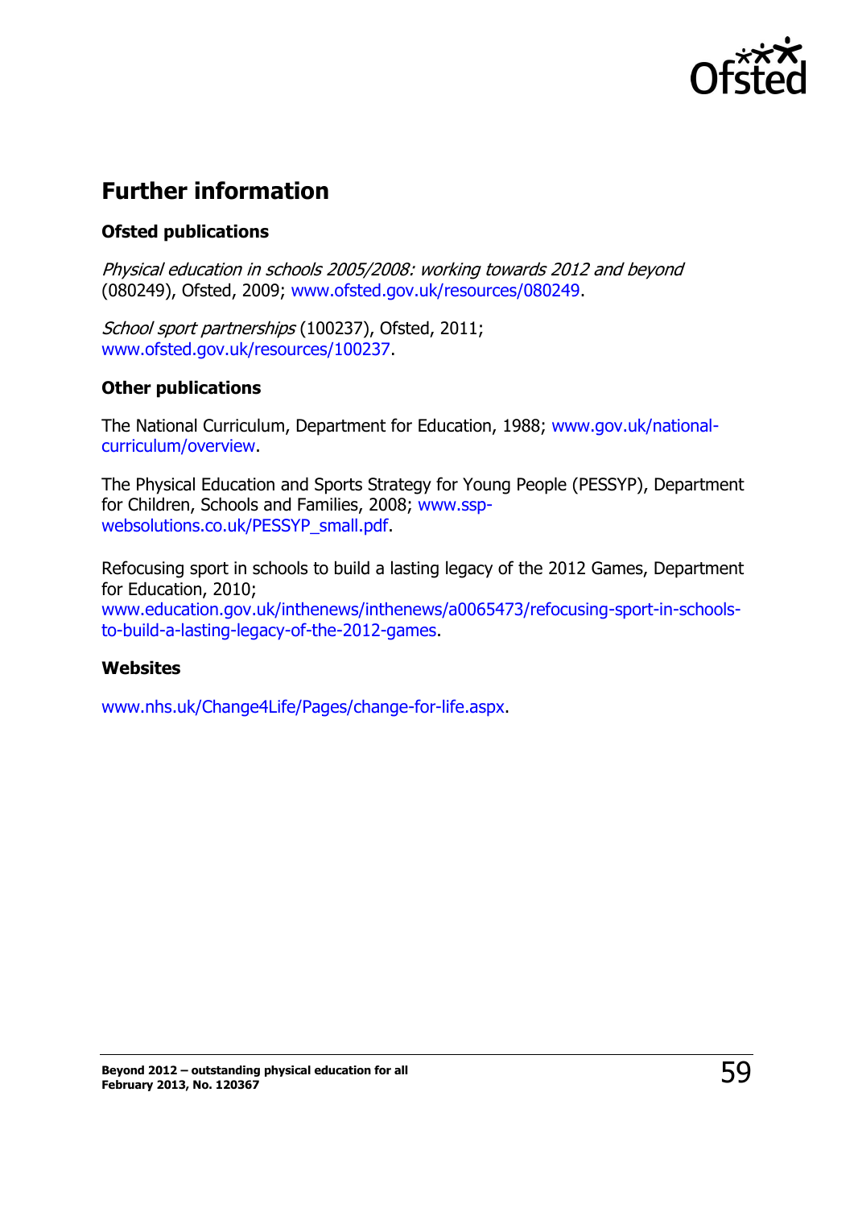## Further information

### Ofsted publications

*Physical education in schools 2005/2008: working towards 2012 and beyond* (080249), Ofsted, 2009; www.ofsted.gov.uk/resources/080249.

*School sport partnerships* (100237), Ofsted, 2011; www.ofsted.gov.uk/resources/100237.

### Other publications

The National Curriculum, Department for Education, 1988; www.gov.uk/national-curriculum/overview.

The Physical Education and Sports Strategy for Young People (PESSYP), Department for Children, Schools and Families, 2008; www.ssp-websolutions.co.uk/PESSYP_small.pdf.

Refocusing sport in schools to build a lasting legacy of the 2012 Games, Department for Education, 2010; www.education.gov.uk/inthenews/inthenews/a0065473/refocusing-sport-in-schools-to-build-a-lasting-legacy-of-the-2012-games.

### Websites

www.nhs.uk/Change4Life/Pages/change-for-life.aspx.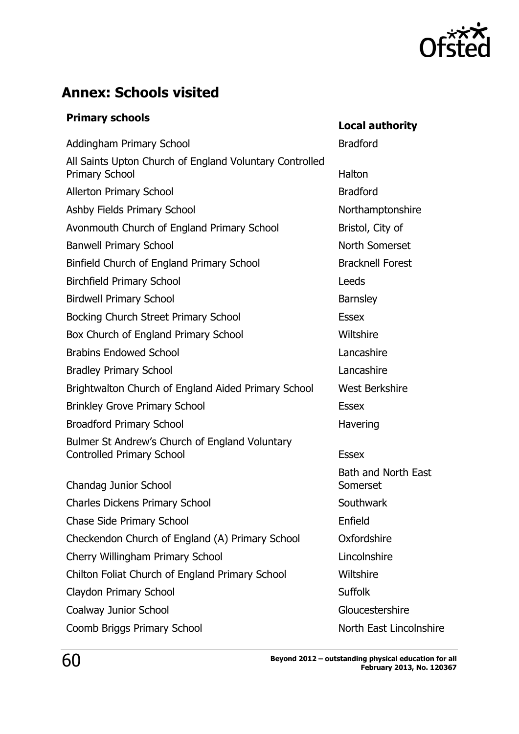## Annex: Schools visited

| Primary schools | Local authority |
|---|---|
| Addingham Primary School | Bradford |
| All Saints Upton Church of England Voluntary Controlled Primary School | Halton |
| Allerton Primary School | Bradford |
| Ashby Fields Primary School | Northamptonshire |
| Avonmouth Church of England Primary School | Bristol, City of |
| Banwell Primary School | North Somerset |
| Binfield Church of England Primary School | Bracknell Forest |
| Birchfield Primary School | Leeds |
| Birdwell Primary School | Barnsley |
| Bocking Church Street Primary School | Essex |
| Box Church of England Primary School | Wiltshire |
| Brabins Endowed School | Lancashire |
| Bradley Primary School | Lancashire |
| Brightwalton Church of England Aided Primary School | West Berkshire |
| Brinkley Grove Primary School | Essex |
| Broadford Primary School | Havering |
| Bulmer St Andrew's Church of England Voluntary Controlled Primary School | Essex |
| Chandag Junior School | Bath and North East Somerset |
| Charles Dickens Primary School | Southwark |
| Chase Side Primary School | Enfield |
| Checkendon Church of England (A) Primary School | Oxfordshire |
| Cherry Willingham Primary School | Lincolnshire |
| Chilton Foliat Church of England Primary School | Wiltshire |
| Claydon Primary School | Suffolk |
| Coalway Junior School | Gloucestershire |
| Coomb Briggs Primary School | North East Lincolnshire |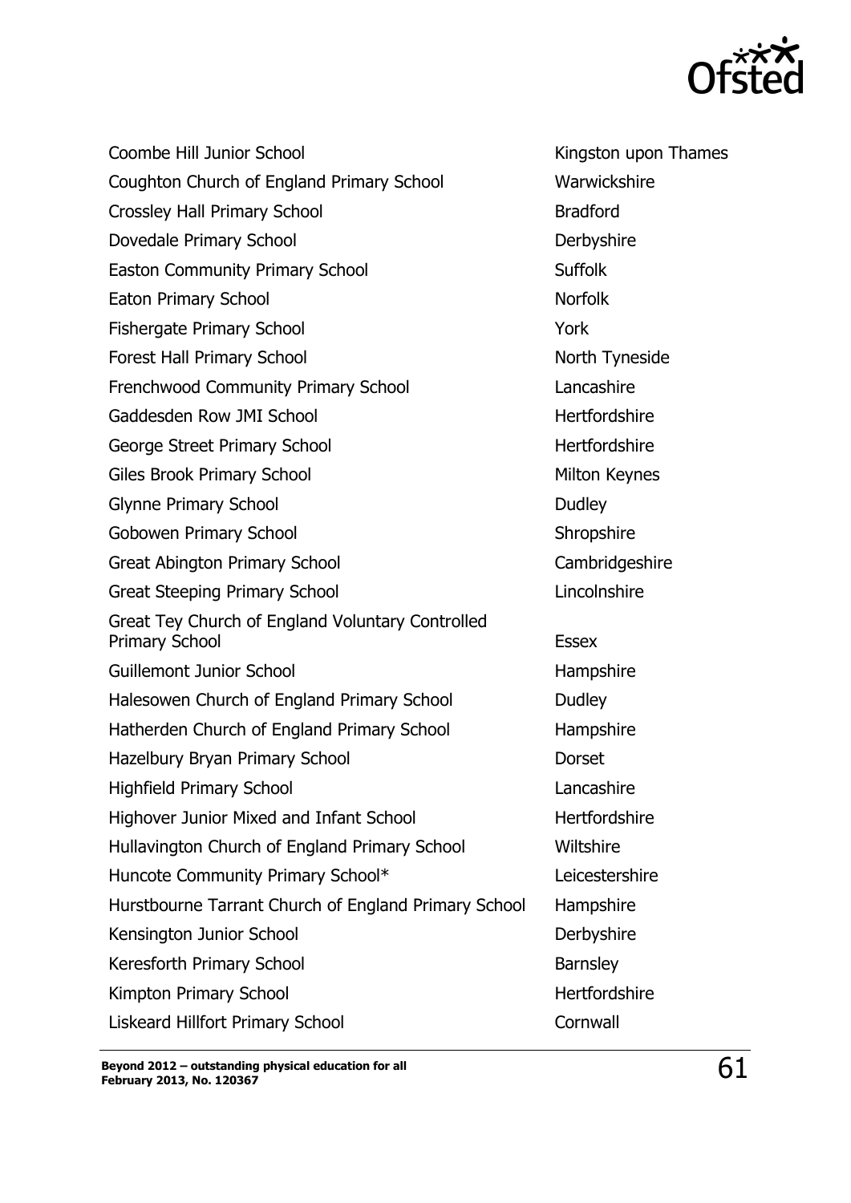| | |
|---|---|
| Coombe Hill Junior School | Kingston upon Thames |
| Coughton Church of England Primary School | Warwickshire |
| Crossley Hall Primary School | Bradford |
| Dovedale Primary School | Derbyshire |
| Easton Community Primary School | Suffolk |
| Eaton Primary School | Norfolk |
| Fishergate Primary School | York |
| Forest Hall Primary School | North Tyneside |
| Frenchwood Community Primary School | Lancashire |
| Gaddesden Row JMI School | Hertfordshire |
| George Street Primary School | Hertfordshire |
| Giles Brook Primary School | Milton Keynes |
| Glynne Primary School | Dudley |
| Gobowen Primary School | Shropshire |
| Great Abington Primary School | Cambridgeshire |
| Great Steeping Primary School | Lincolnshire |
| Great Tey Church of England Voluntary Controlled Primary School | Essex |
| Guillemont Junior School | Hampshire |
| Halesowen Church of England Primary School | Dudley |
| Hatherden Church of England Primary School | Hampshire |
| Hazelbury Bryan Primary School | Dorset |
| Highfield Primary School | Lancashire |
| Highover Junior Mixed and Infant School | Hertfordshire |
| Hullavington Church of England Primary School | Wiltshire |
| Huncote Community Primary School* | Leicestershire |
| Hurstbourne Tarrant Church of England Primary School | Hampshire |
| Kensington Junior School | Derbyshire |
| Keresforth Primary School | Barnsley |
| Kimpton Primary School | Hertfordshire |
| Liskeard Hillfort Primary School | Cornwall |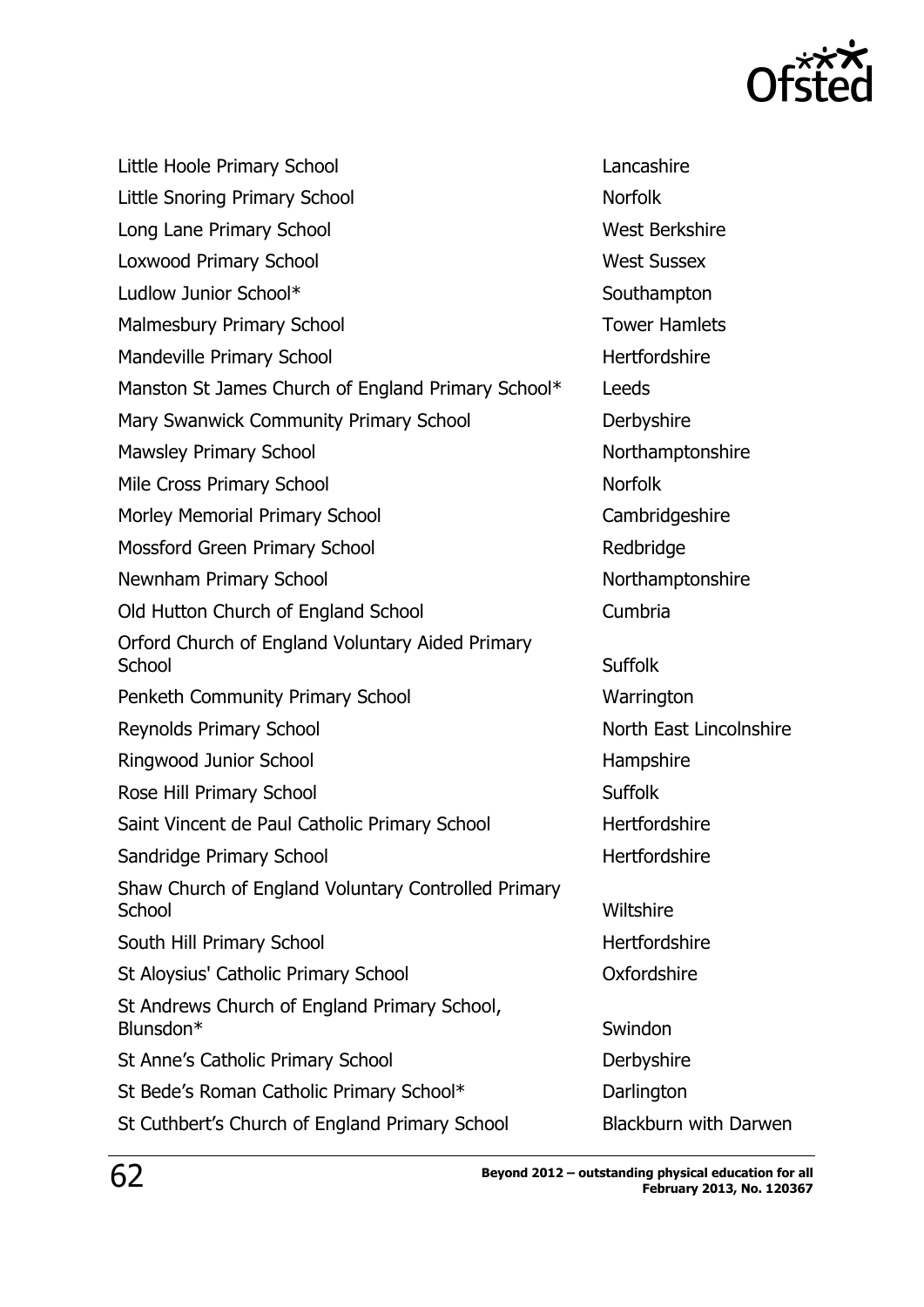| | |
|---|---|
| Little Hoole Primary School | Lancashire |
| Little Snoring Primary School | Norfolk |
| Long Lane Primary School | West Berkshire |
| Loxwood Primary School | West Sussex |
| Ludlow Junior School* | Southampton |
| Malmesbury Primary School | Tower Hamlets |
| Mandeville Primary School | Hertfordshire |
| Manston St James Church of England Primary School* | Leeds |
| Mary Swanwick Community Primary School | Derbyshire |
| Mawsley Primary School | Northamptonshire |
| Mile Cross Primary School | Norfolk |
| Morley Memorial Primary School | Cambridgeshire |
| Mossford Green Primary School | Redbridge |
| Newnham Primary School | Northamptonshire |
| Old Hutton Church of England School | Cumbria |
| Orford Church of England Voluntary Aided Primary School | Suffolk |
| Penketh Community Primary School | Warrington |
| Reynolds Primary School | North East Lincolnshire |
| Ringwood Junior School | Hampshire |
| Rose Hill Primary School | Suffolk |
| Saint Vincent de Paul Catholic Primary School | Hertfordshire |
| Sandridge Primary School | Hertfordshire |
| Shaw Church of England Voluntary Controlled Primary School | Wiltshire |
| South Hill Primary School | Hertfordshire |
| St Aloysius' Catholic Primary School | Oxfordshire |
| St Andrews Church of England Primary School, Blunsdon* | Swindon |
| St Anne's Catholic Primary School | Derbyshire |
| St Bede's Roman Catholic Primary School* | Darlington |
| St Cuthbert's Church of England Primary School | Blackburn with Darwen |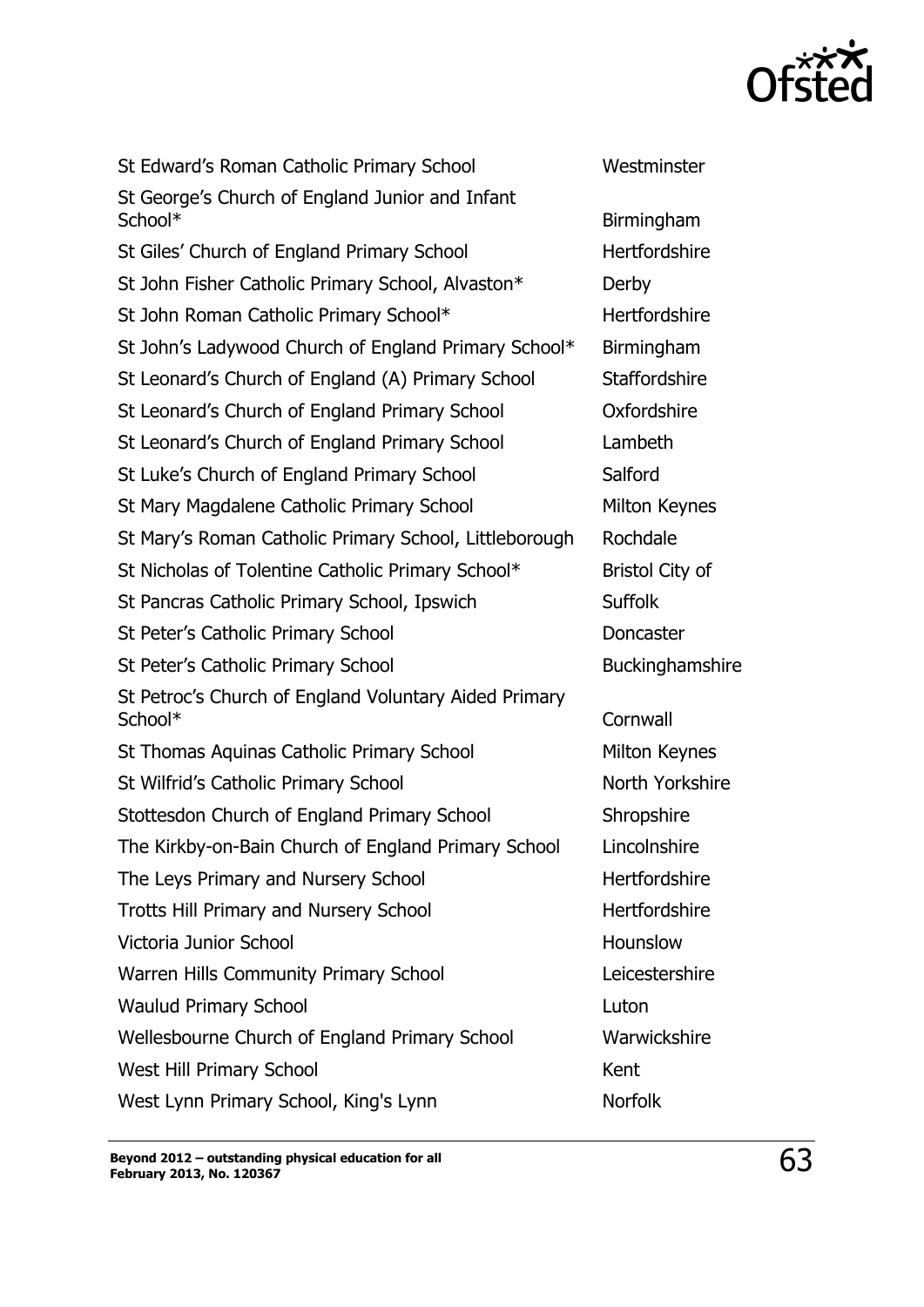| | |
|---|---|
| St Edward's Roman Catholic Primary School | Westminster |
| St George's Church of England Junior and Infant School* | Birmingham |
| St Giles' Church of England Primary School | Hertfordshire |
| St John Fisher Catholic Primary School, Alvaston* | Derby |
| St John Roman Catholic Primary School* | Hertfordshire |
| St John's Ladywood Church of England Primary School* | Birmingham |
| St Leonard's Church of England (A) Primary School | Staffordshire |
| St Leonard's Church of England Primary School | Oxfordshire |
| St Leonard's Church of England Primary School | Lambeth |
| St Luke's Church of England Primary School | Salford |
| St Mary Magdalene Catholic Primary School | Milton Keynes |
| St Mary's Roman Catholic Primary School, Littleborough | Rochdale |
| St Nicholas of Tolentine Catholic Primary School* | Bristol City of |
| St Pancras Catholic Primary School, Ipswich | Suffolk |
| St Peter's Catholic Primary School | Doncaster |
| St Peter's Catholic Primary School | Buckinghamshire |
| St Petroc's Church of England Voluntary Aided Primary School* | Cornwall |
| St Thomas Aquinas Catholic Primary School | Milton Keynes |
| St Wilfrid's Catholic Primary School | North Yorkshire |
| Stottesdon Church of England Primary School | Shropshire |
| The Kirkby-on-Bain Church of England Primary School | Lincolnshire |
| The Leys Primary and Nursery School | Hertfordshire |
| Trotts Hill Primary and Nursery School | Hertfordshire |
| Victoria Junior School | Hounslow |
| Warren Hills Community Primary School | Leicestershire |
| Waulud Primary School | Luton |
| Wellesbourne Church of England Primary School | Warwickshire |
| West Hill Primary School | Kent |
| West Lynn Primary School, King's Lynn | Norfolk |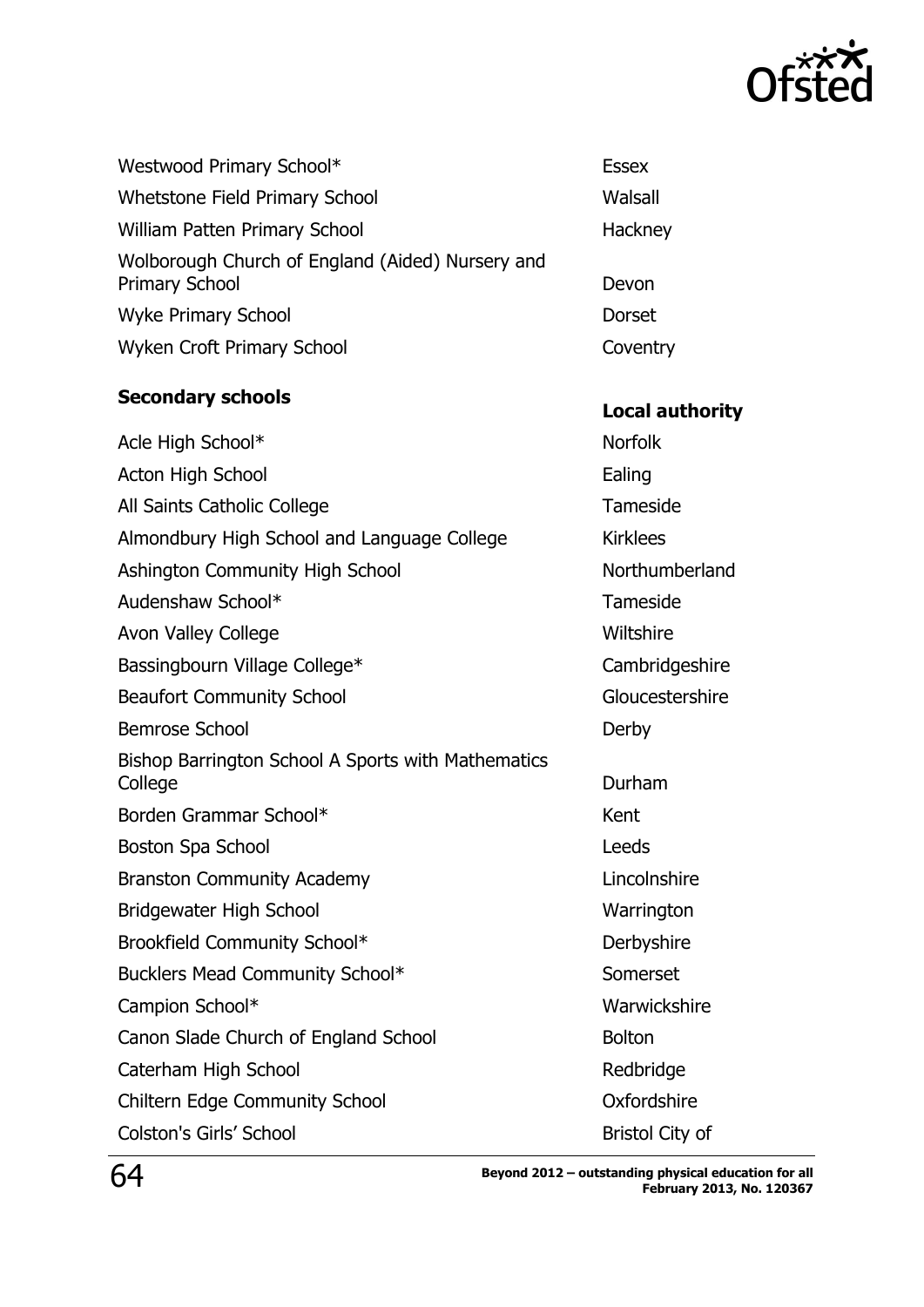| | |
|---|---|
| Westwood Primary School* | Essex |
| Whetstone Field Primary School | Walsall |
| William Patten Primary School | Hackney |
| Wolborough Church of England (Aided) Nursery and Primary School | Devon |
| Wyke Primary School | Dorset |
| Wyken Croft Primary School | Coventry |

| **Secondary schools** | **Local authority** |
|---|---|
| Acle High School* | Norfolk |
| Acton High School | Ealing |
| All Saints Catholic College | Tameside |
| Almondbury High School and Language College | Kirklees |
| Ashington Community High School | Northumberland |
| Audenshaw School* | Tameside |
| Avon Valley College | Wiltshire |
| Bassingbourn Village College* | Cambridgeshire |
| Beaufort Community School | Gloucestershire |
| Bemrose School | Derby |
| Bishop Barrington School A Sports with Mathematics College | Durham |
| Borden Grammar School* | Kent |
| Boston Spa School | Leeds |
| Branston Community Academy | Lincolnshire |
| Bridgewater High School | Warrington |
| Brookfield Community School* | Derbyshire |
| Bucklers Mead Community School* | Somerset |
| Campion School* | Warwickshire |
| Canon Slade Church of England School | Bolton |
| Caterham High School | Redbridge |
| Chiltern Edge Community School | Oxfordshire |
| Colston's Girls' School | Bristol City of |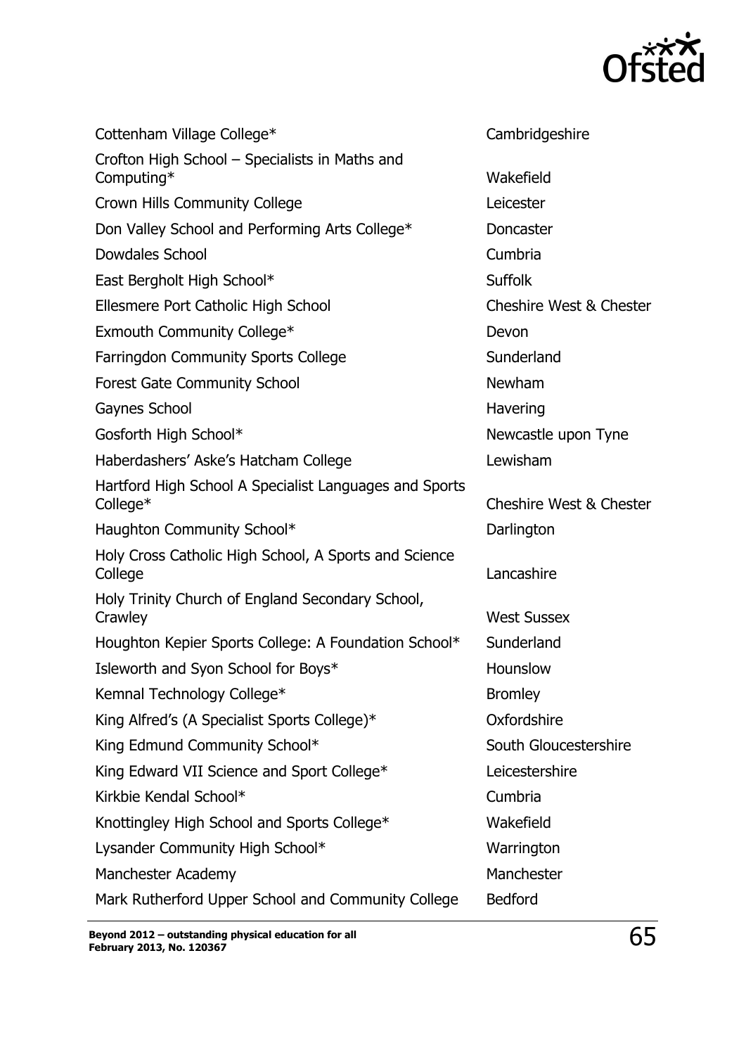| | |
|---|---|
| Cottenham Village College* | Cambridgeshire |
| Crofton High School – Specialists in Maths and Computing* | Wakefield |
| Crown Hills Community College | Leicester |
| Don Valley School and Performing Arts College* | Doncaster |
| Dowdales School | Cumbria |
| East Bergholt High School* | Suffolk |
| Ellesmere Port Catholic High School | Cheshire West & Chester |
| Exmouth Community College* | Devon |
| Farringdon Community Sports College | Sunderland |
| Forest Gate Community School | Newham |
| Gaynes School | Havering |
| Gosforth High School* | Newcastle upon Tyne |
| Haberdashers' Aske's Hatcham College | Lewisham |
| Hartford High School A Specialist Languages and Sports College* | Cheshire West & Chester |
| Haughton Community School* | Darlington |
| Holy Cross Catholic High School, A Sports and Science College | Lancashire |
| Holy Trinity Church of England Secondary School, Crawley | West Sussex |
| Houghton Kepier Sports College: A Foundation School* | Sunderland |
| Isleworth and Syon School for Boys* | Hounslow |
| Kemnal Technology College* | Bromley |
| King Alfred's (A Specialist Sports College)* | Oxfordshire |
| King Edmund Community School* | South Gloucestershire |
| King Edward VII Science and Sport College* | Leicestershire |
| Kirkbie Kendal School* | Cumbria |
| Knottingley High School and Sports College* | Wakefield |
| Lysander Community High School* | Warrington |
| Manchester Academy | Manchester |
| Mark Rutherford Upper School and Community College | Bedford |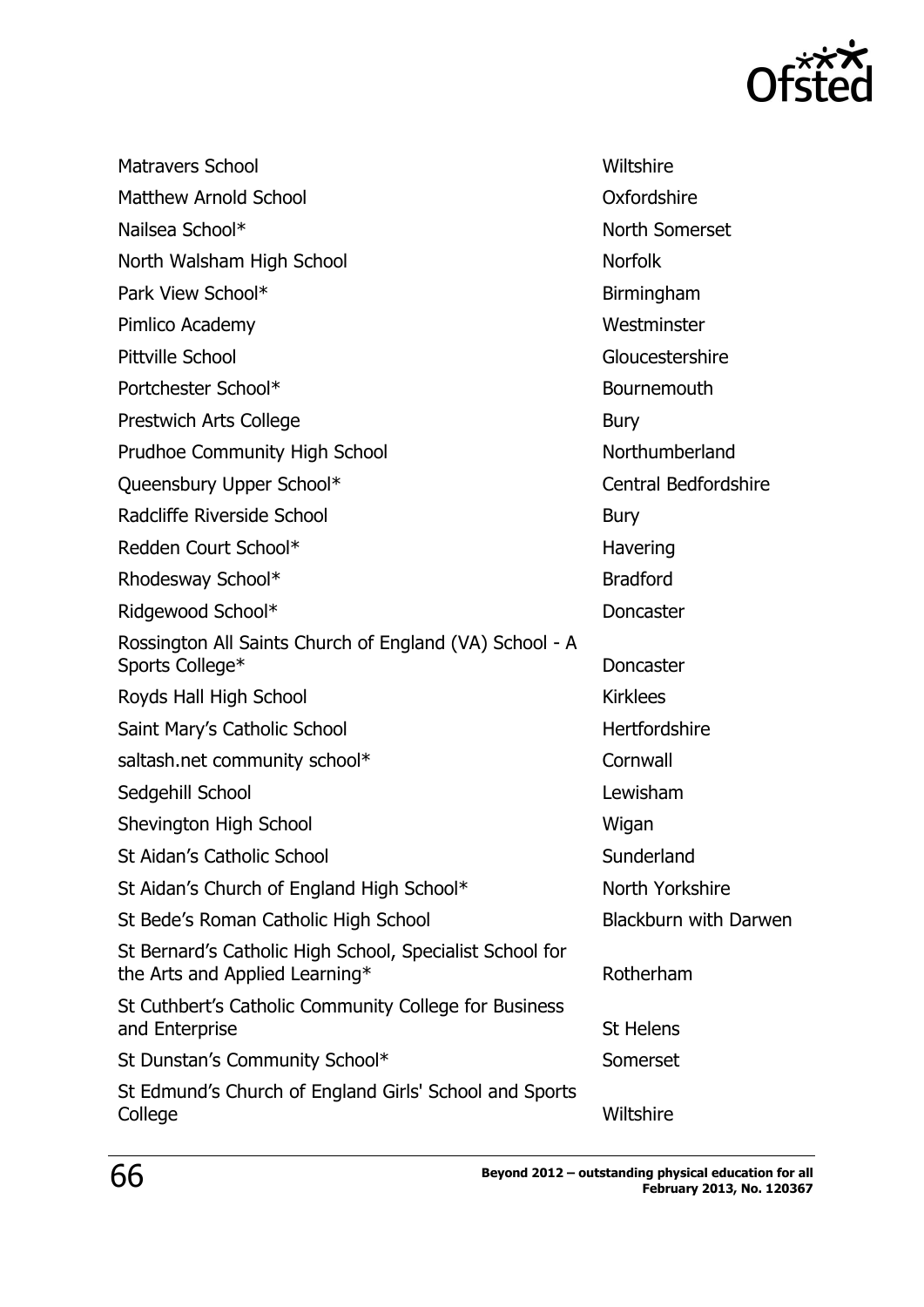| | |
|---|---|
| Matravers School | Wiltshire |
| Matthew Arnold School | Oxfordshire |
| Nailsea School* | North Somerset |
| North Walsham High School | Norfolk |
| Park View School* | Birmingham |
| Pimlico Academy | Westminster |
| Pittville School | Gloucestershire |
| Portchester School* | Bournemouth |
| Prestwich Arts College | Bury |
| Prudhoe Community High School | Northumberland |
| Queensbury Upper School* | Central Bedfordshire |
| Radcliffe Riverside School | Bury |
| Redden Court School* | Havering |
| Rhodesway School* | Bradford |
| Ridgewood School* | Doncaster |
| Rossington All Saints Church of England (VA) School - A Sports College* | Doncaster |
| Royds Hall High School | Kirklees |
| Saint Mary's Catholic School | Hertfordshire |
| saltash.net community school* | Cornwall |
| Sedgehill School | Lewisham |
| Shevington High School | Wigan |
| St Aidan's Catholic School | Sunderland |
| St Aidan's Church of England High School* | North Yorkshire |
| St Bede's Roman Catholic High School | Blackburn with Darwen |
| St Bernard's Catholic High School, Specialist School for the Arts and Applied Learning* | Rotherham |
| St Cuthbert's Catholic Community College for Business and Enterprise | St Helens |
| St Dunstan's Community School* | Somerset |
| St Edmund's Church of England Girls' School and Sports College | Wiltshire |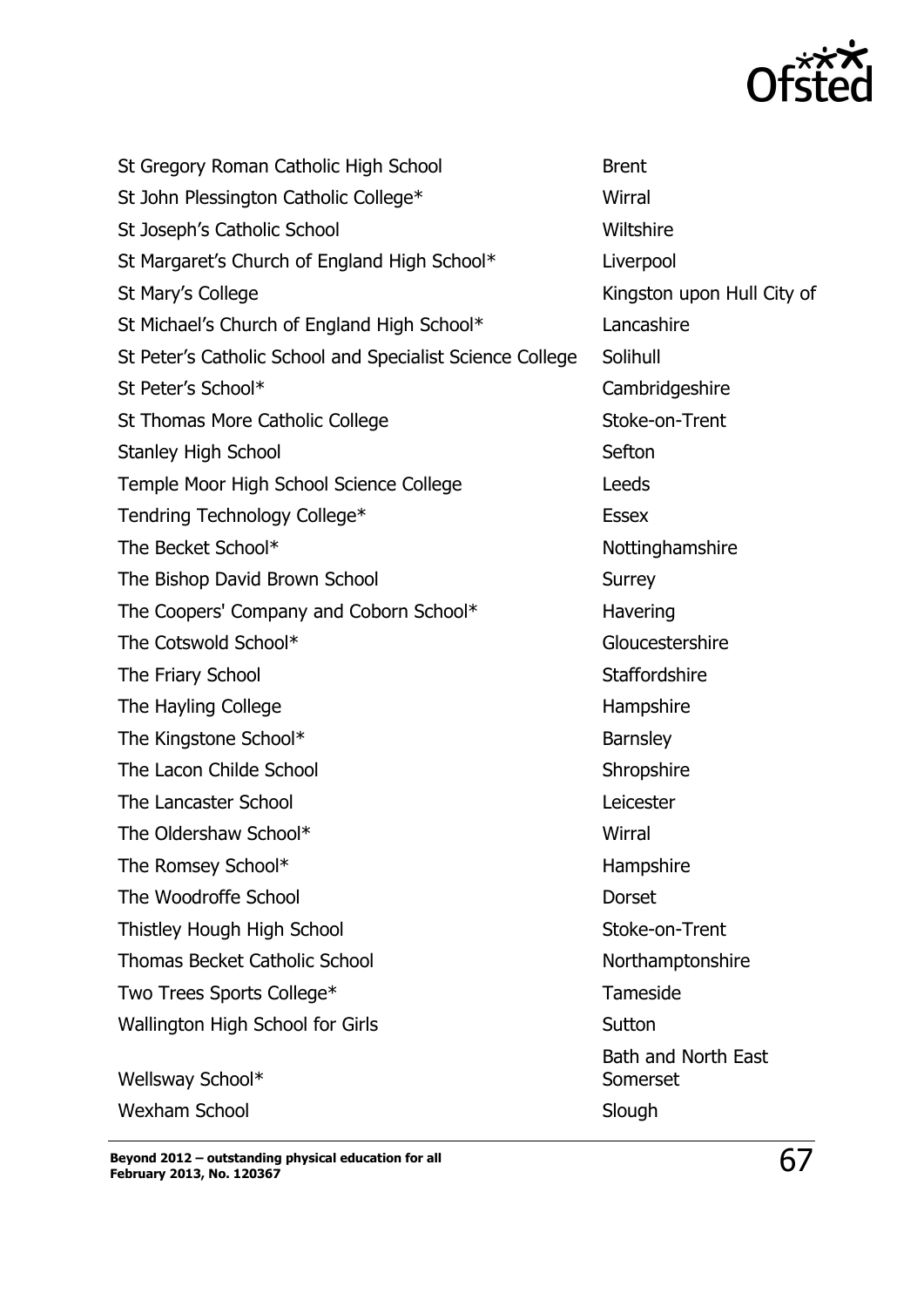| | |
|---|---|
| St Gregory Roman Catholic High School | Brent |
| St John Plessington Catholic College* | Wirral |
| St Joseph's Catholic School | Wiltshire |
| St Margaret's Church of England High School* | Liverpool |
| St Mary's College | Kingston upon Hull City of |
| St Michael's Church of England High School* | Lancashire |
| St Peter's Catholic School and Specialist Science College | Solihull |
| St Peter's School* | Cambridgeshire |
| St Thomas More Catholic College | Stoke-on-Trent |
| Stanley High School | Sefton |
| Temple Moor High School Science College | Leeds |
| Tendring Technology College* | Essex |
| The Becket School* | Nottinghamshire |
| The Bishop David Brown School | Surrey |
| The Coopers' Company and Coborn School* | Havering |
| The Cotswold School* | Gloucestershire |
| The Friary School | Staffordshire |
| The Hayling College | Hampshire |
| The Kingstone School* | Barnsley |
| The Lacon Childe School | Shropshire |
| The Lancaster School | Leicester |
| The Oldershaw School* | Wirral |
| The Romsey School* | Hampshire |
| The Woodroffe School | Dorset |
| Thistley Hough High School | Stoke-on-Trent |
| Thomas Becket Catholic School | Northamptonshire |
| Two Trees Sports College* | Tameside |
| Wallington High School for Girls | Sutton |
| Wellsway School* | Bath and North East Somerset |
| Wexham School | Slough |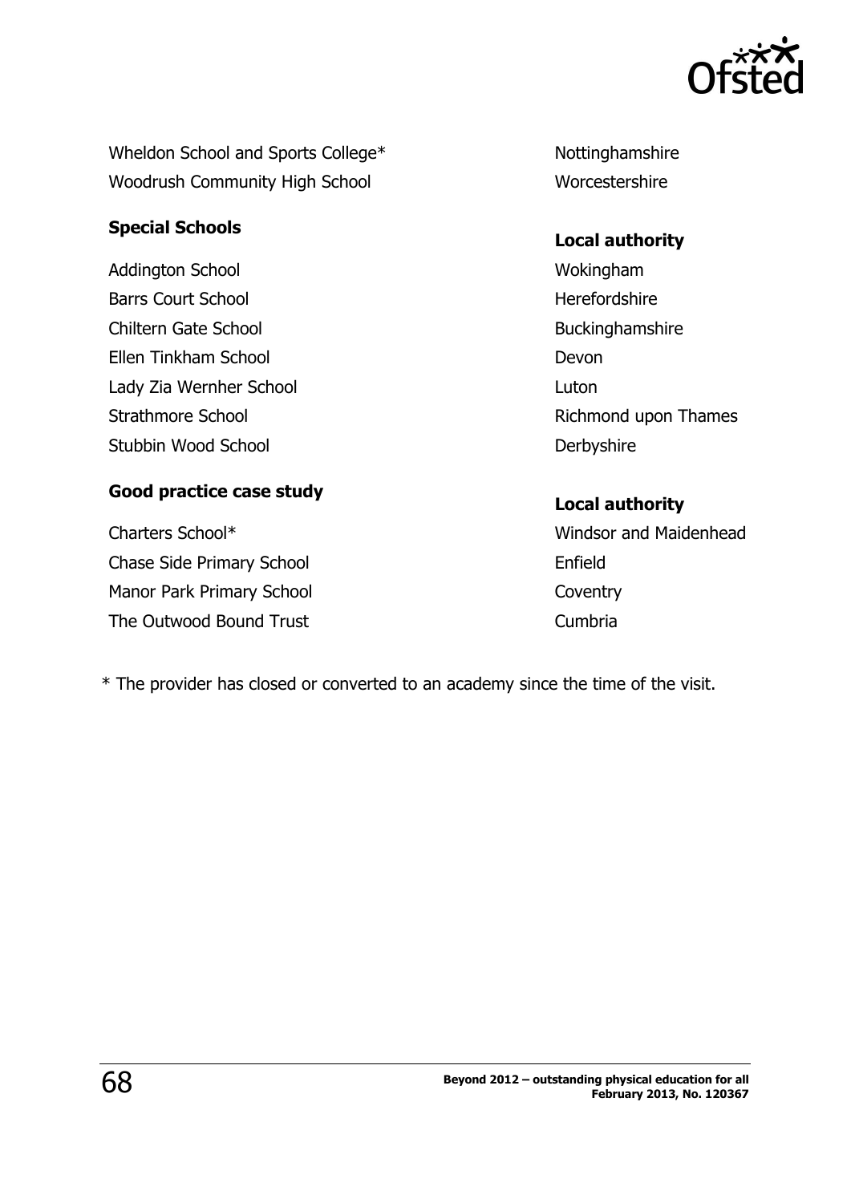| | |
|---|---|
| Wheldon School and Sports College* | Nottinghamshire |
| Woodrush Community High School | Worcestershire |

| **Special Schools** | **Local authority** |
|---|---|
| Addington School | Wokingham |
| Barrs Court School | Herefordshire |
| Chiltern Gate School | Buckinghamshire |
| Ellen Tinkham School | Devon |
| Lady Zia Wernher School | Luton |
| Strathmore School | Richmond upon Thames |
| Stubbin Wood School | Derbyshire |

| **Good practice case study** | **Local authority** |
|---|---|
| Charters School* | Windsor and Maidenhead |
| Chase Side Primary School | Enfield |
| Manor Park Primary School | Coventry |
| The Outwood Bound Trust | Cumbria |

* The provider has closed or converted to an academy since the time of the visit.